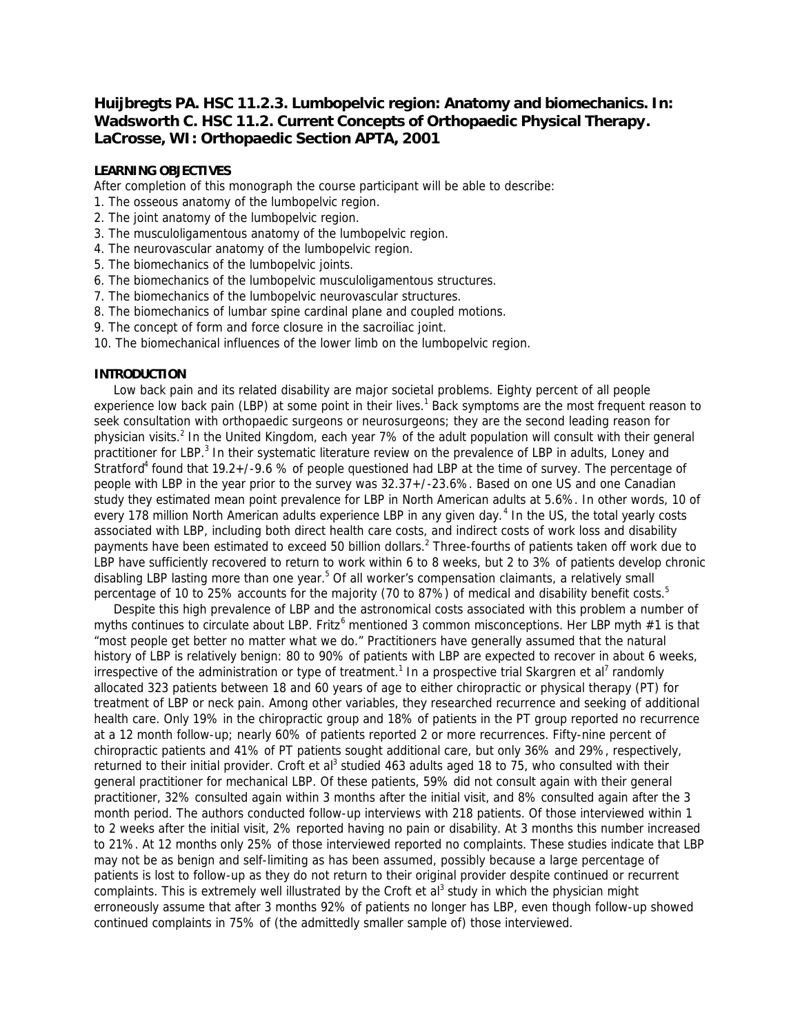# Huijbregts PA. HSC 11.2.3. Lumbopelvic region: Anatomy and biomechanics. In: Wadsworth C. HSC 11.2. Current Concepts of Orthopaedic Physical Therapy. LaCrosse, WI: Orthopaedic Section APTA, 2001

## LEARNING OBJECTIVES

After completion of this monograph the course participant will be able to describe:

1. The osseous anatomy of the lumbopelvic region.
2. The joint anatomy of the lumbopelvic region.
3. The musculoligamentous anatomy of the lumbopelvic region.
4. The neurovascular anatomy of the lumbopelvic region.
5. The biomechanics of the lumbopelvic joints.
6. The biomechanics of the lumbopelvic musculoligamentous structures.
7. The biomechanics of the lumbopelvic neurovascular structures.
8. The biomechanics of lumbar spine cardinal plane and coupled motions.
9. The concept of form and force closure in the sacroiliac joint.
10. The biomechanical influences of the lower limb on the lumbopelvic region.

## INTRODUCTION

Low back pain and its related disability are major societal problems. Eighty percent of all people experience low back pain (LBP) at some point in their lives.[1] Back symptoms are the most frequent reason to seek consultation with orthopaedic surgeons or neurosurgeons; they are the second leading reason for physician visits.[2] In the United Kingdom, each year 7% of the adult population will consult with their general practitioner for LBP.[3] In their systematic literature review on the prevalence of LBP in adults, Loney and Stratford[4] found that 19.2+/-9.6 % of people questioned had LBP at the time of survey. The percentage of people with LBP in the year prior to the survey was 32.37+/-23.6%. Based on one US and one Canadian study they estimated mean point prevalence for LBP in North American adults at 5.6%. In other words, 10 of every 178 million North American adults experience LBP in any given day.[4] In the US, the total yearly costs associated with LBP, including both direct health care costs, and indirect costs of work loss and disability payments have been estimated to exceed 50 billion dollars.[2] Three-fourths of patients taken off work due to LBP have sufficiently recovered to return to work within 6 to 8 weeks, but 2 to 3% of patients develop chronic disabling LBP lasting more than one year.[5] Of all worker's compensation claimants, a relatively small percentage of 10 to 25% accounts for the majority (70 to 87%) of medical and disability benefit costs.[5]

Despite this high prevalence of LBP and the astronomical costs associated with this problem a number of myths continues to circulate about LBP. Fritz[6] mentioned 3 common misconceptions. Her LBP myth #1 is that "most people get better no matter what we do." Practitioners have generally assumed that the natural history of LBP is relatively benign: 80 to 90% of patients with LBP are expected to recover in about 6 weeks, irrespective of the administration or type of treatment.[1] In a prospective trial Skargren et al[7] randomly allocated 323 patients between 18 and 60 years of age to either chiropractic or physical therapy (PT) for treatment of LBP or neck pain. Among other variables, they researched recurrence and seeking of additional health care. Only 19% in the chiropractic group and 18% of patients in the PT group reported no recurrence at a 12 month follow-up; nearly 60% of patients reported 2 or more recurrences. Fifty-nine percent of chiropractic patients and 41% of PT patients sought additional care, but only 36% and 29%, respectively, returned to their initial provider. Croft et al[3] studied 463 adults aged 18 to 75, who consulted with their general practitioner for mechanical LBP. Of these patients, 59% did not consult again with their general practitioner, 32% consulted again within 3 months after the initial visit, and 8% consulted again after the 3 month period. The authors conducted follow-up interviews with 218 patients. Of those interviewed within 1 to 2 weeks after the initial visit, 2% reported having no pain or disability. At 3 months this number increased to 21%. At 12 months only 25% of those interviewed reported no complaints. These studies indicate that LBP may not be as benign and self-limiting as has been assumed, possibly because a large percentage of patients is lost to follow-up as they do not return to their original provider despite continued or recurrent complaints. This is extremely well illustrated by the Croft et al[3] study in which the physician might erroneously assume that after 3 months 92% of patients no longer has LBP, even though follow-up showed continued complaints in 75% of (the admittedly smaller sample of) those interviewed.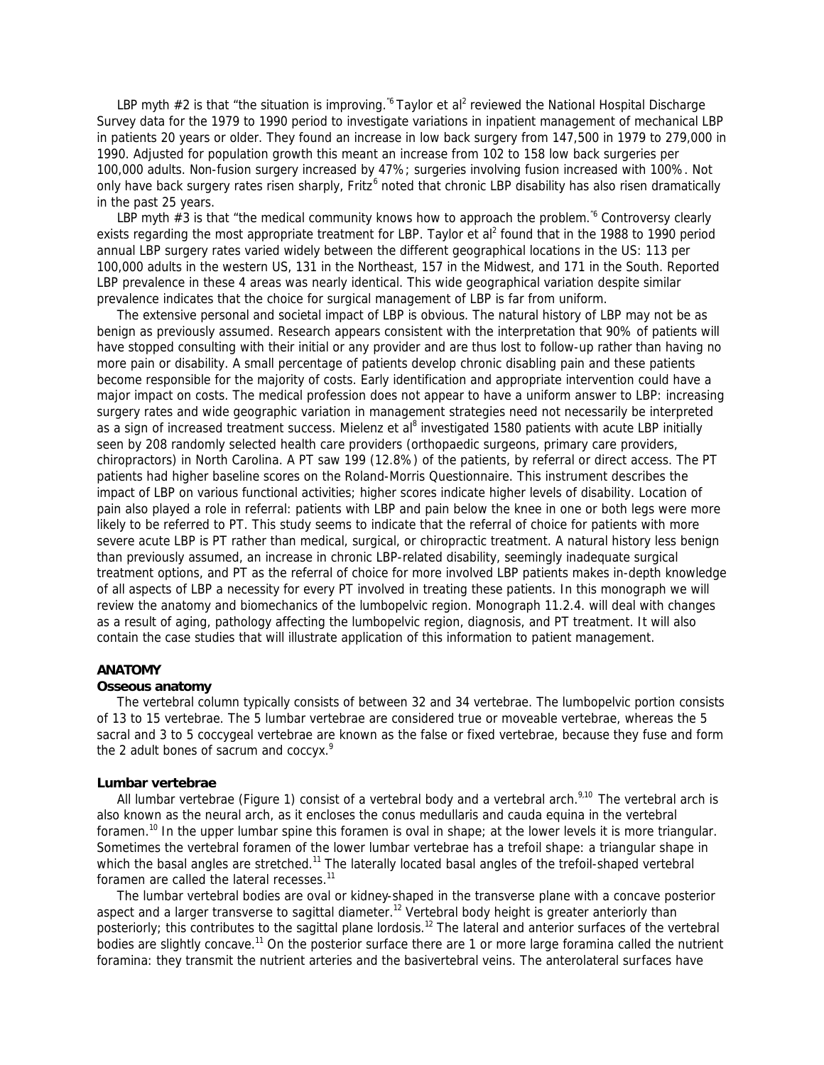LBP myth #2 is that "the situation is improving."[6] Taylor et al[2] reviewed the National Hospital Discharge Survey data for the 1979 to 1990 period to investigate variations in inpatient management of mechanical LBP in patients 20 years or older. They found an increase in low back surgery from 147,500 in 1979 to 279,000 in 1990. Adjusted for population growth this meant an increase from 102 to 158 low back surgeries per 100,000 adults. Non-fusion surgery increased by 47%; surgeries involving fusion increased with 100%. Not only have back surgery rates risen sharply, Fritz[6] noted that chronic LBP disability has also risen dramatically in the past 25 years.

LBP myth #3 is that "the medical community knows how to approach the problem."[6] Controversy clearly exists regarding the most appropriate treatment for LBP. Taylor et al[2] found that in the 1988 to 1990 period annual LBP surgery rates varied widely between the different geographical locations in the US: 113 per 100,000 adults in the western US, 131 in the Northeast, 157 in the Midwest, and 171 in the South. Reported LBP prevalence in these 4 areas was nearly identical. This wide geographical variation despite similar prevalence indicates that the choice for surgical management of LBP is far from uniform.

The extensive personal and societal impact of LBP is obvious. The natural history of LBP may not be as benign as previously assumed. Research appears consistent with the interpretation that 90% of patients will have stopped consulting with their initial or any provider and are thus lost to follow-up rather than having no more pain or disability. A small percentage of patients develop chronic disabling pain and these patients become responsible for the majority of costs. Early identification and appropriate intervention could have a major impact on costs. The medical profession does not appear to have a uniform answer to LBP: increasing surgery rates and wide geographic variation in management strategies need not necessarily be interpreted as a sign of increased treatment success. Mielenz et al[8] investigated 1580 patients with acute LBP initially seen by 208 randomly selected health care providers (orthopaedic surgeons, primary care providers, chiropractors) in North Carolina. A PT saw 199 (12.8%) of the patients, by referral or direct access. The PT patients had higher baseline scores on the Roland-Morris Questionnaire. This instrument describes the impact of LBP on various functional activities; higher scores indicate higher levels of disability. Location of pain also played a role in referral: patients with LBP and pain below the knee in one or both legs were more likely to be referred to PT. This study seems to indicate that the referral of choice for patients with more severe acute LBP is PT rather than medical, surgical, or chiropractic treatment. A natural history less benign than previously assumed, an increase in chronic LBP-related disability, seemingly inadequate surgical treatment options, and PT as the referral of choice for more involved LBP patients makes in-depth knowledge of all aspects of LBP a necessity for every PT involved in treating these patients. In this monograph we will review the anatomy and biomechanics of the lumbopelvic region. Monograph 11.2.4. will deal with changes as a result of aging, pathology affecting the lumbopelvic region, diagnosis, and PT treatment. It will also contain the case studies that will illustrate application of this information to patient management.

## ANATOMY

### Osseous anatomy

The vertebral column typically consists of between 32 and 34 vertebrae. The lumbopelvic portion consists of 13 to 15 vertebrae. The 5 lumbar vertebrae are considered true or moveable vertebrae, whereas the 5 sacral and 3 to 5 coccygeal vertebrae are known as the false or fixed vertebrae, because they fuse and form the 2 adult bones of sacrum and coccyx.[9]

### Lumbar vertebrae

All lumbar vertebrae (Figure 1) consist of a vertebral body and a vertebral arch.[9,10] The vertebral arch is also known as the neural arch, as it encloses the conus medullaris and cauda equina in the vertebral foramen.[10] In the upper lumbar spine this foramen is oval in shape; at the lower levels it is more triangular. Sometimes the vertebral foramen of the lower lumbar vertebrae has a trefoil shape: a triangular shape in which the basal angles are stretched.[11] The laterally located basal angles of the trefoil-shaped vertebral foramen are called the lateral recesses.[11]

The lumbar vertebral bodies are oval or kidney-shaped in the transverse plane with a concave posterior aspect and a larger transverse to sagittal diameter.[12] Vertebral body height is greater anteriorly than posteriorly; this contributes to the sagittal plane lordosis.[12] The lateral and anterior surfaces of the vertebral bodies are slightly concave.[11] On the posterior surface there are 1 or more large foramina called the nutrient foramina: they transmit the nutrient arteries and the basivertebral veins. The anterolateral surfaces have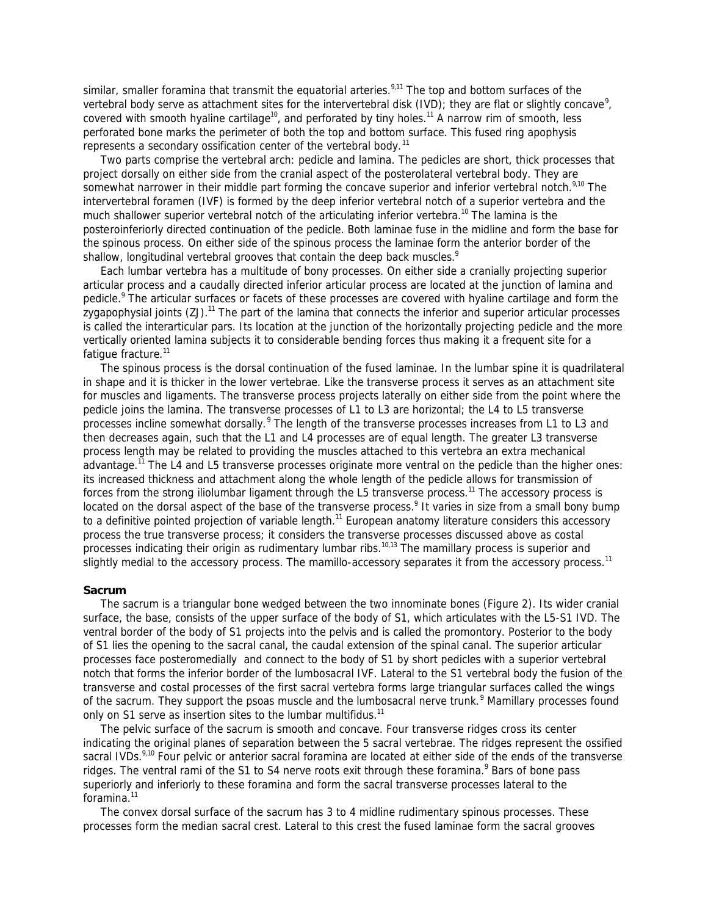similar, smaller foramina that transmit the equatorial arteries.[9,11] The top and bottom surfaces of the vertebral body serve as attachment sites for the intervertebral disk (IVD); they are flat or slightly concave[9], covered with smooth hyaline cartilage[10], and perforated by tiny holes.[11] A narrow rim of smooth, less perforated bone marks the perimeter of both the top and bottom surface. This fused ring apophysis represents a secondary ossification center of the vertebral body.[11]

Two parts comprise the vertebral arch: pedicle and lamina. The pedicles are short, thick processes that project dorsally on either side from the cranial aspect of the posterolateral vertebral body. They are somewhat narrower in their middle part forming the concave superior and inferior vertebral notch.[9,10] The intervertebral foramen (IVF) is formed by the deep inferior vertebral notch of a superior vertebra and the much shallower superior vertebral notch of the articulating inferior vertebra.[10] The lamina is the posteroinferiorly directed continuation of the pedicle. Both laminae fuse in the midline and form the base for the spinous process. On either side of the spinous process the laminae form the anterior border of the shallow, longitudinal vertebral grooves that contain the deep back muscles.[9]

Each lumbar vertebra has a multitude of bony processes. On either side a cranially projecting superior articular process and a caudally directed inferior articular process are located at the junction of lamina and pedicle.[9] The articular surfaces or facets of these processes are covered with hyaline cartilage and form the zygapophysial joints (ZJ).[11] The part of the lamina that connects the inferior and superior articular processes is called the interarticular pars. Its location at the junction of the horizontally projecting pedicle and the more vertically oriented lamina subjects it to considerable bending forces thus making it a frequent site for a fatigue fracture.[11]

The spinous process is the dorsal continuation of the fused laminae. In the lumbar spine it is quadrilateral in shape and it is thicker in the lower vertebrae. Like the transverse process it serves as an attachment site for muscles and ligaments. The transverse process projects laterally on either side from the point where the pedicle joins the lamina. The transverse processes of L1 to L3 are horizontal; the L4 to L5 transverse processes incline somewhat dorsally.[9] The length of the transverse processes increases from L1 to L3 and then decreases again, such that the L1 and L4 processes are of equal length. The greater L3 transverse process length may be related to providing the muscles attached to this vertebra an extra mechanical advantage.[11] The L4 and L5 transverse processes originate more ventral on the pedicle than the higher ones: its increased thickness and attachment along the whole length of the pedicle allows for transmission of forces from the strong iliolumbar ligament through the L5 transverse process.[11] The accessory process is located on the dorsal aspect of the base of the transverse process.[9] It varies in size from a small bony bump to a definitive pointed projection of variable length.[11] European anatomy literature considers this accessory process the true transverse process; it considers the transverse processes discussed above as costal processes indicating their origin as rudimentary lumbar ribs.[10,13] The mamillary process is superior and slightly medial to the accessory process. The mamillo-accessory separates it from the accessory process.[11]

**Sacrum**

The sacrum is a triangular bone wedged between the two innominate bones (Figure 2). Its wider cranial surface, the base, consists of the upper surface of the body of S1, which articulates with the L5-S1 IVD. The ventral border of the body of S1 projects into the pelvis and is called the promontory. Posterior to the body of S1 lies the opening to the sacral canal, the caudal extension of the spinal canal. The superior articular processes face posteromedially and connect to the body of S1 by short pedicles with a superior vertebral notch that forms the inferior border of the lumbosacral IVF. Lateral to the S1 vertebral body the fusion of the transverse and costal processes of the first sacral vertebra forms large triangular surfaces called the wings of the sacrum. They support the psoas muscle and the lumbosacral nerve trunk.[9] Mamillary processes found only on S1 serve as insertion sites to the lumbar multifidus.[11]

The pelvic surface of the sacrum is smooth and concave. Four transverse ridges cross its center indicating the original planes of separation between the 5 sacral vertebrae. The ridges represent the ossified sacral IVDs.[9,10] Four pelvic or anterior sacral foramina are located at either side of the ends of the transverse ridges. The ventral rami of the S1 to S4 nerve roots exit through these foramina.[9] Bars of bone pass superiorly and inferiorly to these foramina and form the sacral transverse processes lateral to the foramina.[11]

The convex dorsal surface of the sacrum has 3 to 4 midline rudimentary spinous processes. These processes form the median sacral crest. Lateral to this crest the fused laminae form the sacral grooves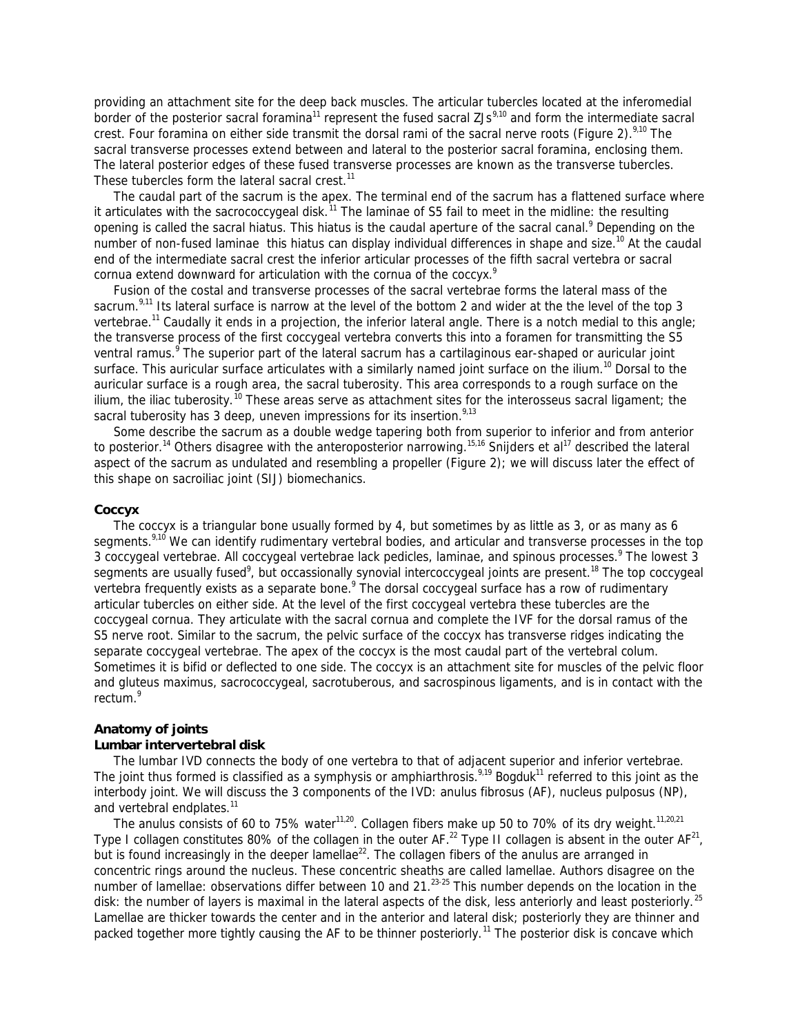providing an attachment site for the deep back muscles. The articular tubercles located at the inferomedial border of the posterior sacral foramina[11] represent the fused sacral ZJs[9,10] and form the intermediate sacral crest. Four foramina on either side transmit the dorsal rami of the sacral nerve roots (Figure 2).[9,10] The sacral transverse processes extend between and lateral to the posterior sacral foramina, enclosing them. The lateral posterior edges of these fused transverse processes are known as the transverse tubercles. These tubercles form the lateral sacral crest.[11]

The caudal part of the sacrum is the apex. The terminal end of the sacrum has a flattened surface where it articulates with the sacrococcygeal disk.[11] The laminae of S5 fail to meet in the midline: the resulting opening is called the sacral hiatus. This hiatus is the caudal aperture of the sacral canal.[9] Depending on the number of non-fused laminae this hiatus can display individual differences in shape and size.[10] At the caudal end of the intermediate sacral crest the inferior articular processes of the fifth sacral vertebra or sacral cornua extend downward for articulation with the cornua of the coccyx.[9]

Fusion of the costal and transverse processes of the sacral vertebrae forms the lateral mass of the sacrum.[9,11] Its lateral surface is narrow at the level of the bottom 2 and wider at the the level of the top 3 vertebrae.[11] Caudally it ends in a projection, the inferior lateral angle. There is a notch medial to this angle; the transverse process of the first coccygeal vertebra converts this into a foramen for transmitting the S5 ventral ramus.[9] The superior part of the lateral sacrum has a cartilaginous ear-shaped or auricular joint surface. This auricular surface articulates with a similarly named joint surface on the ilium.[10] Dorsal to the auricular surface is a rough area, the sacral tuberosity. This area corresponds to a rough surface on the ilium, the iliac tuberosity.[10] These areas serve as attachment sites for the interosseus sacral ligament; the sacral tuberosity has 3 deep, uneven impressions for its insertion.[9,13]

Some describe the sacrum as a double wedge tapering both from superior to inferior and from anterior to posterior.[14] Others disagree with the anteroposterior narrowing.[15,16] Snijders et al[17] described the lateral aspect of the sacrum as undulated and resembling a propeller (Figure 2); we will discuss later the effect of this shape on sacroiliac joint (SIJ) biomechanics.

### Coccyx

The coccyx is a triangular bone usually formed by 4, but sometimes by as little as 3, or as many as 6 segments.[9,10] We can identify rudimentary vertebral bodies, and articular and transverse processes in the top 3 coccygeal vertebrae. All coccygeal vertebrae lack pedicles, laminae, and spinous processes.[9] The lowest 3 segments are usually fused[9], but occassionally synovial intercoccygeal joints are present.[18] The top coccygeal vertebra frequently exists as a separate bone.[9] The dorsal coccygeal surface has a row of rudimentary articular tubercles on either side. At the level of the first coccygeal vertebra these tubercles are the coccygeal cornua. They articulate with the sacral cornua and complete the IVF for the dorsal ramus of the S5 nerve root. Similar to the sacrum, the pelvic surface of the coccyx has transverse ridges indicating the separate coccygeal vertebrae. The apex of the coccyx is the most caudal part of the vertebral colum. Sometimes it is bifid or deflected to one side. The coccyx is an attachment site for muscles of the pelvic floor and gluteus maximus, sacrococcygeal, sacrotuberous, and sacrospinous ligaments, and is in contact with the rectum.[9]

## Anatomy of joints

### Lumbar intervertebral disk

The lumbar IVD connects the body of one vertebra to that of adjacent superior and inferior vertebrae. The joint thus formed is classified as a symphysis or amphiarthrosis.[9,19] Bogduk[11] referred to this joint as the interbody joint. We will discuss the 3 components of the IVD: anulus fibrosus (AF), nucleus pulposus (NP), and vertebral endplates.[11]

The anulus consists of 60 to 75% water[11,20]. Collagen fibers make up 50 to 70% of its dry weight.[11,20,21] Type I collagen constitutes 80% of the collagen in the outer AF.[22] Type II collagen is absent in the outer AF[21], but is found increasingly in the deeper lamellae[22]. The collagen fibers of the anulus are arranged in concentric rings around the nucleus. These concentric sheaths are called lamellae. Authors disagree on the number of lamellae: observations differ between 10 and 21.[23-25] This number depends on the location in the disk: the number of layers is maximal in the lateral aspects of the disk, less anteriorly and least posteriorly.[25] Lamellae are thicker towards the center and in the anterior and lateral disk; posteriorly they are thinner and packed together more tightly causing the AF to be thinner posteriorly.[11] The posterior disk is concave which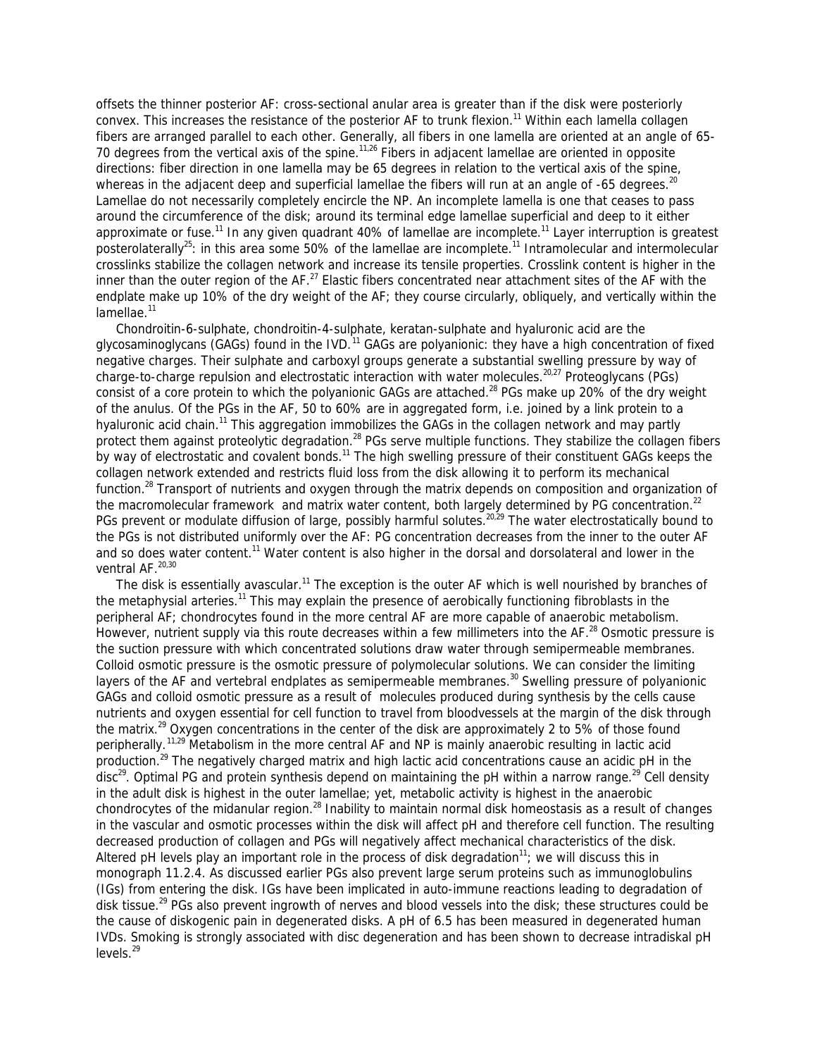offsets the thinner posterior AF: cross-sectional anular area is greater than if the disk were posteriorly convex. This increases the resistance of the posterior AF to trunk flexion.[11] Within each lamella collagen fibers are arranged parallel to each other. Generally, all fibers in one lamella are oriented at an angle of 65-70 degrees from the vertical axis of the spine.[11,26] Fibers in adjacent lamellae are oriented in opposite directions: fiber direction in one lamella may be 65 degrees in relation to the vertical axis of the spine, whereas in the adjacent deep and superficial lamellae the fibers will run at an angle of -65 degrees.[20] Lamellae do not necessarily completely encircle the NP. An incomplete lamella is one that ceases to pass around the circumference of the disk; around its terminal edge lamellae superficial and deep to it either approximate or fuse.[11] In any given quadrant 40% of lamellae are incomplete.[11] Layer interruption is greatest posterolaterally[25]: in this area some 50% of the lamellae are incomplete.[11] Intramolecular and intermolecular crosslinks stabilize the collagen network and increase its tensile properties. Crosslink content is higher in the inner than the outer region of the AF.[27] Elastic fibers concentrated near attachment sites of the AF with the endplate make up 10% of the dry weight of the AF; they course circularly, obliquely, and vertically within the lamellae.[11]

Chondroitin-6-sulphate, chondroitin-4-sulphate, keratan-sulphate and hyaluronic acid are the glycosaminoglycans (GAGs) found in the IVD.[11] GAGs are polyanionic: they have a high concentration of fixed negative charges. Their sulphate and carboxyl groups generate a substantial swelling pressure by way of charge-to-charge repulsion and electrostatic interaction with water molecules.[20,27] Proteoglycans (PGs) consist of a core protein to which the polyanionic GAGs are attached.[28] PGs make up 20% of the dry weight of the anulus. Of the PGs in the AF, 50 to 60% are in aggregated form, i.e. joined by a link protein to a hyaluronic acid chain.[11] This aggregation immobilizes the GAGs in the collagen network and may partly protect them against proteolytic degradation.[28] PGs serve multiple functions. They stabilize the collagen fibers by way of electrostatic and covalent bonds.[11] The high swelling pressure of their constituent GAGs keeps the collagen network extended and restricts fluid loss from the disk allowing it to perform its mechanical function.[28] Transport of nutrients and oxygen through the matrix depends on composition and organization of the macromolecular framework and matrix water content, both largely determined by PG concentration.[22] PGs prevent or modulate diffusion of large, possibly harmful solutes.[20,29] The water electrostatically bound to the PGs is not distributed uniformly over the AF: PG concentration decreases from the inner to the outer AF and so does water content.[11] Water content is also higher in the dorsal and dorsolateral and lower in the ventral AF.[20,30]

The disk is essentially avascular.[11] The exception is the outer AF which is well nourished by branches of the metaphysial arteries.[11] This may explain the presence of aerobically functioning fibroblasts in the peripheral AF; chondrocytes found in the more central AF are more capable of anaerobic metabolism. However, nutrient supply via this route decreases within a few millimeters into the AF.[28] Osmotic pressure is the suction pressure with which concentrated solutions draw water through semipermeable membranes. Colloid osmotic pressure is the osmotic pressure of polymolecular solutions. We can consider the limiting layers of the AF and vertebral endplates as semipermeable membranes.[30] Swelling pressure of polyanionic GAGs and colloid osmotic pressure as a result of molecules produced during synthesis by the cells cause nutrients and oxygen essential for cell function to travel from bloodvessels at the margin of the disk through the matrix.[29] Oxygen concentrations in the center of the disk are approximately 2 to 5% of those found peripherally.[11,29] Metabolism in the more central AF and NP is mainly anaerobic resulting in lactic acid production.[29] The negatively charged matrix and high lactic acid concentrations cause an acidic pH in the disc[29]. Optimal PG and protein synthesis depend on maintaining the pH within a narrow range.[29] Cell density in the adult disk is highest in the outer lamellae; yet, metabolic activity is highest in the anaerobic chondrocytes of the midanular region.[28] Inability to maintain normal disk homeostasis as a result of changes in the vascular and osmotic processes within the disk will affect pH and therefore cell function. The resulting decreased production of collagen and PGs will negatively affect mechanical characteristics of the disk. Altered pH levels play an important role in the process of disk degradation[11]; we will discuss this in monograph 11.2.4. As discussed earlier PGs also prevent large serum proteins such as immunoglobulins (IGs) from entering the disk. IGs have been implicated in auto-immune reactions leading to degradation of disk tissue.[29] PGs also prevent ingrowth of nerves and blood vessels into the disk; these structures could be the cause of diskogenic pain in degenerated disks. A pH of 6.5 has been measured in degenerated human IVDs. Smoking is strongly associated with disc degeneration and has been shown to decrease intradiskal pH levels.[29]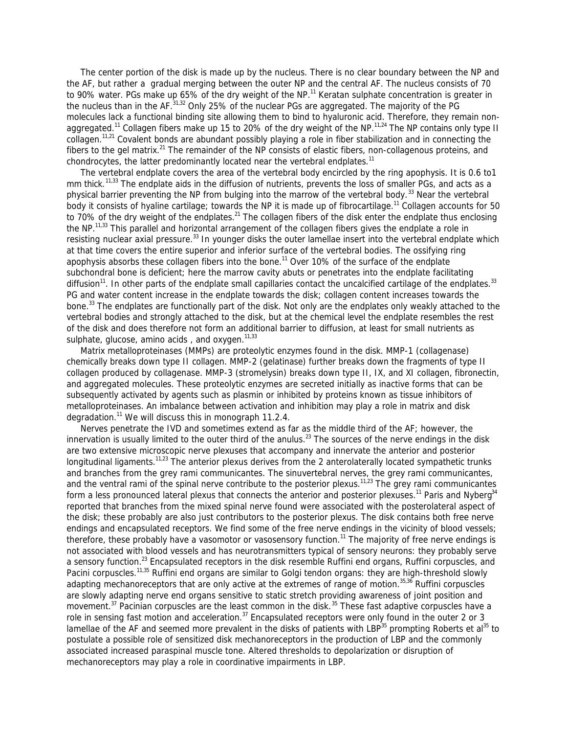The center portion of the disk is made up by the nucleus. There is no clear boundary between the NP and the AF, but rather a gradual merging between the outer NP and the central AF. The nucleus consists of 70 to 90% water. PGs make up 65% of the dry weight of the NP.[11] Keratan sulphate concentration is greater in the nucleus than in the AF.[31,32] Only 25% of the nuclear PGs are aggregated. The majority of the PG molecules lack a functional binding site allowing them to bind to hyaluronic acid. Therefore, they remain non-aggregated.[11] Collagen fibers make up 15 to 20% of the dry weight of the NP.[11,24] The NP contains only type II collagen.[11,21] Covalent bonds are abundant possibly playing a role in fiber stabilization and in connecting the fibers to the gel matrix.[21] The remainder of the NP consists of elastic fibers, non-collagenous proteins, and chondrocytes, the latter predominantly located near the vertebral endplates.[11]

The vertebral endplate covers the area of the vertebral body encircled by the ring apophysis. It is 0.6 to1 mm thick.[11,33] The endplate aids in the diffusion of nutrients, prevents the loss of smaller PGs, and acts as a physical barrier preventing the NP from bulging into the marrow of the vertebral body.[33] Near the vertebral body it consists of hyaline cartilage; towards the NP it is made up of fibrocartilage.[11] Collagen accounts for 50 to 70% of the dry weight of the endplates.[21] The collagen fibers of the disk enter the endplate thus enclosing the NP.[11,33] This parallel and horizontal arrangement of the collagen fibers gives the endplate a role in resisting nuclear axial pressure.[33] In younger disks the outer lamellae insert into the vertebral endplate which at that time covers the entire superior and inferior surface of the vertebral bodies. The ossifying ring apophysis absorbs these collagen fibers into the bone.[11] Over 10% of the surface of the endplate subchondral bone is deficient; here the marrow cavity abuts or penetrates into the endplate facilitating diffusion[11]. In other parts of the endplate small capillaries contact the uncalcified cartilage of the endplates.[33] PG and water content increase in the endplate towards the disk; collagen content increases towards the bone.[33] The endplates are functionally part of the disk. Not only are the endplates only weakly attached to the vertebral bodies and strongly attached to the disk, but at the chemical level the endplate resembles the rest of the disk and does therefore not form an additional barrier to diffusion, at least for small nutrients as sulphate, glucose, amino acids , and oxygen.[11,33]

Matrix metalloproteinases (MMPs) are proteolytic enzymes found in the disk. MMP-1 (collagenase) chemically breaks down type II collagen. MMP-2 (gelatinase) further breaks down the fragments of type II collagen produced by collagenase. MMP-3 (stromelysin) breaks down type II, IX, and XI collagen, fibronectin, and aggregated molecules. These proteolytic enzymes are secreted initially as inactive forms that can be subsequently activated by agents such as plasmin or inhibited by proteins known as tissue inhibitors of metalloproteinases. An imbalance between activation and inhibition may play a role in matrix and disk degradation.[11] We will discuss this in monograph 11.2.4.

Nerves penetrate the IVD and sometimes extend as far as the middle third of the AF; however, the innervation is usually limited to the outer third of the anulus.[23] The sources of the nerve endings in the disk are two extensive microscopic nerve plexuses that accompany and innervate the anterior and posterior longitudinal ligaments.[11,23] The anterior plexus derives from the 2 anterolaterally located sympathetic trunks and branches from the grey rami communicantes. The sinuvertebral nerves, the grey rami communicantes, and the ventral rami of the spinal nerve contribute to the posterior plexus.[11,23] The grey rami communicantes form a less pronounced lateral plexus that connects the anterior and posterior plexuses.[11] Paris and Nyberg[34] reported that branches from the mixed spinal nerve found were associated with the posterolateral aspect of the disk; these probably are also just contributors to the posterior plexus. The disk contains both free nerve endings and encapsulated receptors. We find some of the free nerve endings in the vicinity of blood vessels; therefore, these probably have a vasomotor or vasosensory function.[11] The majority of free nerve endings is not associated with blood vessels and has neurotransmitters typical of sensory neurons: they probably serve a sensory function.[23] Encapsulated receptors in the disk resemble Ruffini end organs, Ruffini corpuscles, and Pacini corpuscles.[11,35] Ruffini end organs are similar to Golgi tendon organs: they are high-threshold slowly adapting mechanoreceptors that are only active at the extremes of range of motion.[35,36] Ruffini corpuscles are slowly adapting nerve end organs sensitive to static stretch providing awareness of joint position and movement.[37] Pacinian corpuscles are the least common in the disk.[35] These fast adaptive corpuscles have a role in sensing fast motion and acceleration.[37] Encapsulated receptors were only found in the outer 2 or 3 lamellae of the AF and seemed more prevalent in the disks of patients with LBP[35] prompting Roberts et al[35] to postulate a possible role of sensitized disk mechanoreceptors in the production of LBP and the commonly associated increased paraspinal muscle tone. Altered thresholds to depolarization or disruption of mechanoreceptors may play a role in coordinative impairments in LBP.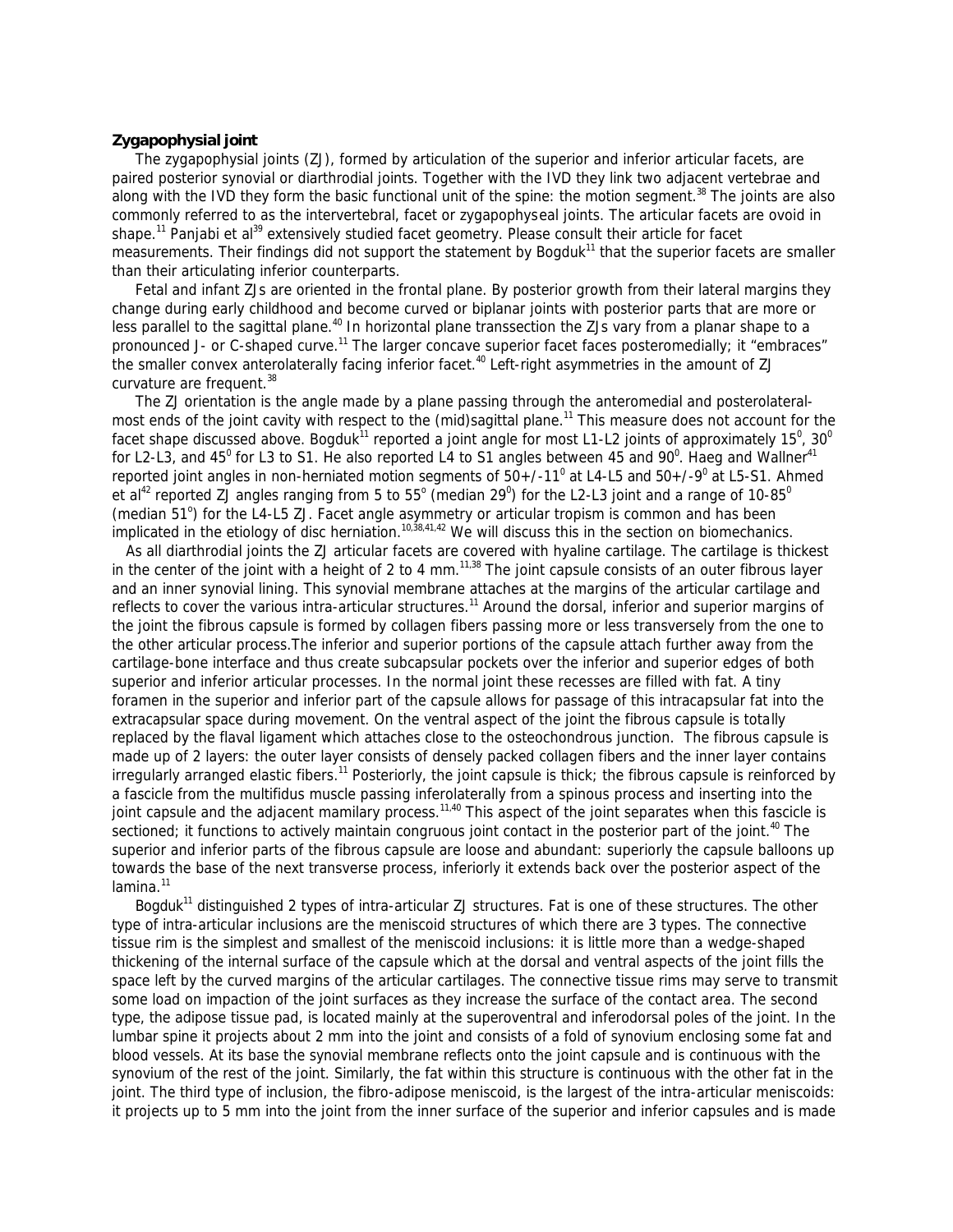**Zygapophysial joint**

The zygapophysial joints (ZJ), formed by articulation of the superior and inferior articular facets, are paired posterior synovial or diarthrodial joints. Together with the IVD they link two adjacent vertebrae and along with the IVD they form the basic functional unit of the spine: the motion segment.[38] The joints are also commonly referred to as the intervertebral, facet or zygapophyseal joints. The articular facets are ovoid in shape.[11] Panjabi et al[39] extensively studied facet geometry. Please consult their article for facet measurements. Their findings did not support the statement by Bogduk[11] that the superior facets are smaller than their articulating inferior counterparts.

Fetal and infant ZJs are oriented in the frontal plane. By posterior growth from their lateral margins they change during early childhood and become curved or biplanar joints with posterior parts that are more or less parallel to the sagittal plane.[40] In horizontal plane transsection the ZJs vary from a planar shape to a pronounced J- or C-shaped curve.[11] The larger concave superior facet faces posteromedially; it "embraces" the smaller convex anterolaterally facing inferior facet.[40] Left-right asymmetries in the amount of ZJ curvature are frequent.[38]

The ZJ orientation is the angle made by a plane passing through the anteromedial and posterolateral-most ends of the joint cavity with respect to the (mid)sagittal plane.[11] This measure does not account for the facet shape discussed above. Bogduk[11] reported a joint angle for most L1-L2 joints of approximately 15$^0$, 30$^0$ for L2-L3, and 45$^0$ for L3 to S1. He also reported L4 to S1 angles between 45 and 90$^0$. Haeg and Wallner[41] reported joint angles in non-herniated motion segments of 50+/-11$^0$ at L4-L5 and 50+/-9$^0$ at L5-S1. Ahmed et al[42] reported ZJ angles ranging from 5 to 55$^o$ (median 29$^0$) for the L2-L3 joint and a range of 10-85$^0$ (median 51$^o$) for the L4-L5 ZJ. Facet angle asymmetry or articular tropism is common and has been implicated in the etiology of disc herniation.[10,38,41,42] We will discuss this in the section on biomechanics.

As all diarthrodial joints the ZJ articular facets are covered with hyaline cartilage. The cartilage is thickest in the center of the joint with a height of 2 to 4 mm.[11,38] The joint capsule consists of an outer fibrous layer and an inner synovial lining. This synovial membrane attaches at the margins of the articular cartilage and reflects to cover the various intra-articular structures.[11] Around the dorsal, inferior and superior margins of the joint the fibrous capsule is formed by collagen fibers passing more or less transversely from the one to the other articular process.The inferior and superior portions of the capsule attach further away from the cartilage-bone interface and thus create subcapsular pockets over the inferior and superior edges of both superior and inferior articular processes. In the normal joint these recesses are filled with fat. A tiny foramen in the superior and inferior part of the capsule allows for passage of this intracapsular fat into the extracapsular space during movement. On the ventral aspect of the joint the fibrous capsule is totally replaced by the flaval ligament which attaches close to the osteochondrous junction. The fibrous capsule is made up of 2 layers: the outer layer consists of densely packed collagen fibers and the inner layer contains irregularly arranged elastic fibers.[11] Posteriorly, the joint capsule is thick; the fibrous capsule is reinforced by a fascicle from the multifidus muscle passing inferolaterally from a spinous process and inserting into the joint capsule and the adjacent mamilary process.[11,40] This aspect of the joint separates when this fascicle is sectioned; it functions to actively maintain congruous joint contact in the posterior part of the joint.[40] The superior and inferior parts of the fibrous capsule are loose and abundant: superiorly the capsule balloons up towards the base of the next transverse process, inferiorly it extends back over the posterior aspect of the lamina.[11]

Bogduk[11] distinguished 2 types of intra-articular ZJ structures. Fat is one of these structures. The other type of intra-articular inclusions are the meniscoid structures of which there are 3 types. The connective tissue rim is the simplest and smallest of the meniscoid inclusions: it is little more than a wedge-shaped thickening of the internal surface of the capsule which at the dorsal and ventral aspects of the joint fills the space left by the curved margins of the articular cartilages. The connective tissue rims may serve to transmit some load on impaction of the joint surfaces as they increase the surface of the contact area. The second type, the adipose tissue pad, is located mainly at the superoventral and inferodorsal poles of the joint. In the lumbar spine it projects about 2 mm into the joint and consists of a fold of synovium enclosing some fat and blood vessels. At its base the synovial membrane reflects onto the joint capsule and is continuous with the synovium of the rest of the joint. Similarly, the fat within this structure is continuous with the other fat in the joint. The third type of inclusion, the fibro-adipose meniscoid, is the largest of the intra-articular meniscoids: it projects up to 5 mm into the joint from the inner surface of the superior and inferior capsules and is made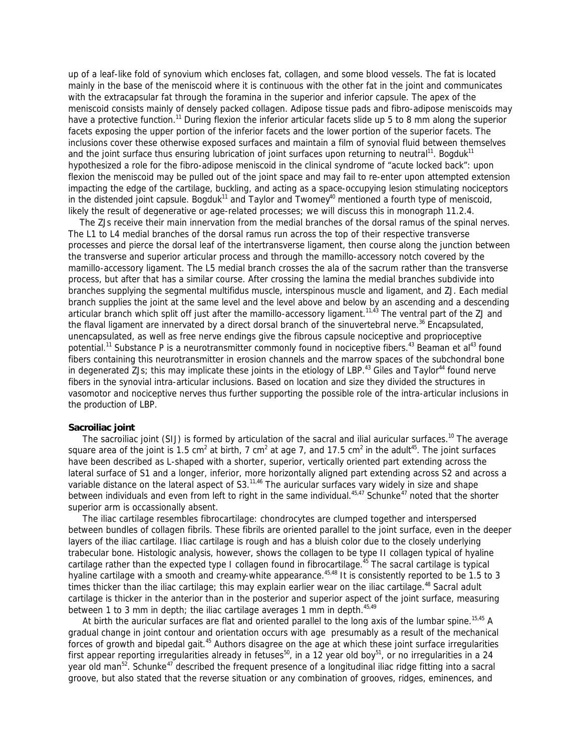up of a leaf-like fold of synovium which encloses fat, collagen, and some blood vessels. The fat is located mainly in the base of the meniscoid where it is continuous with the other fat in the joint and communicates with the extracapsular fat through the foramina in the superior and inferior capsule. The apex of the meniscoid consists mainly of densely packed collagen. Adipose tissue pads and fibro-adipose meniscoids may have a protective function.[11] During flexion the inferior articular facets slide up 5 to 8 mm along the superior facets exposing the upper portion of the inferior facets and the lower portion of the superior facets. The inclusions cover these otherwise exposed surfaces and maintain a film of synovial fluid between themselves and the joint surface thus ensuring lubrication of joint surfaces upon returning to neutral[11]. Bogduk[11] hypothesized a role for the fibro-adipose meniscoid in the clinical syndrome of "acute locked back": upon flexion the meniscoid may be pulled out of the joint space and may fail to re-enter upon attempted extension impacting the edge of the cartilage, buckling, and acting as a space-occupying lesion stimulating nociceptors in the distended joint capsule. Bogduk[11] and Taylor and Twomey[40] mentioned a fourth type of meniscoid, likely the result of degenerative or age-related processes; we will discuss this in monograph 11.2.4.

The ZJs receive their main innervation from the medial branches of the dorsal ramus of the spinal nerves. The L1 to L4 medial branches of the dorsal ramus run across the top of their respective transverse processes and pierce the dorsal leaf of the intertransverse ligament, then course along the junction between the transverse and superior articular process and through the mamillo-accessory notch covered by the mamillo-accessory ligament. The L5 medial branch crosses the ala of the sacrum rather than the transverse process, but after that has a similar course. After crossing the lamina the medial branches subdivide into branches supplying the segmental multifidus muscle, interspinous muscle and ligament, and ZJ. Each medial branch supplies the joint at the same level and the level above and below by an ascending and a descending articular branch which split off just after the mamillo-accessory ligament.[11,43] The ventral part of the ZJ and the flaval ligament are innervated by a direct dorsal branch of the sinuvertebral nerve.[36] Encapsulated, unencapsulated, as well as free nerve endings give the fibrous capsule nociceptive and proprioceptive potential.[11] Substance P is a neurotransmitter commonly found in nociceptive fibers.[43] Beaman et al[43] found fibers containing this neurotransmitter in erosion channels and the marrow spaces of the subchondral bone in degenerated ZJs; this may implicate these joints in the etiology of LBP.[43] Giles and Taylor[44] found nerve fibers in the synovial intra-articular inclusions. Based on location and size they divided the structures in vasomotor and nociceptive nerves thus further supporting the possible role of the intra-articular inclusions in the production of LBP.

**Sacroiliac joint**

The sacroiliac joint (SIJ) is formed by articulation of the sacral and ilial auricular surfaces.[10] The average square area of the joint is 1.5 $cm^2$ at birth, 7 $cm^2$ at age 7, and 17.5 $cm^2$ in the adult[45]. The joint surfaces have been described as L-shaped with a shorter, superior, vertically oriented part extending across the lateral surface of S1 and a longer, inferior, more horizontally aligned part extending across S2 and across a variable distance on the lateral aspect of S3.[11,46] The auricular surfaces vary widely in size and shape between individuals and even from left to right in the same individual.[45,47] Schunke[47] noted that the shorter superior arm is occassionally absent.

The iliac cartilage resembles fibrocartilage: chondrocytes are clumped together and interspersed between bundles of collagen fibrils. These fibrils are oriented parallel to the joint surface, even in the deeper layers of the iliac cartilage. Iliac cartilage is rough and has a bluish color due to the closely underlying trabecular bone. Histologic analysis, however, shows the collagen to be type II collagen typical of hyaline cartilage rather than the expected type I collagen found in fibrocartilage.[45] The sacral cartilage is typical hyaline cartilage with a smooth and creamy-white appearance.[45,48] It is consistently reported to be 1.5 to 3 times thicker than the iliac cartilage; this may explain earlier wear on the iliac cartilage.[48] Sacral adult cartilage is thicker in the anterior than in the posterior and superior aspect of the joint surface, measuring between 1 to 3 mm in depth; the iliac cartilage averages 1 mm in depth.[45,49]

At birth the auricular surfaces are flat and oriented parallel to the long axis of the lumbar spine.[15,45] A gradual change in joint contour and orientation occurs with age presumably as a result of the mechanical forces of growth and bipedal gait.[45] Authors disagree on the age at which these joint surface irregularities first appear reporting irregularities already in fetuses[50], in a 12 year old boy[51], or no irregularities in a 24 year old man[52]. Schunke[47] described the frequent presence of a longitudinal iliac ridge fitting into a sacral groove, but also stated that the reverse situation or any combination of grooves, ridges, eminences, and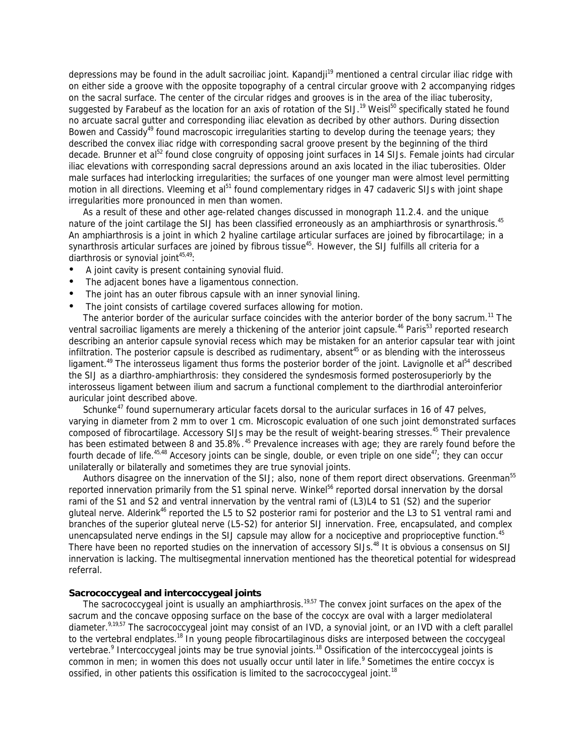depressions may be found in the adult sacroiliac joint. Kapandji[19] mentioned a central circular iliac ridge with on either side a groove with the opposite topography of a central circular groove with 2 accompanying ridges on the sacral surface. The center of the circular ridges and grooves is in the area of the iliac tuberosity, suggested by Farabeuf as the location for an axis of rotation of the SIJ.[19] Weisl[50] specifically stated he found no arcuate sacral gutter and corresponding iliac elevation as decribed by other authors. During dissection Bowen and Cassidy[49] found macroscopic irregularities starting to develop during the teenage years; they described the convex iliac ridge with corresponding sacral groove present by the beginning of the third decade. Brunner et al[52] found close congruity of opposing joint surfaces in 14 SIJs. Female joints had circular iliac elevations with corresponding sacral depressions around an axis located in the iliac tuberosities. Older male surfaces had interlocking irregularities; the surfaces of one younger man were almost level permitting motion in all directions. Vleeming et al[51] found complementary ridges in 47 cadaveric SIJs with joint shape irregularities more pronounced in men than women.

As a result of these and other age-related changes discussed in monograph 11.2.4. and the unique nature of the joint cartilage the SIJ has been classified erroneously as an amphiarthrosis or synarthrosis.[45] An amphiarthrosis is a joint in which 2 hyaline cartilage articular surfaces are joined by fibrocartilage; in a synarthrosis articular surfaces are joined by fibrous tissue[45]. However, the SIJ fulfills all criteria for a diarthrosis or synovial joint[45,49]:

- A joint cavity is present containing synovial fluid.
- The adjacent bones have a ligamentous connection.
- The joint has an outer fibrous capsule with an inner synovial lining.
- The joint consists of cartilage covered surfaces allowing for motion.

The anterior border of the auricular surface coincides with the anterior border of the bony sacrum.[11] The ventral sacroiliac ligaments are merely a thickening of the anterior joint capsule.[46] Paris[53] reported research describing an anterior capsule synovial recess which may be mistaken for an anterior capsular tear with joint infiltration. The posterior capsule is described as rudimentary, absent[45] or as blending with the interosseus ligament.[49] The interosseus ligament thus forms the posterior border of the joint. Lavignolle et al[54] described the SIJ as a diarthro-amphiarthrosis: they considered the syndesmosis formed posterosuperiorly by the interosseus ligament between ilium and sacrum a functional complement to the diarthrodial anteroinferior auricular joint described above.

Schunke[47] found supernumerary articular facets dorsal to the auricular surfaces in 16 of 47 pelves, varying in diameter from 2 mm to over 1 cm. Microscopic evaluation of one such joint demonstrated surfaces composed of fibrocartilage. Accessory SIJs may be the result of weight-bearing stresses.[45] Their prevalence has been estimated between 8 and 35.8%.[45] Prevalence increases with age; they are rarely found before the fourth decade of life.[45,48] Accesory joints can be single, double, or even triple on one side[47]; they can occur unilaterally or bilaterally and sometimes they are true synovial joints.

Authors disagree on the innervation of the SIJ; also, none of them report direct observations. Greenman[55] reported innervation primarily from the S1 spinal nerve. Winkel[56] reported dorsal innervation by the dorsal rami of the S1 and S2 and ventral innervation by the ventral rami of (L3)L4 to S1 (S2) and the superior gluteal nerve. Alderink[46] reported the L5 to S2 posterior rami for posterior and the L3 to S1 ventral rami and branches of the superior gluteal nerve (L5-S2) for anterior SIJ innervation. Free, encapsulated, and complex unencapsulated nerve endings in the SIJ capsule may allow for a nociceptive and proprioceptive function.[45] There have been no reported studies on the innervation of accessory SIJs.[48] It is obvious a consensus on SIJ innervation is lacking. The multisegmental innervation mentioned has the theoretical potential for widespread referral.

### Sacrococcygeal and intercoccygeal joints

The sacrococcygeal joint is usually an amphiarthrosis.[19,57] The convex joint surfaces on the apex of the sacrum and the concave opposing surface on the base of the coccyx are oval with a larger mediolateral diameter.[9,19,57] The sacrococcygeal joint may consist of an IVD, a synovial joint, or an IVD with a cleft parallel to the vertebral endplates.[18] In young people fibrocartilaginous disks are interposed between the coccygeal vertebrae.[9] Intercoccygeal joints may be true synovial joints.[18] Ossification of the intercoccygeal joints is common in men; in women this does not usually occur until later in life.[9] Sometimes the entire coccyx is ossified, in other patients this ossification is limited to the sacrococcygeal joint.[18]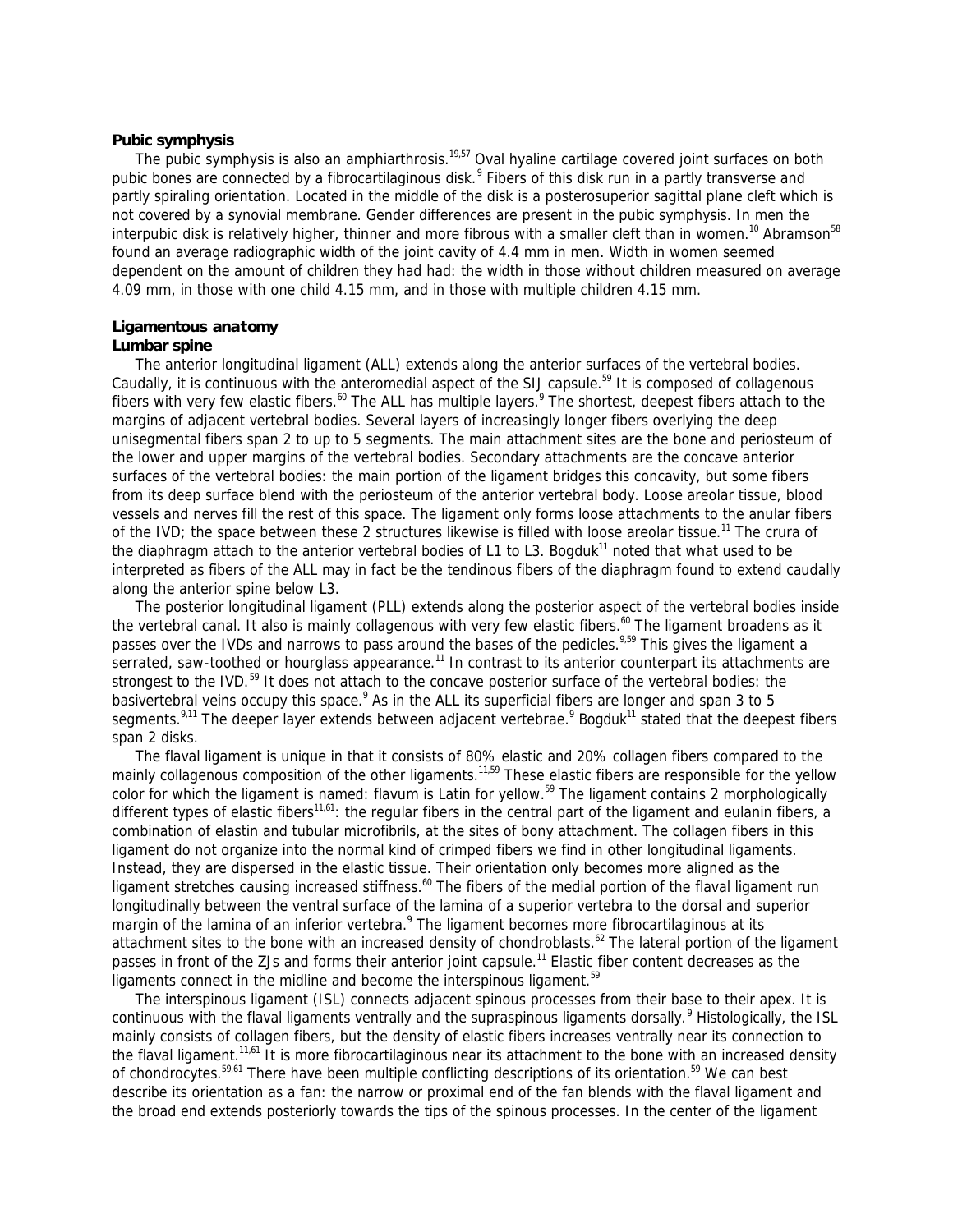### Pubic symphysis

The pubic symphysis is also an amphiarthrosis.[19,57] Oval hyaline cartilage covered joint surfaces on both pubic bones are connected by a fibrocartilaginous disk.[9] Fibers of this disk run in a partly transverse and partly spiraling orientation. Located in the middle of the disk is a posterosuperior sagittal plane cleft which is not covered by a synovial membrane. Gender differences are present in the pubic symphysis. In men the interpubic disk is relatively higher, thinner and more fibrous with a smaller cleft than in women.[10] Abramson[58] found an average radiographic width of the joint cavity of 4.4 mm in men. Width in women seemed dependent on the amount of children they had had: the width in those without children measured on average 4.09 mm, in those with one child 4.15 mm, and in those with multiple children 4.15 mm.

## Ligamentous anatomy

### Lumbar spine

The anterior longitudinal ligament (ALL) extends along the anterior surfaces of the vertebral bodies. Caudally, it is continuous with the anteromedial aspect of the SIJ capsule.[59] It is composed of collagenous fibers with very few elastic fibers.[60] The ALL has multiple layers.[9] The shortest, deepest fibers attach to the margins of adjacent vertebral bodies. Several layers of increasingly longer fibers overlying the deep unisegmental fibers span 2 to up to 5 segments. The main attachment sites are the bone and periosteum of the lower and upper margins of the vertebral bodies. Secondary attachments are the concave anterior surfaces of the vertebral bodies: the main portion of the ligament bridges this concavity, but some fibers from its deep surface blend with the periosteum of the anterior vertebral body. Loose areolar tissue, blood vessels and nerves fill the rest of this space. The ligament only forms loose attachments to the anular fibers of the IVD; the space between these 2 structures likewise is filled with loose areolar tissue.[11] The crura of the diaphragm attach to the anterior vertebral bodies of L1 to L3. Bogduk[11] noted that what used to be interpreted as fibers of the ALL may in fact be the tendinous fibers of the diaphragm found to extend caudally along the anterior spine below L3.

The posterior longitudinal ligament (PLL) extends along the posterior aspect of the vertebral bodies inside the vertebral canal. It also is mainly collagenous with very few elastic fibers.[60] The ligament broadens as it passes over the IVDs and narrows to pass around the bases of the pedicles.[9,59] This gives the ligament a serrated, saw-toothed or hourglass appearance.[11] In contrast to its anterior counterpart its attachments are strongest to the IVD.[59] It does not attach to the concave posterior surface of the vertebral bodies: the basivertebral veins occupy this space.[9] As in the ALL its superficial fibers are longer and span 3 to 5 segments.[9,11] The deeper layer extends between adjacent vertebrae.[9] Bogduk[11] stated that the deepest fibers span 2 disks.

The flaval ligament is unique in that it consists of 80% elastic and 20% collagen fibers compared to the mainly collagenous composition of the other ligaments.[11,59] These elastic fibers are responsible for the yellow color for which the ligament is named: flavum is Latin for yellow.[59] The ligament contains 2 morphologically different types of elastic fibers[11,61]: the regular fibers in the central part of the ligament and eulanin fibers, a combination of elastin and tubular microfibrils, at the sites of bony attachment. The collagen fibers in this ligament do not organize into the normal kind of crimped fibers we find in other longitudinal ligaments. Instead, they are dispersed in the elastic tissue. Their orientation only becomes more aligned as the ligament stretches causing increased stiffness.[60] The fibers of the medial portion of the flaval ligament run longitudinally between the ventral surface of the lamina of a superior vertebra to the dorsal and superior margin of the lamina of an inferior vertebra.[9] The ligament becomes more fibrocartilaginous at its attachment sites to the bone with an increased density of chondroblasts.[62] The lateral portion of the ligament passes in front of the ZJs and forms their anterior joint capsule.[11] Elastic fiber content decreases as the ligaments connect in the midline and become the interspinous ligament.[59]

The interspinous ligament (ISL) connects adjacent spinous processes from their base to their apex. It is continuous with the flaval ligaments ventrally and the supraspinous ligaments dorsally.[9] Histologically, the ISL mainly consists of collagen fibers, but the density of elastic fibers increases ventrally near its connection to the flaval ligament.[11,61] It is more fibrocartilaginous near its attachment to the bone with an increased density of chondrocytes.[59,61] There have been multiple conflicting descriptions of its orientation.[59] We can best describe its orientation as a fan: the narrow or proximal end of the fan blends with the flaval ligament and the broad end extends posteriorly towards the tips of the spinous processes. In the center of the ligament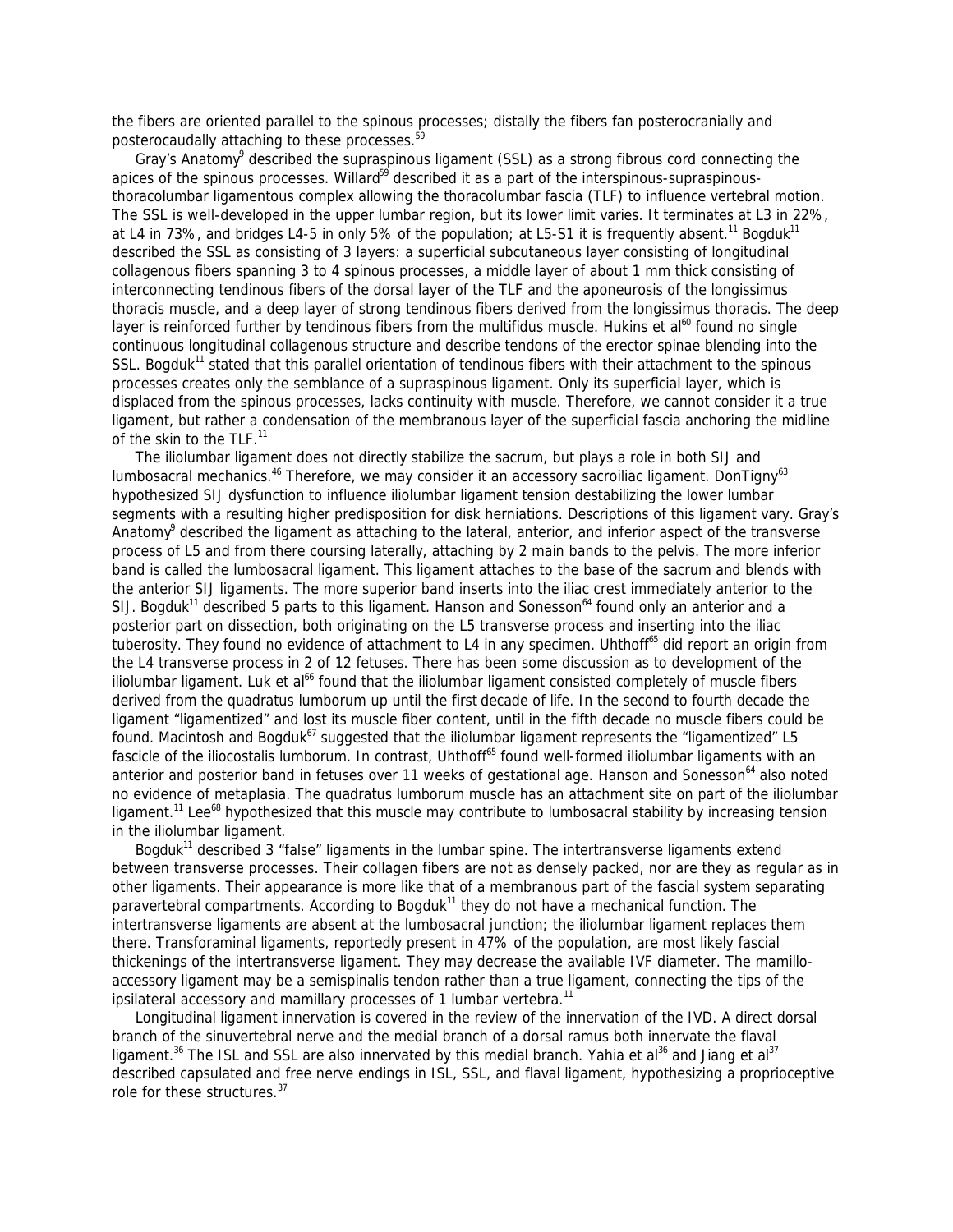the fibers are oriented parallel to the spinous processes; distally the fibers fan posterocranially and posterocaudally attaching to these processes.[59]

Gray's Anatomy[9] described the supraspinous ligament (SSL) as a strong fibrous cord connecting the apices of the spinous processes. Willard[59] described it as a part of the interspinous-supraspinous-thoracolumbar ligamentous complex allowing the thoracolumbar fascia (TLF) to influence vertebral motion. The SSL is well-developed in the upper lumbar region, but its lower limit varies. It terminates at L3 in 22%, at L4 in 73%, and bridges L4-5 in only 5% of the population; at L5-S1 it is frequently absent.[11] Bogduk[11] described the SSL as consisting of 3 layers: a superficial subcutaneous layer consisting of longitudinal collagenous fibers spanning 3 to 4 spinous processes, a middle layer of about 1 mm thick consisting of interconnecting tendinous fibers of the dorsal layer of the TLF and the aponeurosis of the longissimus thoracis muscle, and a deep layer of strong tendinous fibers derived from the longissimus thoracis. The deep layer is reinforced further by tendinous fibers from the multifidus muscle. Hukins et al[60] found no single continuous longitudinal collagenous structure and describe tendons of the erector spinae blending into the SSL. Bogduk[11] stated that this parallel orientation of tendinous fibers with their attachment to the spinous processes creates only the semblance of a supraspinous ligament. Only its superficial layer, which is displaced from the spinous processes, lacks continuity with muscle. Therefore, we cannot consider it a true ligament, but rather a condensation of the membranous layer of the superficial fascia anchoring the midline of the skin to the TLF.[11]

The iliolumbar ligament does not directly stabilize the sacrum, but plays a role in both SIJ and lumbosacral mechanics.[46] Therefore, we may consider it an accessory sacroiliac ligament. DonTigny[63] hypothesized SIJ dysfunction to influence iliolumbar ligament tension destabilizing the lower lumbar segments with a resulting higher predisposition for disk herniations. Descriptions of this ligament vary. Gray's Anatomy[9] described the ligament as attaching to the lateral, anterior, and inferior aspect of the transverse process of L5 and from there coursing laterally, attaching by 2 main bands to the pelvis. The more inferior band is called the lumbosacral ligament. This ligament attaches to the base of the sacrum and blends with the anterior SIJ ligaments. The more superior band inserts into the iliac crest immediately anterior to the SIJ. Bogduk[11] described 5 parts to this ligament. Hanson and Sonesson[64] found only an anterior and a posterior part on dissection, both originating on the L5 transverse process and inserting into the iliac tuberosity. They found no evidence of attachment to L4 in any specimen. Uhthoff[65] did report an origin from the L4 transverse process in 2 of 12 fetuses. There has been some discussion as to development of the iliolumbar ligament. Luk et al[66] found that the iliolumbar ligament consisted completely of muscle fibers derived from the quadratus lumborum up until the first decade of life. In the second to fourth decade the ligament "ligamentized" and lost its muscle fiber content, until in the fifth decade no muscle fibers could be found. Macintosh and Bogduk[67] suggested that the iliolumbar ligament represents the "ligamentized" L5 fascicle of the iliocostalis lumborum. In contrast, Uhthoff[65] found well-formed iliolumbar ligaments with an anterior and posterior band in fetuses over 11 weeks of gestational age. Hanson and Sonesson[64] also noted no evidence of metaplasia. The quadratus lumborum muscle has an attachment site on part of the iliolumbar ligament.[11] Lee[68] hypothesized that this muscle may contribute to lumbosacral stability by increasing tension in the iliolumbar ligament.

Bogduk[11] described 3 "false" ligaments in the lumbar spine. The intertransverse ligaments extend between transverse processes. Their collagen fibers are not as densely packed, nor are they as regular as in other ligaments. Their appearance is more like that of a membranous part of the fascial system separating paravertebral compartments. According to Bogduk[11] they do not have a mechanical function. The intertransverse ligaments are absent at the lumbosacral junction; the iliolumbar ligament replaces them there. Transforaminal ligaments, reportedly present in 47% of the population, are most likely fascial thickenings of the intertransverse ligament. They may decrease the available IVF diameter. The mamillo-accessory ligament may be a semispinalis tendon rather than a true ligament, connecting the tips of the ipsilateral accessory and mamillary processes of 1 lumbar vertebra.[11]

Longitudinal ligament innervation is covered in the review of the innervation of the IVD. A direct dorsal branch of the sinuvertebral nerve and the medial branch of a dorsal ramus both innervate the flaval ligament.[36] The ISL and SSL are also innervated by this medial branch. Yahia et al[36] and Jiang et al[37] described capsulated and free nerve endings in ISL, SSL, and flaval ligament, hypothesizing a proprioceptive role for these structures.[37]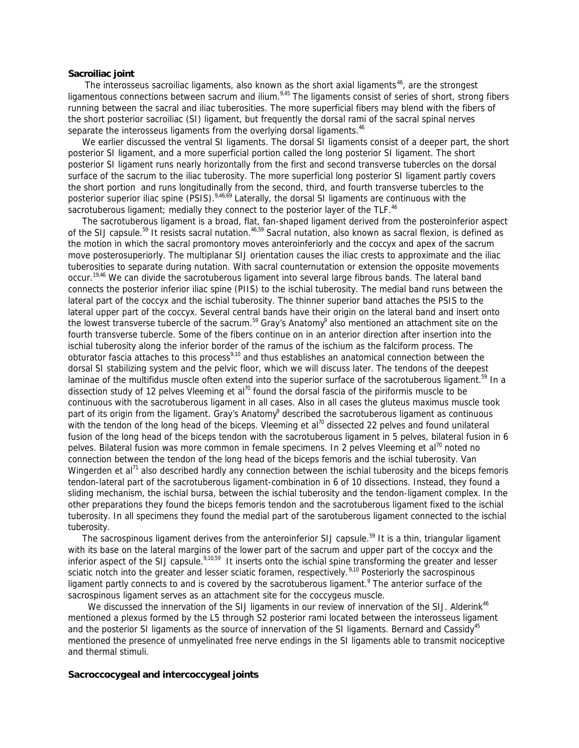**Sacroiliac joint**

The interosseus sacroiliac ligaments, also known as the short axial ligaments[46], are the strongest ligamentous connections between sacrum and ilium.[9,45] The ligaments consist of series of short, strong fibers running between the sacral and iliac tuberosities. The more superficial fibers may blend with the fibers of the short posterior sacroiliac (SI) ligament, but frequently the dorsal rami of the sacral spinal nerves separate the interosseus ligaments from the overlying dorsal ligaments.[46]

We earlier discussed the ventral SI ligaments. The dorsal SI ligaments consist of a deeper part, the short posterior SI ligament, and a more superficial portion called the long posterior SI ligament. The short posterior SI ligament runs nearly horizontally from the first and second transverse tubercles on the dorsal surface of the sacrum to the iliac tuberosity. The more superficial long posterior SI ligament partly covers the short portion and runs longitudinally from the second, third, and fourth transverse tubercles to the posterior superior iliac spine (PSIS).[9,46,69] Laterally, the dorsal SI ligaments are continuous with the sacrotuberous ligament; medially they connect to the posterior layer of the TLF.[46]

The sacrotuberous ligament is a broad, flat, fan-shaped ligament derived from the posteroinferior aspect of the SIJ capsule.[59] It resists sacral nutation.[46,59] Sacral nutation, also known as sacral flexion, is defined as the motion in which the sacral promontory moves anteroinferiorly and the coccyx and apex of the sacrum move posterosuperiorly. The multiplanar SIJ orientation causes the iliac crests to approximate and the iliac tuberosities to separate during nutation. With sacral counternutation or extension the opposite movements occur.[19,46] We can divide the sacrotuberous ligament into several large fibrous bands. The lateral band connects the posterior inferior iliac spine (PIIS) to the ischial tuberosity. The medial band runs between the lateral part of the coccyx and the ischial tuberosity. The thinner superior band attaches the PSIS to the lateral upper part of the coccyx. Several central bands have their origin on the lateral band and insert onto the lowest transverse tubercle of the sacrum.[59] Gray's Anatomy[9] also mentioned an attachment site on the fourth transverse tubercle. Some of the fibers continue on in an anterior direction after insertion into the ischial tuberosity along the inferior border of the ramus of the ischium as the falciform process. The obturator fascia attaches to this process[9,10] and thus establishes an anatomical connection between the dorsal SI stabilizing system and the pelvic floor, which we will discuss later. The tendons of the deepest laminae of the multifidus muscle often extend into the superior surface of the sacrotuberous ligament.[59] In a dissection study of 12 pelves Vleeming et al[70] found the dorsal fascia of the piriformis muscle to be continuous with the sacrotuberous ligament in all cases. Also in all cases the gluteus maximus muscle took part of its origin from the ligament. Gray's Anatomy[9] described the sacrotuberous ligament as continuous with the tendon of the long head of the biceps. Vleeming et al[70] dissected 22 pelves and found unilateral fusion of the long head of the biceps tendon with the sacrotuberous ligament in 5 pelves, bilateral fusion in 6 pelves. Bilateral fusion was more common in female specimens. In 2 pelves Vleeming et al[70] noted no connection between the tendon of the long head of the biceps femoris and the ischial tuberosity. Van Wingerden et al[71] also described hardly any connection between the ischial tuberosity and the biceps femoris tendon-lateral part of the sacrotuberous ligament-combination in 6 of 10 dissections. Instead, they found a sliding mechanism, the ischial bursa, between the ischial tuberosity and the tendon-ligament complex. In the other preparations they found the biceps femoris tendon and the sacrotuberous ligament fixed to the ischial tuberosity. In all specimens they found the medial part of the sarotuberous ligament connected to the ischial tuberosity.

The sacrospinous ligament derives from the anteroinferior SIJ capsule.[59] It is a thin, triangular ligament with its base on the lateral margins of the lower part of the sacrum and upper part of the coccyx and the inferior aspect of the SIJ capsule.[9,10,59] It inserts onto the ischial spine transforming the greater and lesser sciatic notch into the greater and lesser sciatic foramen, respectively.[9,10] Posteriorly the sacrospinous ligament partly connects to and is covered by the sacrotuberous ligament.[9] The anterior surface of the sacrospinous ligament serves as an attachment site for the coccygeus muscle.

We discussed the innervation of the SIJ ligaments in our review of innervation of the SIJ. Alderink[46] mentioned a plexus formed by the L5 through S2 posterior rami located between the interosseus ligament and the posterior SI ligaments as the source of innervation of the SI ligaments. Bernard and Cassidy[45] mentioned the presence of unmyelinated free nerve endings in the SI ligaments able to transmit nociceptive and thermal stimuli.

**Sacroccocygeal and intercoccygeal joints**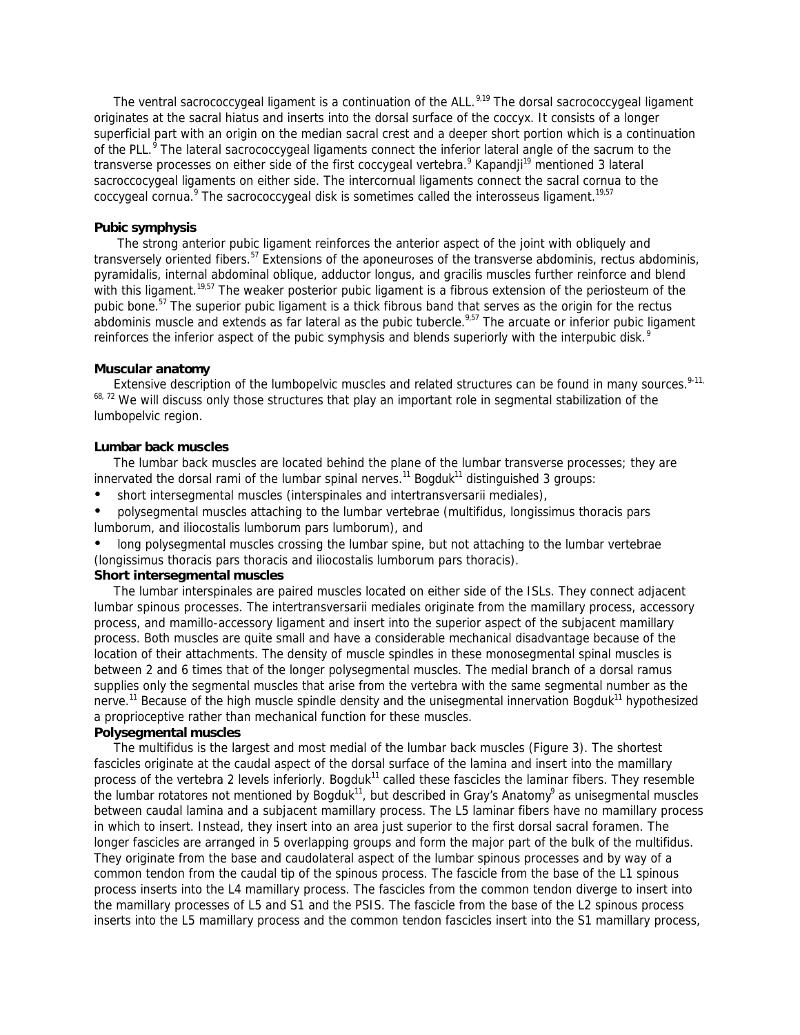The ventral sacrococcygeal ligament is a continuation of the ALL.[9,19] The dorsal sacrococcygeal ligament originates at the sacral hiatus and inserts into the dorsal surface of the coccyx. It consists of a longer superficial part with an origin on the median sacral crest and a deeper short portion which is a continuation of the PLL.[9] The lateral sacrococcygeal ligaments connect the inferior lateral angle of the sacrum to the transverse processes on either side of the first coccygeal vertebra.[9] Kapandji[19] mentioned 3 lateral sacroccocygeal ligaments on either side. The intercornual ligaments connect the sacral cornua to the coccygeal cornua.[9] The sacrococcygeal disk is sometimes called the interosseus ligament.[19,57]

### Pubic symphysis

The strong anterior pubic ligament reinforces the anterior aspect of the joint with obliquely and transversely oriented fibers.[57] Extensions of the aponeuroses of the transverse abdominis, rectus abdominis, pyramidalis, internal abdominal oblique, adductor longus, and gracilis muscles further reinforce and blend with this ligament.[19,57] The weaker posterior pubic ligament is a fibrous extension of the periosteum of the pubic bone.[57] The superior pubic ligament is a thick fibrous band that serves as the origin for the rectus abdominis muscle and extends as far lateral as the pubic tubercle.[9,57] The arcuate or inferior pubic ligament reinforces the inferior aspect of the pubic symphysis and blends superiorly with the interpubic disk.[9]

### Muscular anatomy

Extensive description of the lumbopelvic muscles and related structures can be found in many sources.[9-11, 68, 72] We will discuss only those structures that play an important role in segmental stabilization of the lumbopelvic region.

### Lumbar back muscles

The lumbar back muscles are located behind the plane of the lumbar transverse processes; they are innervated the dorsal rami of the lumbar spinal nerves.[11] Bogduk[11] distinguished 3 groups:

- short intersegmental muscles (interspinales and intertransversarii mediales),
- polysegmental muscles attaching to the lumbar vertebrae (multifidus, longissimus thoracis pars lumborum, and iliocostalis lumborum pars lumborum), and
- long polysegmental muscles crossing the lumbar spine, but not attaching to the lumbar vertebrae (longissimus thoracis pars thoracis and iliocostalis lumborum pars thoracis).

### Short intersegmental muscles

The lumbar interspinales are paired muscles located on either side of the ISLs. They connect adjacent lumbar spinous processes. The intertransversarii mediales originate from the mamillary process, accessory process, and mamillo-accessory ligament and insert into the superior aspect of the subjacent mamillary process. Both muscles are quite small and have a considerable mechanical disadvantage because of the location of their attachments. The density of muscle spindles in these monosegmental spinal muscles is between 2 and 6 times that of the longer polysegmental muscles. The medial branch of a dorsal ramus supplies only the segmental muscles that arise from the vertebra with the same segmental number as the nerve.[11] Because of the high muscle spindle density and the unisegmental innervation Bogduk[11] hypothesized a proprioceptive rather than mechanical function for these muscles.

### Polysegmental muscles

The multifidus is the largest and most medial of the lumbar back muscles (Figure 3). The shortest fascicles originate at the caudal aspect of the dorsal surface of the lamina and insert into the mamillary process of the vertebra 2 levels inferiorly. Bogduk[11] called these fascicles the laminar fibers. They resemble the lumbar rotatores not mentioned by Bogduk[11], but described in Gray's Anatomy[9] as unisegmental muscles between caudal lamina and a subjacent mamillary process. The L5 laminar fibers have no mamillary process in which to insert. Instead, they insert into an area just superior to the first dorsal sacral foramen. The longer fascicles are arranged in 5 overlapping groups and form the major part of the bulk of the multifidus. They originate from the base and caudolateral aspect of the lumbar spinous processes and by way of a common tendon from the caudal tip of the spinous process. The fascicle from the base of the L1 spinous process inserts into the L4 mamillary process. The fascicles from the common tendon diverge to insert into the mamillary processes of L5 and S1 and the PSIS. The fascicle from the base of the L2 spinous process inserts into the L5 mamillary process and the common tendon fascicles insert into the S1 mamillary process,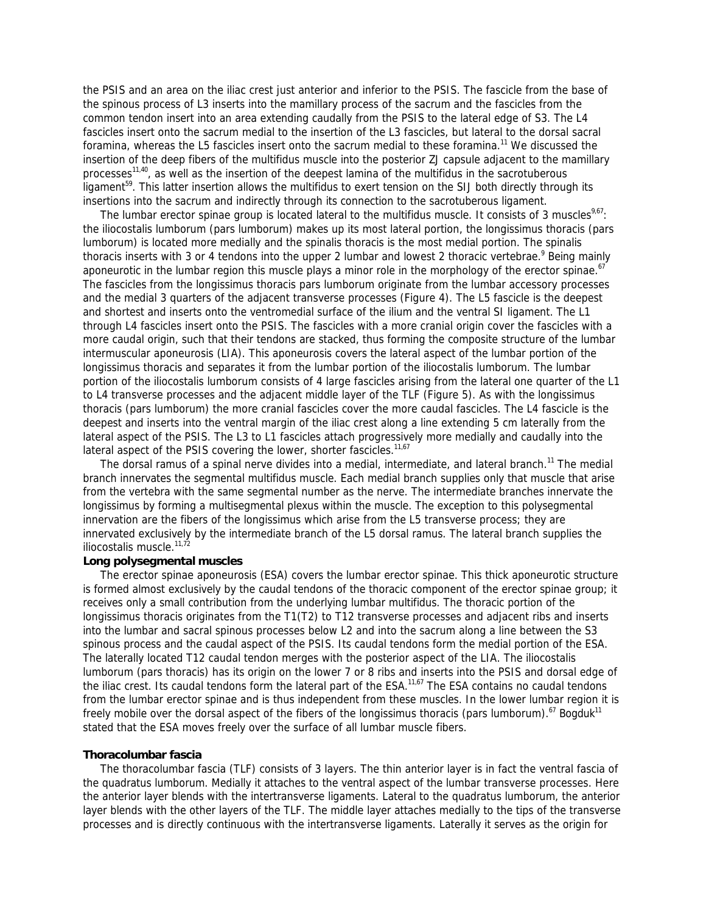the PSIS and an area on the iliac crest just anterior and inferior to the PSIS. The fascicle from the base of the spinous process of L3 inserts into the mamillary process of the sacrum and the fascicles from the common tendon insert into an area extending caudally from the PSIS to the lateral edge of S3. The L4 fascicles insert onto the sacrum medial to the insertion of the L3 fascicles, but lateral to the dorsal sacral foramina, whereas the L5 fascicles insert onto the sacrum medial to these foramina.[11] We discussed the insertion of the deep fibers of the multifidus muscle into the posterior ZJ capsule adjacent to the mamillary processes[11,40], as well as the insertion of the deepest lamina of the multifidus in the sacrotuberous ligament[59]. This latter insertion allows the multifidus to exert tension on the SIJ both directly through its insertions into the sacrum and indirectly through its connection to the sacrotuberous ligament.

The lumbar erector spinae group is located lateral to the multifidus muscle. It consists of 3 muscles[9,67]: the iliocostalis lumborum (pars lumborum) makes up its most lateral portion, the longissimus thoracis (pars lumborum) is located more medially and the spinalis thoracis is the most medial portion. The spinalis thoracis inserts with 3 or 4 tendons into the upper 2 lumbar and lowest 2 thoracic vertebrae.[9] Being mainly aponeurotic in the lumbar region this muscle plays a minor role in the morphology of the erector spinae.[67] The fascicles from the longissimus thoracis pars lumborum originate from the lumbar accessory processes and the medial 3 quarters of the adjacent transverse processes (Figure 4). The L5 fascicle is the deepest and shortest and inserts onto the ventromedial surface of the ilium and the ventral SI ligament. The L1 through L4 fascicles insert onto the PSIS. The fascicles with a more cranial origin cover the fascicles with a more caudal origin, such that their tendons are stacked, thus forming the composite structure of the lumbar intermuscular aponeurosis (LIA). This aponeurosis covers the lateral aspect of the lumbar portion of the longissimus thoracis and separates it from the lumbar portion of the iliocostalis lumborum. The lumbar portion of the iliocostalis lumborum consists of 4 large fascicles arising from the lateral one quarter of the L1 to L4 transverse processes and the adjacent middle layer of the TLF (Figure 5). As with the longissimus thoracis (pars lumborum) the more cranial fascicles cover the more caudal fascicles. The L4 fascicle is the deepest and inserts into the ventral margin of the iliac crest along a line extending 5 cm laterally from the lateral aspect of the PSIS. The L3 to L1 fascicles attach progressively more medially and caudally into the lateral aspect of the PSIS covering the lower, shorter fascicles.[11,67]

The dorsal ramus of a spinal nerve divides into a medial, intermediate, and lateral branch.[11] The medial branch innervates the segmental multifidus muscle. Each medial branch supplies only that muscle that arise from the vertebra with the same segmental number as the nerve. The intermediate branches innervate the longissimus by forming a multisegmental plexus within the muscle. The exception to this polysegmental innervation are the fibers of the longissimus which arise from the L5 transverse process; they are innervated exclusively by the intermediate branch of the L5 dorsal ramus. The lateral branch supplies the iliocostalis muscle.[11,72]

**Long polysegmental muscles**

The erector spinae aponeurosis (ESA) covers the lumbar erector spinae. This thick aponeurotic structure is formed almost exclusively by the caudal tendons of the thoracic component of the erector spinae group; it receives only a small contribution from the underlying lumbar multifidus. The thoracic portion of the longissimus thoracis originates from the T1(T2) to T12 transverse processes and adjacent ribs and inserts into the lumbar and sacral spinous processes below L2 and into the sacrum along a line between the S3 spinous process and the caudal aspect of the PSIS. Its caudal tendons form the medial portion of the ESA. The laterally located T12 caudal tendon merges with the posterior aspect of the LIA. The iliocostalis lumborum (pars thoracis) has its origin on the lower 7 or 8 ribs and inserts into the PSIS and dorsal edge of the iliac crest. Its caudal tendons form the lateral part of the ESA.[11,67] The ESA contains no caudal tendons from the lumbar erector spinae and is thus independent from these muscles. In the lower lumbar region it is freely mobile over the dorsal aspect of the fibers of the longissimus thoracis (pars lumborum).[67] Bogduk[11] stated that the ESA moves freely over the surface of all lumbar muscle fibers.

**Thoracolumbar fascia**

The thoracolumbar fascia (TLF) consists of 3 layers. The thin anterior layer is in fact the ventral fascia of the quadratus lumborum. Medially it attaches to the ventral aspect of the lumbar transverse processes. Here the anterior layer blends with the intertransverse ligaments. Lateral to the quadratus lumborum, the anterior layer blends with the other layers of the TLF. The middle layer attaches medially to the tips of the transverse processes and is directly continuous with the intertransverse ligaments. Laterally it serves as the origin for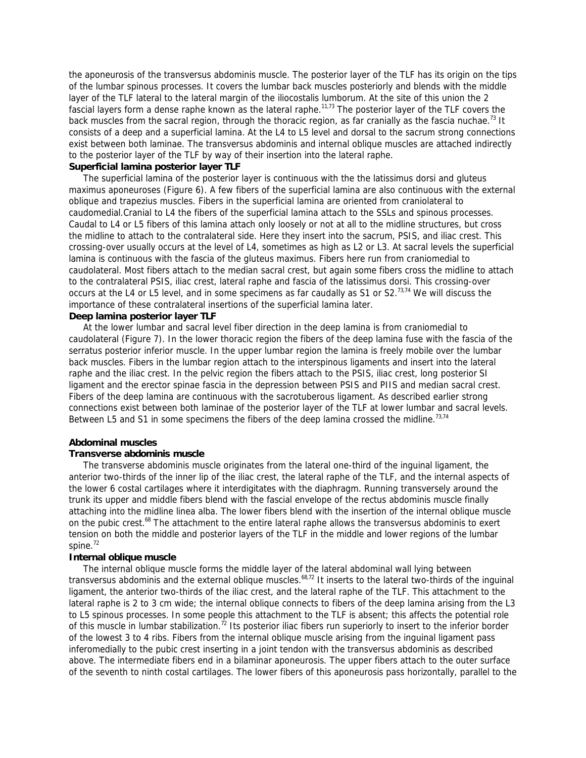the aponeurosis of the transversus abdominis muscle. The posterior layer of the TLF has its origin on the tips of the lumbar spinous processes. It covers the lumbar back muscles posteriorly and blends with the middle layer of the TLF lateral to the lateral margin of the iliocostalis lumborum. At the site of this union the 2 fascial layers form a dense raphe known as the lateral raphe.[11,73] The posterior layer of the TLF covers the back muscles from the sacral region, through the thoracic region, as far cranially as the fascia nuchae.[73] It consists of a deep and a superficial lamina. At the L4 to L5 level and dorsal to the sacrum strong connections exist between both laminae. The transversus abdominis and internal oblique muscles are attached indirectly to the posterior layer of the TLF by way of their insertion into the lateral raphe.

**Superficial lamina posterior layer TLF**

The superficial lamina of the posterior layer is continuous with the the latissimus dorsi and gluteus maximus aponeuroses (Figure 6). A few fibers of the superficial lamina are also continuous with the external oblique and trapezius muscles. Fibers in the superficial lamina are oriented from craniolateral to caudomedial.Cranial to L4 the fibers of the superficial lamina attach to the SSLs and spinous processes. Caudal to L4 or L5 fibers of this lamina attach only loosely or not at all to the midline structures, but cross the midline to attach to the contralateral side. Here they insert into the sacrum, PSIS, and iliac crest. This crossing-over usually occurs at the level of L4, sometimes as high as L2 or L3. At sacral levels the superficial lamina is continuous with the fascia of the gluteus maximus. Fibers here run from craniomedial to caudolateral. Most fibers attach to the median sacral crest, but again some fibers cross the midline to attach to the contralateral PSIS, iliac crest, lateral raphe and fascia of the latissimus dorsi. This crossing-over occurs at the L4 or L5 level, and in some specimens as far caudally as S1 or S2.[73,74] We will discuss the importance of these contralateral insertions of the superficial lamina later.

**Deep lamina posterior layer TLF**

At the lower lumbar and sacral level fiber direction in the deep lamina is from craniomedial to caudolateral (Figure 7). In the lower thoracic region the fibers of the deep lamina fuse with the fascia of the serratus posterior inferior muscle. In the upper lumbar region the lamina is freely mobile over the lumbar back muscles. Fibers in the lumbar region attach to the interspinous ligaments and insert into the lateral raphe and the iliac crest. In the pelvic region the fibers attach to the PSIS, iliac crest, long posterior SI ligament and the erector spinae fascia in the depression between PSIS and PIIS and median sacral crest. Fibers of the deep lamina are continuous with the sacrotuberous ligament. As described earlier strong connections exist between both laminae of the posterior layer of the TLF at lower lumbar and sacral levels. Between L5 and S1 in some specimens the fibers of the deep lamina crossed the midline.[73,74]

**Abdominal muscles**

**Transverse abdominis muscle**

The transverse abdominis muscle originates from the lateral one-third of the inguinal ligament, the anterior two-thirds of the inner lip of the iliac crest, the lateral raphe of the TLF, and the internal aspects of the lower 6 costal cartilages where it interdigitates with the diaphragm. Running transversely around the trunk its upper and middle fibers blend with the fascial envelope of the rectus abdominis muscle finally attaching into the midline linea alba. The lower fibers blend with the insertion of the internal oblique muscle on the pubic crest.[68] The attachment to the entire lateral raphe allows the transversus abdominis to exert tension on both the middle and posterior layers of the TLF in the middle and lower regions of the lumbar spine.[72]

**Internal oblique muscle**

The internal oblique muscle forms the middle layer of the lateral abdominal wall lying between transversus abdominis and the external oblique muscles.[68,72] It inserts to the lateral two-thirds of the inguinal ligament, the anterior two-thirds of the iliac crest, and the lateral raphe of the TLF. This attachment to the lateral raphe is 2 to 3 cm wide; the internal oblique connects to fibers of the deep lamina arising from the L3 to L5 spinous processes. In some people this attachment to the TLF is absent; this affects the potential role of this muscle in lumbar stabilization.[72] Its posterior iliac fibers run superiorly to insert to the inferior border of the lowest 3 to 4 ribs. Fibers from the internal oblique muscle arising from the inguinal ligament pass inferomedially to the pubic crest inserting in a joint tendon with the transversus abdominis as described above. The intermediate fibers end in a bilaminar aponeurosis. The upper fibers attach to the outer surface of the seventh to ninth costal cartilages. The lower fibers of this aponeurosis pass horizontally, parallel to the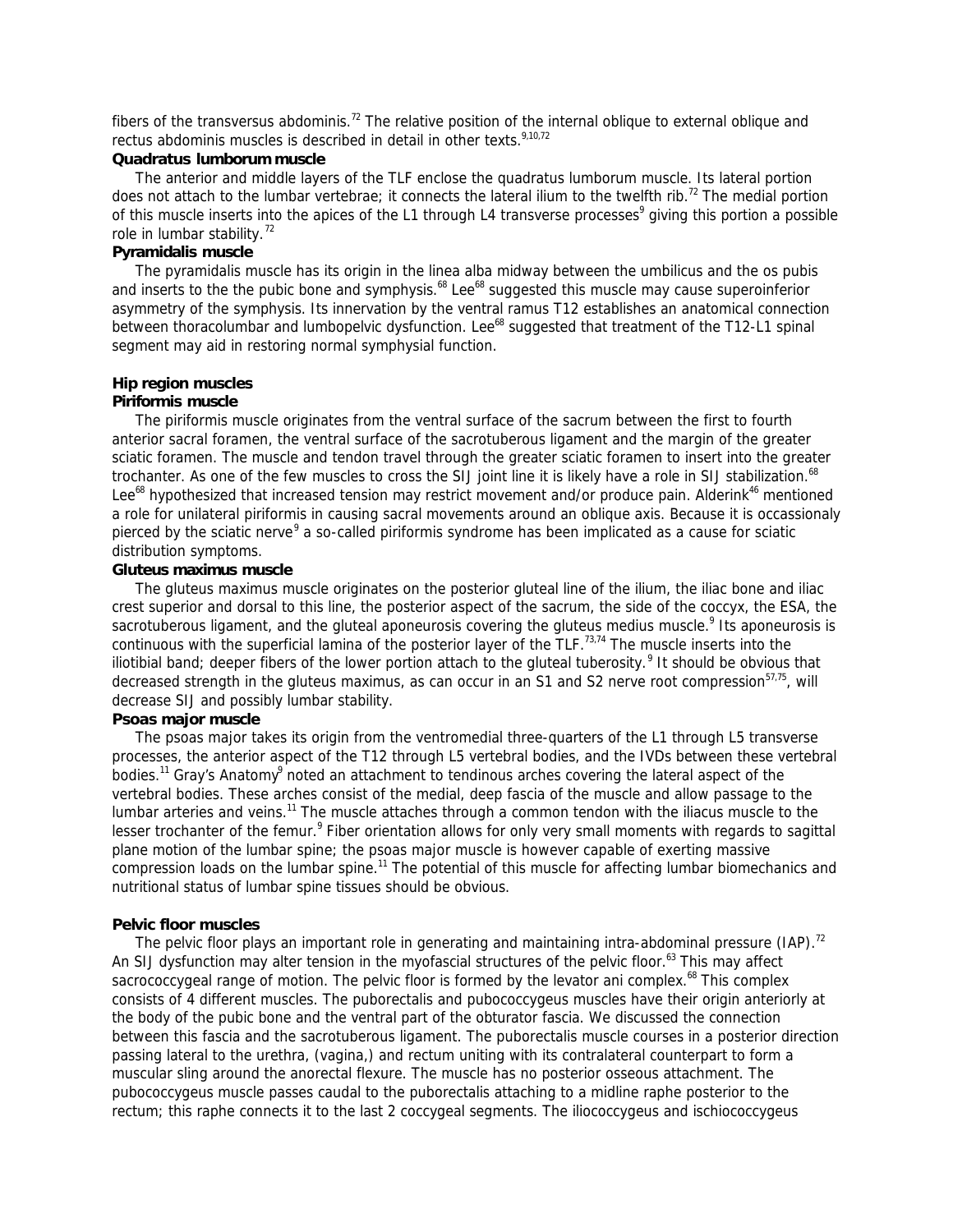fibers of the transversus abdominis.[72] The relative position of the internal oblique to external oblique and rectus abdominis muscles is described in detail in other texts.[9,10,72]

#### Quadratus lumborum muscle

The anterior and middle layers of the TLF enclose the quadratus lumborum muscle. Its lateral portion does not attach to the lumbar vertebrae; it connects the lateral ilium to the twelfth rib.[72] The medial portion of this muscle inserts into the apices of the L1 through L4 transverse processes[9] giving this portion a possible role in lumbar stability.[72]

#### Pyramidalis muscle

The pyramidalis muscle has its origin in the linea alba midway between the umbilicus and the os pubis and inserts to the the pubic bone and symphysis.[68] Lee[68] suggested this muscle may cause superoinferior asymmetry of the symphysis. Its innervation by the ventral ramus T12 establishes an anatomical connection between thoracolumbar and lumbopelvic dysfunction. Lee[68] suggested that treatment of the T12-L1 spinal segment may aid in restoring normal symphysial function.

### Hip region muscles

#### Piriformis muscle

The piriformis muscle originates from the ventral surface of the sacrum between the first to fourth anterior sacral foramen, the ventral surface of the sacrotuberous ligament and the margin of the greater sciatic foramen. The muscle and tendon travel through the greater sciatic foramen to insert into the greater trochanter. As one of the few muscles to cross the SIJ joint line it is likely have a role in SIJ stabilization.[68] Lee[68] hypothesized that increased tension may restrict movement and/or produce pain. Alderink[46] mentioned a role for unilateral piriformis in causing sacral movements around an oblique axis. Because it is occassionaly pierced by the sciatic nerve[9] a so-called piriformis syndrome has been implicated as a cause for sciatic distribution symptoms.

#### Gluteus maximus muscle

The gluteus maximus muscle originates on the posterior gluteal line of the ilium, the iliac bone and iliac crest superior and dorsal to this line, the posterior aspect of the sacrum, the side of the coccyx, the ESA, the sacrotuberous ligament, and the gluteal aponeurosis covering the gluteus medius muscle.[9] Its aponeurosis is continuous with the superficial lamina of the posterior layer of the TLF.[73,74] The muscle inserts into the iliotibial band; deeper fibers of the lower portion attach to the gluteal tuberosity.[9] It should be obvious that decreased strength in the gluteus maximus, as can occur in an S1 and S2 nerve root compression[57,75], will decrease SIJ and possibly lumbar stability.

#### Psoas major muscle

The psoas major takes its origin from the ventromedial three-quarters of the L1 through L5 transverse processes, the anterior aspect of the T12 through L5 vertebral bodies, and the IVDs between these vertebral bodies.[11] Gray's Anatomy[9] noted an attachment to tendinous arches covering the lateral aspect of the vertebral bodies. These arches consist of the medial, deep fascia of the muscle and allow passage to the lumbar arteries and veins.[11] The muscle attaches through a common tendon with the iliacus muscle to the lesser trochanter of the femur.[9] Fiber orientation allows for only very small moments with regards to sagittal plane motion of the lumbar spine; the psoas major muscle is however capable of exerting massive compression loads on the lumbar spine.[11] The potential of this muscle for affecting lumbar biomechanics and nutritional status of lumbar spine tissues should be obvious.

### Pelvic floor muscles

The pelvic floor plays an important role in generating and maintaining intra-abdominal pressure (IAP).[72] An SIJ dysfunction may alter tension in the myofascial structures of the pelvic floor.[63] This may affect sacrococcygeal range of motion. The pelvic floor is formed by the levator ani complex.[68] This complex consists of 4 different muscles. The puborectalis and pubococcygeus muscles have their origin anteriorly at the body of the pubic bone and the ventral part of the obturator fascia. We discussed the connection between this fascia and the sacrotuberous ligament. The puborectalis muscle courses in a posterior direction passing lateral to the urethra, (vagina,) and rectum uniting with its contralateral counterpart to form a muscular sling around the anorectal flexure. The muscle has no posterior osseous attachment. The pubococcygeus muscle passes caudal to the puborectalis attaching to a midline raphe posterior to the rectum; this raphe connects it to the last 2 coccygeal segments. The iliococcygeus and ischiococcygeus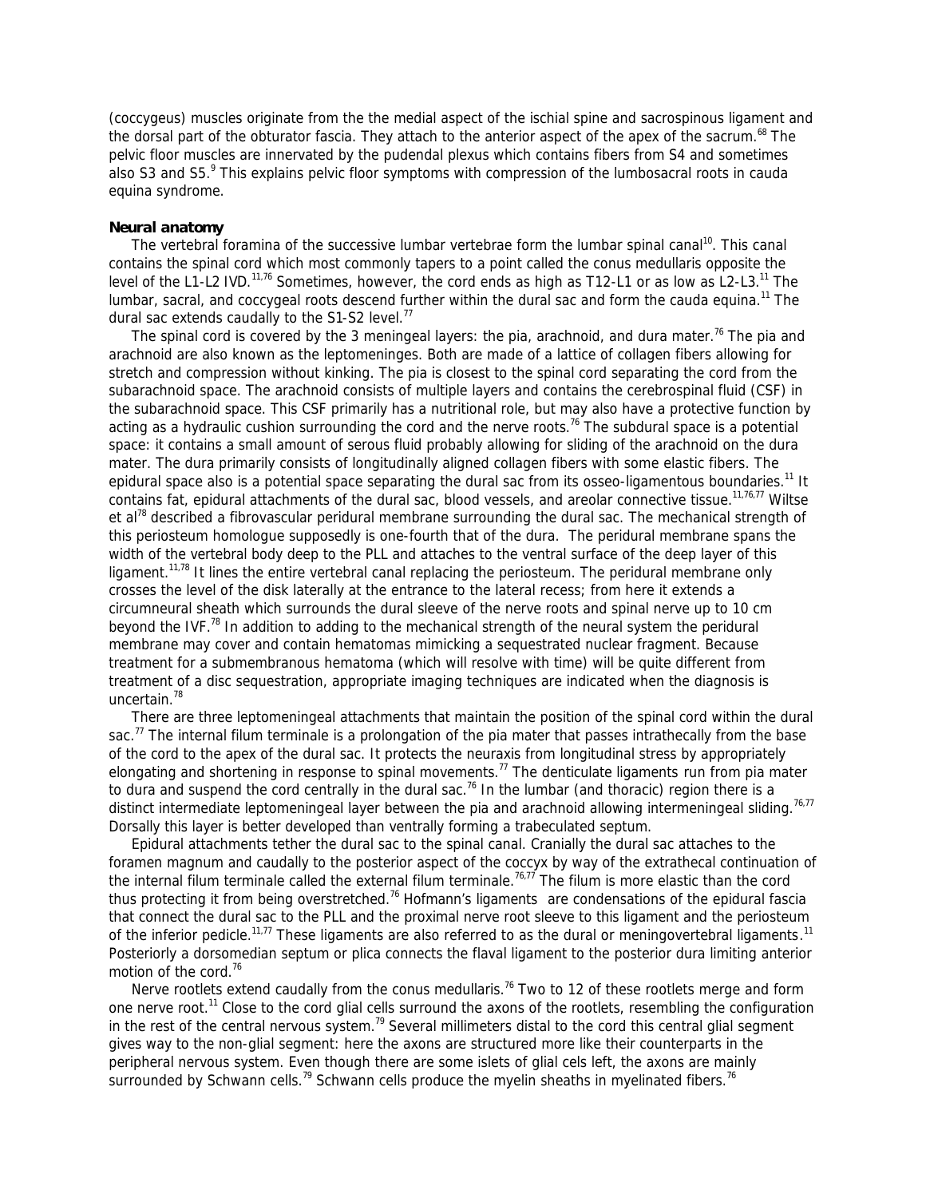(coccygeus) muscles originate from the the medial aspect of the ischial spine and sacrospinous ligament and the dorsal part of the obturator fascia. They attach to the anterior aspect of the apex of the sacrum.[68] The pelvic floor muscles are innervated by the pudendal plexus which contains fibers from S4 and sometimes also S3 and S5.[9] This explains pelvic floor symptoms with compression of the lumbosacral roots in cauda equina syndrome.

**Neural anatomy**

The vertebral foramina of the successive lumbar vertebrae form the lumbar spinal canal[10]. This canal contains the spinal cord which most commonly tapers to a point called the conus medullaris opposite the level of the L1-L2 IVD.[11,76] Sometimes, however, the cord ends as high as T12-L1 or as low as L2-L3.[11] The lumbar, sacral, and coccygeal roots descend further within the dural sac and form the cauda equina.[11] The dural sac extends caudally to the S1-S2 level.[77]

The spinal cord is covered by the 3 meningeal layers: the pia, arachnoid, and dura mater.[76] The pia and arachnoid are also known as the leptomeninges. Both are made of a lattice of collagen fibers allowing for stretch and compression without kinking. The pia is closest to the spinal cord separating the cord from the subarachnoid space. The arachnoid consists of multiple layers and contains the cerebrospinal fluid (CSF) in the subarachnoid space. This CSF primarily has a nutritional role, but may also have a protective function by acting as a hydraulic cushion surrounding the cord and the nerve roots.[76] The subdural space is a potential space: it contains a small amount of serous fluid probably allowing for sliding of the arachnoid on the dura mater. The dura primarily consists of longitudinally aligned collagen fibers with some elastic fibers. The epidural space also is a potential space separating the dural sac from its osseo-ligamentous boundaries.[11] It contains fat, epidural attachments of the dural sac, blood vessels, and areolar connective tissue.[11,76,77] Wiltse et al[78] described a fibrovascular peridural membrane surrounding the dural sac. The mechanical strength of this periosteum homologue supposedly is one-fourth that of the dura. The peridural membrane spans the width of the vertebral body deep to the PLL and attaches to the ventral surface of the deep layer of this ligament.[11,78] It lines the entire vertebral canal replacing the periosteum. The peridural membrane only crosses the level of the disk laterally at the entrance to the lateral recess; from here it extends a circumneural sheath which surrounds the dural sleeve of the nerve roots and spinal nerve up to 10 cm beyond the IVF.[78] In addition to adding to the mechanical strength of the neural system the peridural membrane may cover and contain hematomas mimicking a sequestrated nuclear fragment. Because treatment for a submembranous hematoma (which will resolve with time) will be quite different from treatment of a disc sequestration, appropriate imaging techniques are indicated when the diagnosis is uncertain.[78]

There are three leptomeningeal attachments that maintain the position of the spinal cord within the dural sac.[77] The internal filum terminale is a prolongation of the pia mater that passes intrathecally from the base of the cord to the apex of the dural sac. It protects the neuraxis from longitudinal stress by appropriately elongating and shortening in response to spinal movements.[77] The denticulate ligaments run from pia mater to dura and suspend the cord centrally in the dural sac.[76] In the lumbar (and thoracic) region there is a distinct intermediate leptomeningeal layer between the pia and arachnoid allowing intermeningeal sliding.[76,77] Dorsally this layer is better developed than ventrally forming a trabeculated septum.

Epidural attachments tether the dural sac to the spinal canal. Cranially the dural sac attaches to the foramen magnum and caudally to the posterior aspect of the coccyx by way of the extrathecal continuation of the internal filum terminale called the external filum terminale.[76,77] The filum is more elastic than the cord thus protecting it from being overstretched.[76] Hofmann's ligaments are condensations of the epidural fascia that connect the dural sac to the PLL and the proximal nerve root sleeve to this ligament and the periosteum of the inferior pedicle.[11,77] These ligaments are also referred to as the dural or meningovertebral ligaments.[11] Posteriorly a dorsomedian septum or plica connects the flaval ligament to the posterior dura limiting anterior motion of the cord.[76]

Nerve rootlets extend caudally from the conus medullaris.[76] Two to 12 of these rootlets merge and form one nerve root.[11] Close to the cord glial cells surround the axons of the rootlets, resembling the configuration in the rest of the central nervous system.[79] Several millimeters distal to the cord this central glial segment gives way to the non-glial segment: here the axons are structured more like their counterparts in the peripheral nervous system. Even though there are some islets of glial cels left, the axons are mainly surrounded by Schwann cells.[79] Schwann cells produce the myelin sheaths in myelinated fibers.[76]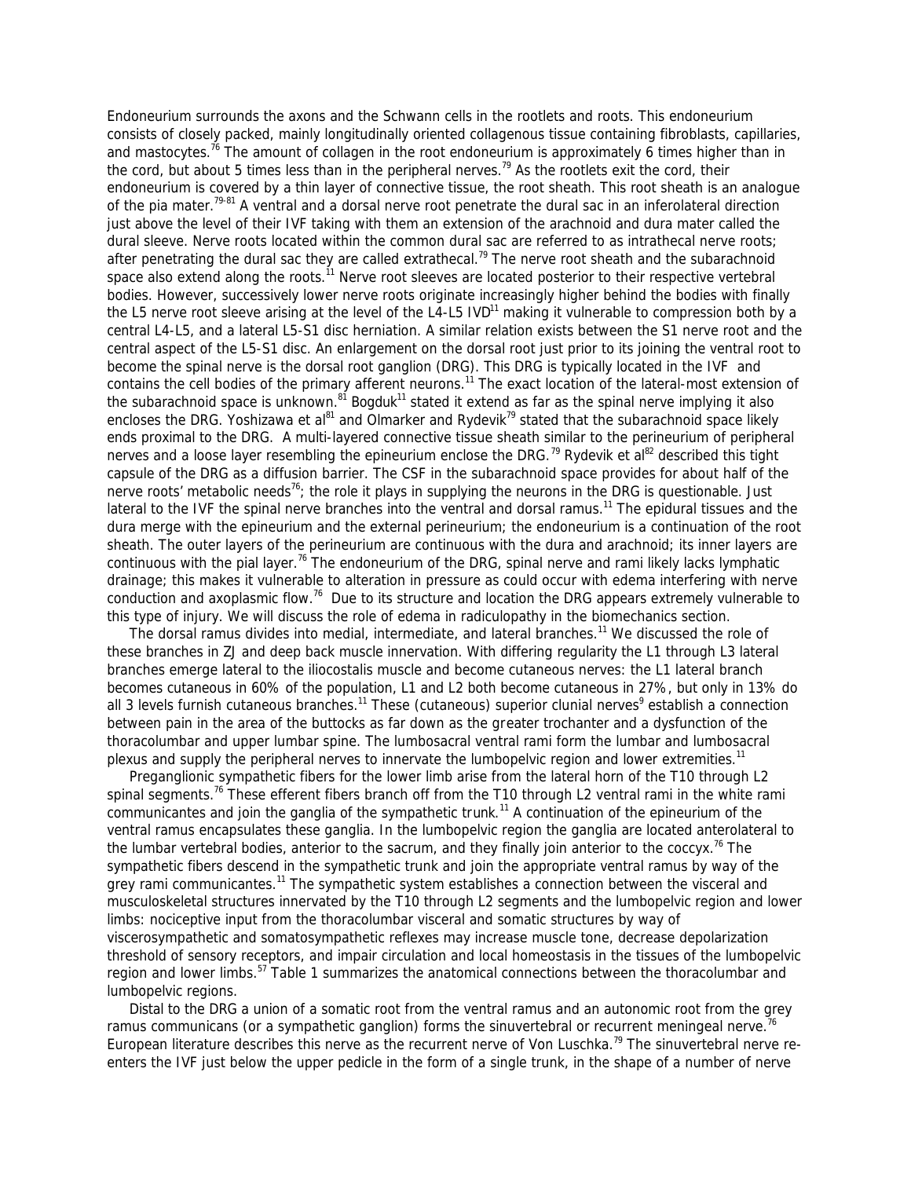Endoneurium surrounds the axons and the Schwann cells in the rootlets and roots. This endoneurium consists of closely packed, mainly longitudinally oriented collagenous tissue containing fibroblasts, capillaries, and mastocytes.[76] The amount of collagen in the root endoneurium is approximately 6 times higher than in the cord, but about 5 times less than in the peripheral nerves.[79] As the rootlets exit the cord, their endoneurium is covered by a thin layer of connective tissue, the root sheath. This root sheath is an analogue of the pia mater.[79-81] A ventral and a dorsal nerve root penetrate the dural sac in an inferolateral direction just above the level of their IVF taking with them an extension of the arachnoid and dura mater called the dural sleeve. Nerve roots located within the common dural sac are referred to as intrathecal nerve roots; after penetrating the dural sac they are called extrathecal.[79] The nerve root sheath and the subarachnoid space also extend along the roots.[11] Nerve root sleeves are located posterior to their respective vertebral bodies. However, successively lower nerve roots originate increasingly higher behind the bodies with finally the L5 nerve root sleeve arising at the level of the L4-L5 IVD[11] making it vulnerable to compression both by a central L4-L5, and a lateral L5-S1 disc herniation. A similar relation exists between the S1 nerve root and the central aspect of the L5-S1 disc. An enlargement on the dorsal root just prior to its joining the ventral root to become the spinal nerve is the dorsal root ganglion (DRG). This DRG is typically located in the IVF and contains the cell bodies of the primary afferent neurons.[11] The exact location of the lateral-most extension of the subarachnoid space is unknown.[81] Bogduk[11] stated it extend as far as the spinal nerve implying it also encloses the DRG. Yoshizawa et al[81] and Olmarker and Rydevik[79] stated that the subarachnoid space likely ends proximal to the DRG. A multi-layered connective tissue sheath similar to the perineurium of peripheral nerves and a loose layer resembling the epineurium enclose the DRG.[79] Rydevik et al[82] described this tight capsule of the DRG as a diffusion barrier. The CSF in the subarachnoid space provides for about half of the nerve roots' metabolic needs[76]; the role it plays in supplying the neurons in the DRG is questionable. Just lateral to the IVF the spinal nerve branches into the ventral and dorsal ramus.[11] The epidural tissues and the dura merge with the epineurium and the external perineurium; the endoneurium is a continuation of the root sheath. The outer layers of the perineurium are continuous with the dura and arachnoid; its inner layers are continuous with the pial layer.[76] The endoneurium of the DRG, spinal nerve and rami likely lacks lymphatic drainage; this makes it vulnerable to alteration in pressure as could occur with edema interfering with nerve conduction and axoplasmic flow.[76] Due to its structure and location the DRG appears extremely vulnerable to this type of injury. We will discuss the role of edema in radiculopathy in the biomechanics section.

The dorsal ramus divides into medial, intermediate, and lateral branches.[11] We discussed the role of these branches in ZJ and deep back muscle innervation. With differing regularity the L1 through L3 lateral branches emerge lateral to the iliocostalis muscle and become cutaneous nerves: the L1 lateral branch becomes cutaneous in 60% of the population, L1 and L2 both become cutaneous in 27%, but only in 13% do all 3 levels furnish cutaneous branches.[11] These (cutaneous) superior clunial nerves[9] establish a connection between pain in the area of the buttocks as far down as the greater trochanter and a dysfunction of the thoracolumbar and upper lumbar spine. The lumbosacral ventral rami form the lumbar and lumbosacral plexus and supply the peripheral nerves to innervate the lumbopelvic region and lower extremities.[11]

Preganglionic sympathetic fibers for the lower limb arise from the lateral horn of the T10 through L2 spinal segments.[76] These efferent fibers branch off from the T10 through L2 ventral rami in the white rami communicantes and join the ganglia of the sympathetic trunk.[11] A continuation of the epineurium of the ventral ramus encapsulates these ganglia. In the lumbopelvic region the ganglia are located anterolateral to the lumbar vertebral bodies, anterior to the sacrum, and they finally join anterior to the coccyx.[76] The sympathetic fibers descend in the sympathetic trunk and join the appropriate ventral ramus by way of the grey rami communicantes.[11] The sympathetic system establishes a connection between the visceral and musculoskeletal structures innervated by the T10 through L2 segments and the lumbopelvic region and lower limbs: nociceptive input from the thoracolumbar visceral and somatic structures by way of viscerosympathetic and somatosympathetic reflexes may increase muscle tone, decrease depolarization threshold of sensory receptors, and impair circulation and local homeostasis in the tissues of the lumbopelvic region and lower limbs.[57] Table 1 summarizes the anatomical connections between the thoracolumbar and lumbopelvic regions.

Distal to the DRG a union of a somatic root from the ventral ramus and an autonomic root from the grey ramus communicans (or a sympathetic ganglion) forms the sinuvertebral or recurrent meningeal nerve.[76] European literature describes this nerve as the recurrent nerve of Von Luschka.[79] The sinuvertebral nerve re-enters the IVF just below the upper pedicle in the form of a single trunk, in the shape of a number of nerve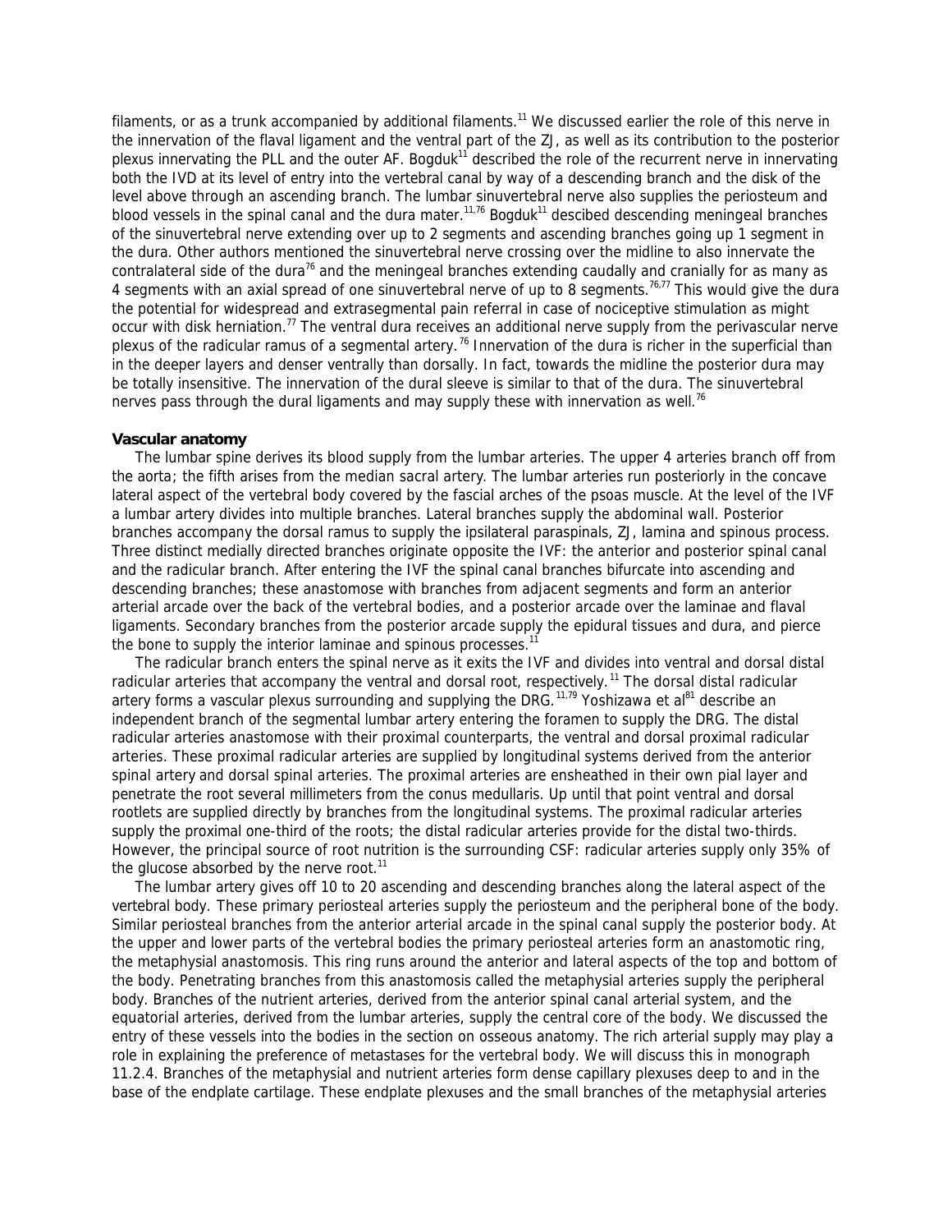filaments, or as a trunk accompanied by additional filaments.[11] We discussed earlier the role of this nerve in the innervation of the flaval ligament and the ventral part of the ZJ, as well as its contribution to the posterior plexus innervating the PLL and the outer AF. Bogduk[11] described the role of the recurrent nerve in innervating both the IVD at its level of entry into the vertebral canal by way of a descending branch and the disk of the level above through an ascending branch. The lumbar sinuvertebral nerve also supplies the periosteum and blood vessels in the spinal canal and the dura mater.[11,76] Bogduk[11] descibed descending meningeal branches of the sinuvertebral nerve extending over up to 2 segments and ascending branches going up 1 segment in the dura. Other authors mentioned the sinuvertebral nerve crossing over the midline to also innervate the contralateral side of the dura[76] and the meningeal branches extending caudally and cranially for as many as 4 segments with an axial spread of one sinuvertebral nerve of up to 8 segments.[76,77] This would give the dura the potential for widespread and extrasegmental pain referral in case of nociceptive stimulation as might occur with disk herniation.[77] The ventral dura receives an additional nerve supply from the perivascular nerve plexus of the radicular ramus of a segmental artery.[76] Innervation of the dura is richer in the superficial than in the deeper layers and denser ventrally than dorsally. In fact, towards the midline the posterior dura may be totally insensitive. The innervation of the dural sleeve is similar to that of the dura. The sinuvertebral nerves pass through the dural ligaments and may supply these with innervation as well.[76]

**Vascular anatomy**

The lumbar spine derives its blood supply from the lumbar arteries. The upper 4 arteries branch off from the aorta; the fifth arises from the median sacral artery. The lumbar arteries run posteriorly in the concave lateral aspect of the vertebral body covered by the fascial arches of the psoas muscle. At the level of the IVF a lumbar artery divides into multiple branches. Lateral branches supply the abdominal wall. Posterior branches accompany the dorsal ramus to supply the ipsilateral paraspinals, ZJ, lamina and spinous process. Three distinct medially directed branches originate opposite the IVF: the anterior and posterior spinal canal and the radicular branch. After entering the IVF the spinal canal branches bifurcate into ascending and descending branches; these anastomose with branches from adjacent segments and form an anterior arterial arcade over the back of the vertebral bodies, and a posterior arcade over the laminae and flaval ligaments. Secondary branches from the posterior arcade supply the epidural tissues and dura, and pierce the bone to supply the interior laminae and spinous processes.[11]

The radicular branch enters the spinal nerve as it exits the IVF and divides into ventral and dorsal distal radicular arteries that accompany the ventral and dorsal root, respectively.[11] The dorsal distal radicular artery forms a vascular plexus surrounding and supplying the DRG.[11,79] Yoshizawa et al[81] describe an independent branch of the segmental lumbar artery entering the foramen to supply the DRG. The distal radicular arteries anastomose with their proximal counterparts, the ventral and dorsal proximal radicular arteries. These proximal radicular arteries are supplied by longitudinal systems derived from the anterior spinal artery and dorsal spinal arteries. The proximal arteries are ensheathed in their own pial layer and penetrate the root several millimeters from the conus medullaris. Up until that point ventral and dorsal rootlets are supplied directly by branches from the longitudinal systems. The proximal radicular arteries supply the proximal one-third of the roots; the distal radicular arteries provide for the distal two-thirds. However, the principal source of root nutrition is the surrounding CSF: radicular arteries supply only 35% of the glucose absorbed by the nerve root.[11]

The lumbar artery gives off 10 to 20 ascending and descending branches along the lateral aspect of the vertebral body. These primary periosteal arteries supply the periosteum and the peripheral bone of the body. Similar periosteal branches from the anterior arterial arcade in the spinal canal supply the posterior body. At the upper and lower parts of the vertebral bodies the primary periosteal arteries form an anastomotic ring, the metaphysial anastomosis. This ring runs around the anterior and lateral aspects of the top and bottom of the body. Penetrating branches from this anastomosis called the metaphysial arteries supply the peripheral body. Branches of the nutrient arteries, derived from the anterior spinal canal arterial system, and the equatorial arteries, derived from the lumbar arteries, supply the central core of the body. We discussed the entry of these vessels into the bodies in the section on osseous anatomy. The rich arterial supply may play a role in explaining the preference of metastases for the vertebral body. We will discuss this in monograph 11.2.4. Branches of the metaphysial and nutrient arteries form dense capillary plexuses deep to and in the base of the endplate cartilage. These endplate plexuses and the small branches of the metaphysial arteries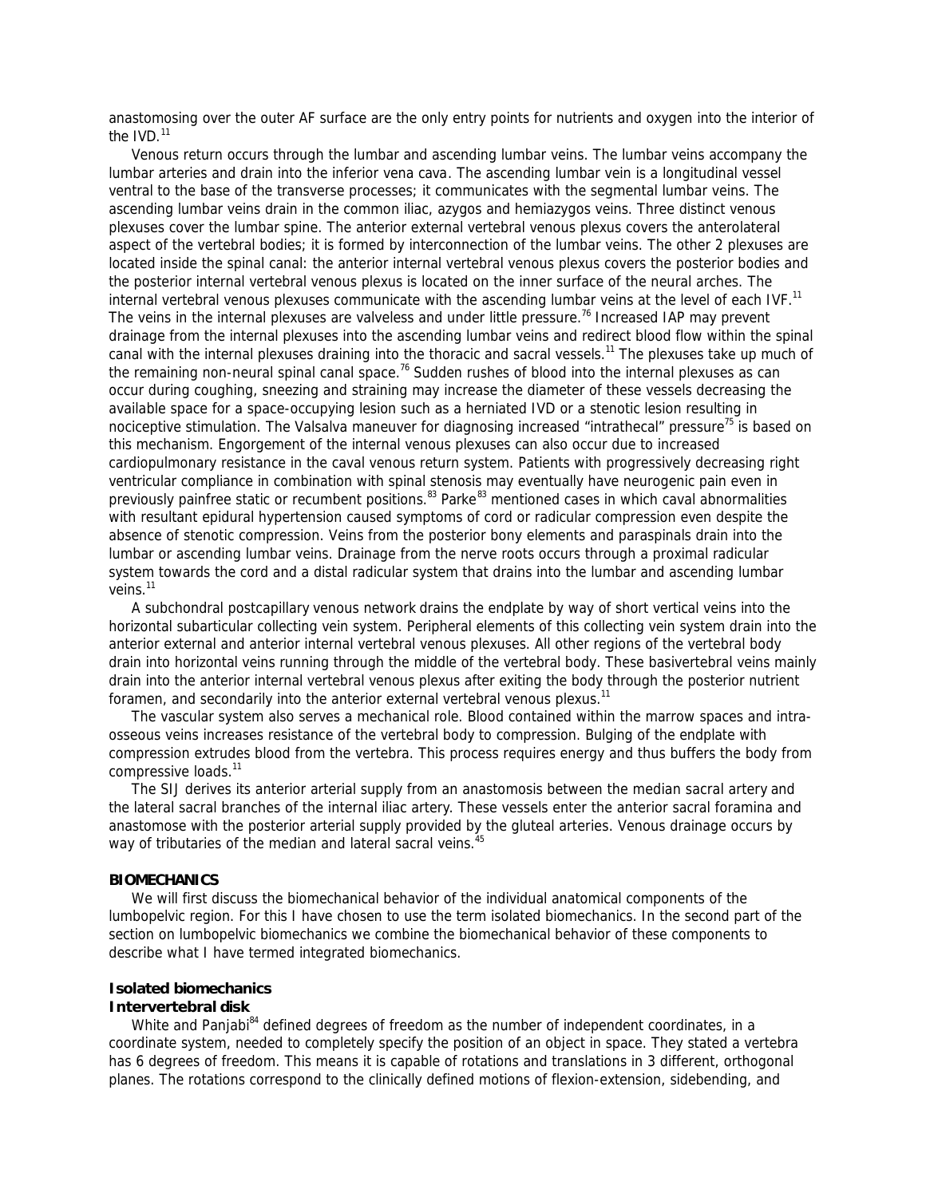anastomosing over the outer AF surface are the only entry points for nutrients and oxygen into the interior of the IVD.[11]

Venous return occurs through the lumbar and ascending lumbar veins. The lumbar veins accompany the lumbar arteries and drain into the inferior vena cava. The ascending lumbar vein is a longitudinal vessel ventral to the base of the transverse processes; it communicates with the segmental lumbar veins. The ascending lumbar veins drain in the common iliac, azygos and hemiazygos veins. Three distinct venous plexuses cover the lumbar spine. The anterior external vertebral venous plexus covers the anterolateral aspect of the vertebral bodies; it is formed by interconnection of the lumbar veins. The other 2 plexuses are located inside the spinal canal: the anterior internal vertebral venous plexus covers the posterior bodies and the posterior internal vertebral venous plexus is located on the inner surface of the neural arches. The internal vertebral venous plexuses communicate with the ascending lumbar veins at the level of each IVF.[11] The veins in the internal plexuses are valveless and under little pressure.[76] Increased IAP may prevent drainage from the internal plexuses into the ascending lumbar veins and redirect blood flow within the spinal canal with the internal plexuses draining into the thoracic and sacral vessels.[11] The plexuses take up much of the remaining non-neural spinal canal space.[76] Sudden rushes of blood into the internal plexuses as can occur during coughing, sneezing and straining may increase the diameter of these vessels decreasing the available space for a space-occupying lesion such as a herniated IVD or a stenotic lesion resulting in nociceptive stimulation. The Valsalva maneuver for diagnosing increased "intrathecal" pressure[75] is based on this mechanism. Engorgement of the internal venous plexuses can also occur due to increased cardiopulmonary resistance in the caval venous return system. Patients with progressively decreasing right ventricular compliance in combination with spinal stenosis may eventually have neurogenic pain even in previously painfree static or recumbent positions.[83] Parke[83] mentioned cases in which caval abnormalities with resultant epidural hypertension caused symptoms of cord or radicular compression even despite the absence of stenotic compression. Veins from the posterior bony elements and paraspinals drain into the lumbar or ascending lumbar veins. Drainage from the nerve roots occurs through a proximal radicular system towards the cord and a distal radicular system that drains into the lumbar and ascending lumbar veins.[11]

A subchondral postcapillary venous network drains the endplate by way of short vertical veins into the horizontal subarticular collecting vein system. Peripheral elements of this collecting vein system drain into the anterior external and anterior internal vertebral venous plexuses. All other regions of the vertebral body drain into horizontal veins running through the middle of the vertebral body. These basivertebral veins mainly drain into the anterior internal vertebral venous plexus after exiting the body through the posterior nutrient foramen, and secondarily into the anterior external vertebral venous plexus.[11]

The vascular system also serves a mechanical role. Blood contained within the marrow spaces and intra-osseous veins increases resistance of the vertebral body to compression. Bulging of the endplate with compression extrudes blood from the vertebra. This process requires energy and thus buffers the body from compressive loads.[11]

The SIJ derives its anterior arterial supply from an anastomosis between the median sacral artery and the lateral sacral branches of the internal iliac artery. These vessels enter the anterior sacral foramina and anastomose with the posterior arterial supply provided by the gluteal arteries. Venous drainage occurs by way of tributaries of the median and lateral sacral veins.[45]

## BIOMECHANICS

We will first discuss the biomechanical behavior of the individual anatomical components of the lumbopelvic region. For this I have chosen to use the term isolated biomechanics. In the second part of the section on lumbopelvic biomechanics we combine the biomechanical behavior of these components to describe what I have termed integrated biomechanics.

### Isolated biomechanics

#### Intervertebral disk

White and Panjabi[84] defined degrees of freedom as the number of independent coordinates, in a coordinate system, needed to completely specify the position of an object in space. They stated a vertebra has 6 degrees of freedom. This means it is capable of rotations and translations in 3 different, orthogonal planes. The rotations correspond to the clinically defined motions of flexion-extension, sidebending, and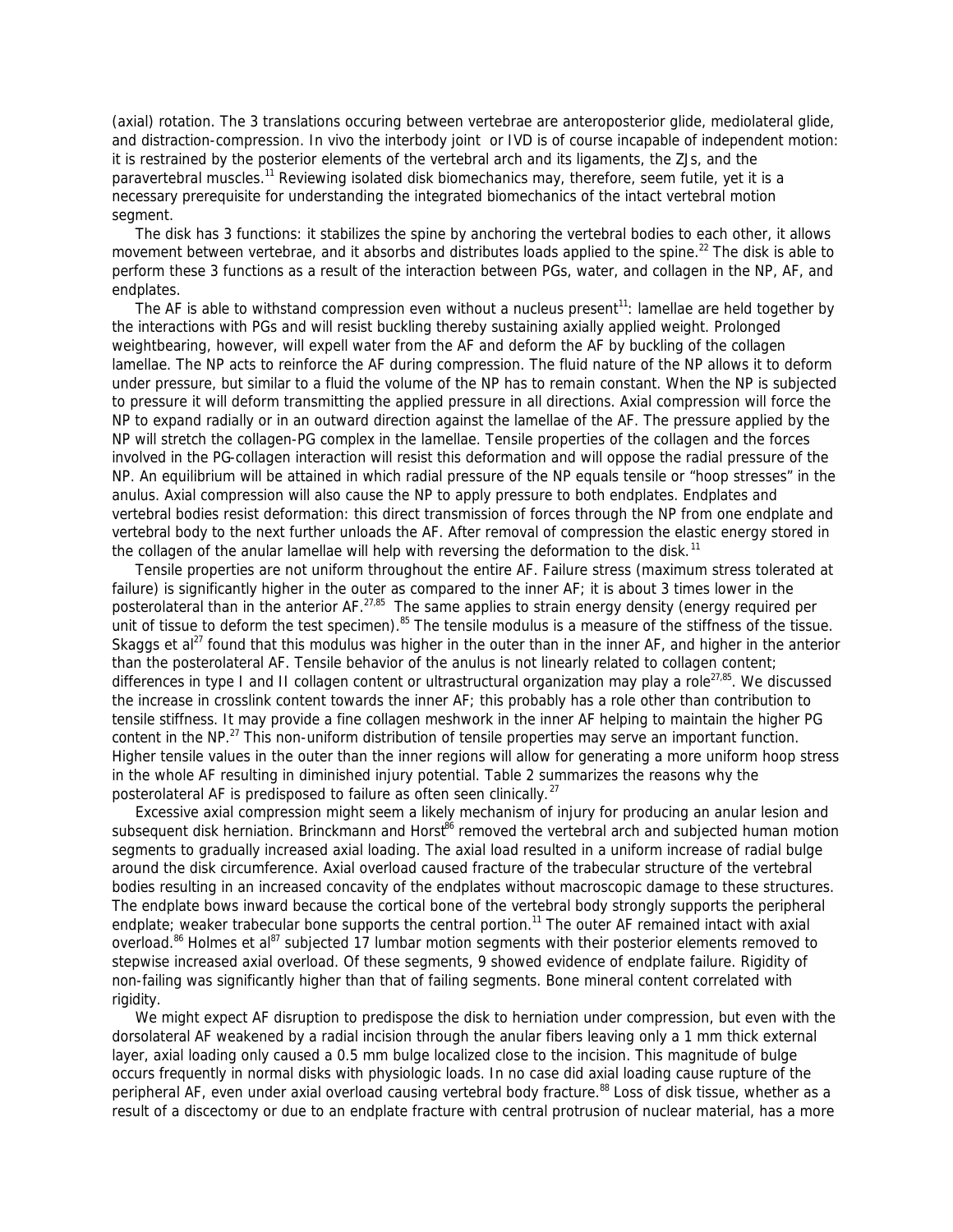(axial) rotation. The 3 translations occuring between vertebrae are anteroposterior glide, mediolateral glide, and distraction-compression. In vivo the interbody joint or IVD is of course incapable of independent motion: it is restrained by the posterior elements of the vertebral arch and its ligaments, the ZJs, and the paravertebral muscles.[11] Reviewing isolated disk biomechanics may, therefore, seem futile, yet it is a necessary prerequisite for understanding the integrated biomechanics of the intact vertebral motion segment.

The disk has 3 functions: it stabilizes the spine by anchoring the vertebral bodies to each other, it allows movement between vertebrae, and it absorbs and distributes loads applied to the spine.[22] The disk is able to perform these 3 functions as a result of the interaction between PGs, water, and collagen in the NP, AF, and endplates.

The AF is able to withstand compression even without a nucleus present[11]: lamellae are held together by the interactions with PGs and will resist buckling thereby sustaining axially applied weight. Prolonged weightbearing, however, will expell water from the AF and deform the AF by buckling of the collagen lamellae. The NP acts to reinforce the AF during compression. The fluid nature of the NP allows it to deform under pressure, but similar to a fluid the volume of the NP has to remain constant. When the NP is subjected to pressure it will deform transmitting the applied pressure in all directions. Axial compression will force the NP to expand radially or in an outward direction against the lamellae of the AF. The pressure applied by the NP will stretch the collagen-PG complex in the lamellae. Tensile properties of the collagen and the forces involved in the PG-collagen interaction will resist this deformation and will oppose the radial pressure of the NP. An equilibrium will be attained in which radial pressure of the NP equals tensile or "hoop stresses" in the anulus. Axial compression will also cause the NP to apply pressure to both endplates. Endplates and vertebral bodies resist deformation: this direct transmission of forces through the NP from one endplate and vertebral body to the next further unloads the AF. After removal of compression the elastic energy stored in the collagen of the anular lamellae will help with reversing the deformation to the disk.[11]

Tensile properties are not uniform throughout the entire AF. Failure stress (maximum stress tolerated at failure) is significantly higher in the outer as compared to the inner AF; it is about 3 times lower in the posterolateral than in the anterior AF.[27,85] The same applies to strain energy density (energy required per unit of tissue to deform the test specimen).[85] The tensile modulus is a measure of the stiffness of the tissue. Skaggs et al[27] found that this modulus was higher in the outer than in the inner AF, and higher in the anterior than the posterolateral AF. Tensile behavior of the anulus is not linearly related to collagen content; differences in type I and II collagen content or ultrastructural organization may play a role[27,85]. We discussed the increase in crosslink content towards the inner AF; this probably has a role other than contribution to tensile stiffness. It may provide a fine collagen meshwork in the inner AF helping to maintain the higher PG content in the NP.[27] This non-uniform distribution of tensile properties may serve an important function. Higher tensile values in the outer than the inner regions will allow for generating a more uniform hoop stress in the whole AF resulting in diminished injury potential. Table 2 summarizes the reasons why the posterolateral AF is predisposed to failure as often seen clinically.[27]

Excessive axial compression might seem a likely mechanism of injury for producing an anular lesion and subsequent disk herniation. Brinckmann and Horst[86] removed the vertebral arch and subjected human motion segments to gradually increased axial loading. The axial load resulted in a uniform increase of radial bulge around the disk circumference. Axial overload caused fracture of the trabecular structure of the vertebral bodies resulting in an increased concavity of the endplates without macroscopic damage to these structures. The endplate bows inward because the cortical bone of the vertebral body strongly supports the peripheral endplate; weaker trabecular bone supports the central portion.[11] The outer AF remained intact with axial overload.[86] Holmes et al[87] subjected 17 lumbar motion segments with their posterior elements removed to stepwise increased axial overload. Of these segments, 9 showed evidence of endplate failure. Rigidity of non-failing was significantly higher than that of failing segments. Bone mineral content correlated with rigidity.

We might expect AF disruption to predispose the disk to herniation under compression, but even with the dorsolateral AF weakened by a radial incision through the anular fibers leaving only a 1 mm thick external layer, axial loading only caused a 0.5 mm bulge localized close to the incision. This magnitude of bulge occurs frequently in normal disks with physiologic loads. In no case did axial loading cause rupture of the peripheral AF, even under axial overload causing vertebral body fracture.[88] Loss of disk tissue, whether as a result of a discectomy or due to an endplate fracture with central protrusion of nuclear material, has a more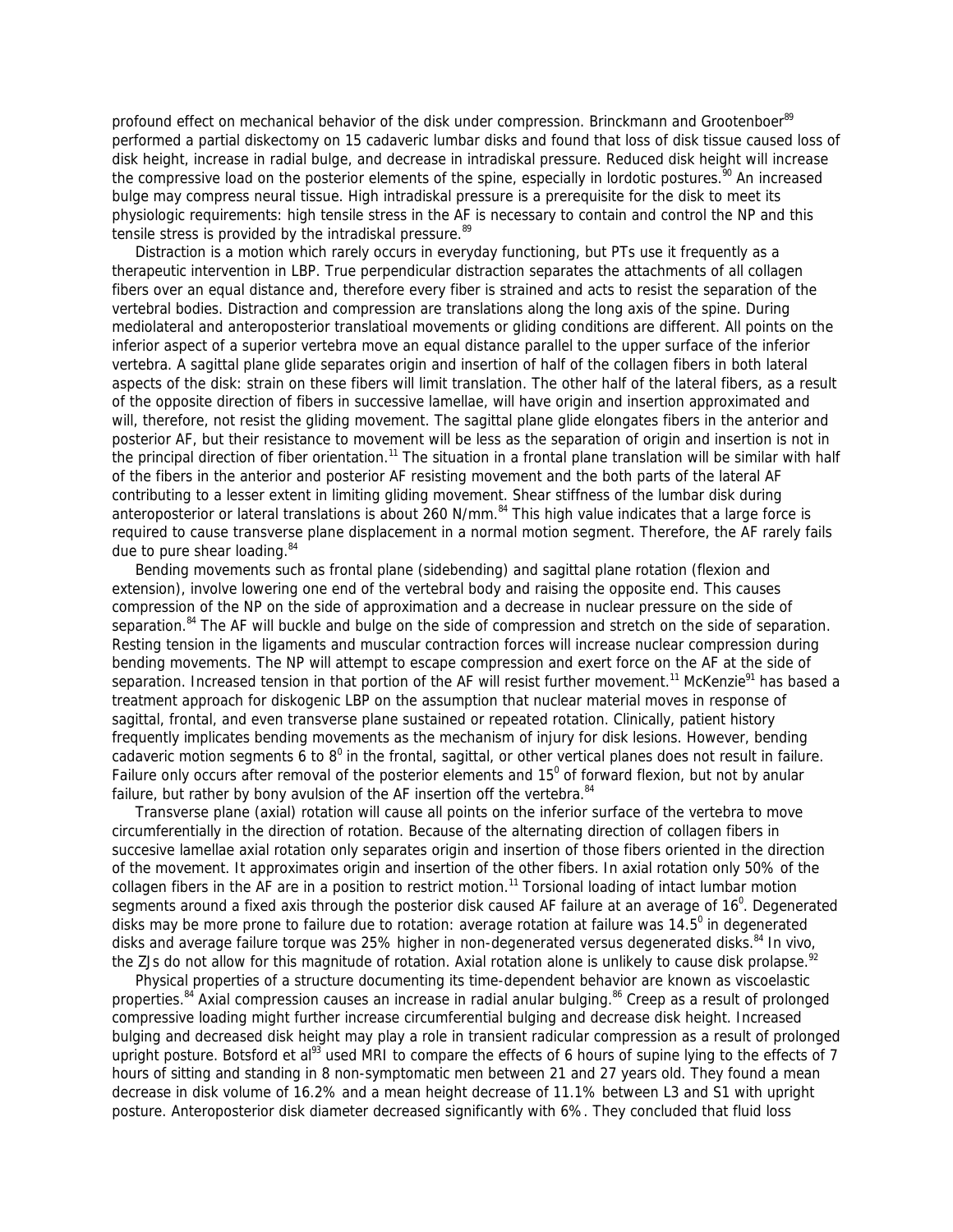profound effect on mechanical behavior of the disk under compression. Brinckmann and Grootenboer[89] performed a partial diskectomy on 15 cadaveric lumbar disks and found that loss of disk tissue caused loss of disk height, increase in radial bulge, and decrease in intradiskal pressure. Reduced disk height will increase the compressive load on the posterior elements of the spine, especially in lordotic postures.[90] An increased bulge may compress neural tissue. High intradiskal pressure is a prerequisite for the disk to meet its physiologic requirements: high tensile stress in the AF is necessary to contain and control the NP and this tensile stress is provided by the intradiskal pressure.[89]

Distraction is a motion which rarely occurs in everyday functioning, but PTs use it frequently as a therapeutic intervention in LBP. True perpendicular distraction separates the attachments of all collagen fibers over an equal distance and, therefore every fiber is strained and acts to resist the separation of the vertebral bodies. Distraction and compression are translations along the long axis of the spine. During mediolateral and anteroposterior translatioal movements or gliding conditions are different. All points on the inferior aspect of a superior vertebra move an equal distance parallel to the upper surface of the inferior vertebra. A sagittal plane glide separates origin and insertion of half of the collagen fibers in both lateral aspects of the disk: strain on these fibers will limit translation. The other half of the lateral fibers, as a result of the opposite direction of fibers in successive lamellae, will have origin and insertion approximated and will, therefore, not resist the gliding movement. The sagittal plane glide elongates fibers in the anterior and posterior AF, but their resistance to movement will be less as the separation of origin and insertion is not in the principal direction of fiber orientation.[11] The situation in a frontal plane translation will be similar with half of the fibers in the anterior and posterior AF resisting movement and the both parts of the lateral AF contributing to a lesser extent in limiting gliding movement. Shear stiffness of the lumbar disk during anteroposterior or lateral translations is about 260 N/mm.[84] This high value indicates that a large force is required to cause transverse plane displacement in a normal motion segment. Therefore, the AF rarely fails due to pure shear loading.[84]

Bending movements such as frontal plane (sidebending) and sagittal plane rotation (flexion and extension), involve lowering one end of the vertebral body and raising the opposite end. This causes compression of the NP on the side of approximation and a decrease in nuclear pressure on the side of separation.[84] The AF will buckle and bulge on the side of compression and stretch on the side of separation. Resting tension in the ligaments and muscular contraction forces will increase nuclear compression during bending movements. The NP will attempt to escape compression and exert force on the AF at the side of separation. Increased tension in that portion of the AF will resist further movement.[11] McKenzie[91] has based a treatment approach for diskogenic LBP on the assumption that nuclear material moves in response of sagittal, frontal, and even transverse plane sustained or repeated rotation. Clinically, patient history frequently implicates bending movements as the mechanism of injury for disk lesions. However, bending cadaveric motion segments 6 to $8^0$ in the frontal, sagittal, or other vertical planes does not result in failure. Failure only occurs after removal of the posterior elements and $15^0$ of forward flexion, but not by anular failure, but rather by bony avulsion of the AF insertion off the vertebra.[84]

Transverse plane (axial) rotation will cause all points on the inferior surface of the vertebra to move circumferentially in the direction of rotation. Because of the alternating direction of collagen fibers in succesive lamellae axial rotation only separates origin and insertion of those fibers oriented in the direction of the movement. It approximates origin and insertion of the other fibers. In axial rotation only 50% of the collagen fibers in the AF are in a position to restrict motion.[11] Torsional loading of intact lumbar motion segments around a fixed axis through the posterior disk caused AF failure at an average of $16^0$. Degenerated disks may be more prone to failure due to rotation: average rotation at failure was $14.5^0$ in degenerated disks and average failure torque was 25% higher in non-degenerated versus degenerated disks.[84] In vivo, the ZJs do not allow for this magnitude of rotation. Axial rotation alone is unlikely to cause disk prolapse.[92]

Physical properties of a structure documenting its time-dependent behavior are known as viscoelastic properties.[84] Axial compression causes an increase in radial anular bulging.[86] Creep as a result of prolonged compressive loading might further increase circumferential bulging and decrease disk height. Increased bulging and decreased disk height may play a role in transient radicular compression as a result of prolonged upright posture. Botsford et al[93] used MRI to compare the effects of 6 hours of supine lying to the effects of 7 hours of sitting and standing in 8 non-symptomatic men between 21 and 27 years old. They found a mean decrease in disk volume of 16.2% and a mean height decrease of 11.1% between L3 and S1 with upright posture. Anteroposterior disk diameter decreased significantly with 6%. They concluded that fluid loss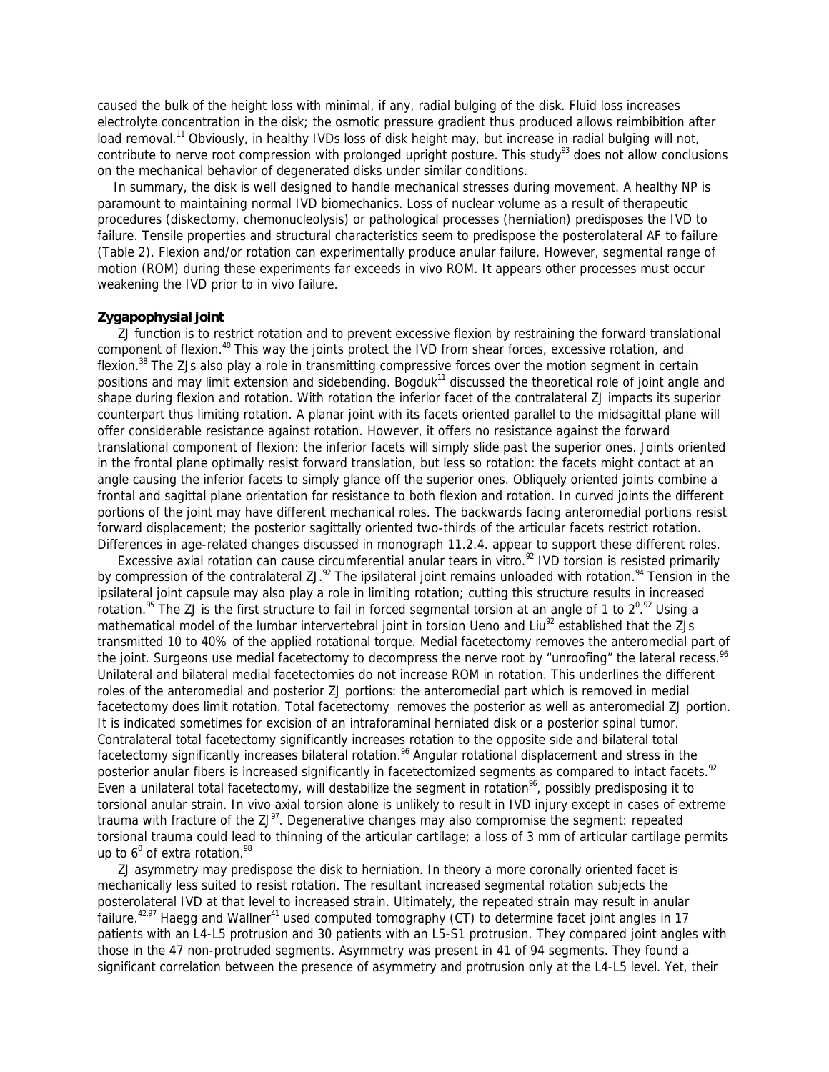caused the bulk of the height loss with minimal, if any, radial bulging of the disk. Fluid loss increases electrolyte concentration in the disk; the osmotic pressure gradient thus produced allows reimbibition after load removal.[11] Obviously, in healthy IVDs loss of disk height may, but increase in radial bulging will not, contribute to nerve root compression with prolonged upright posture. This study[93] does not allow conclusions on the mechanical behavior of degenerated disks under similar conditions.

In summary, the disk is well designed to handle mechanical stresses during movement. A healthy NP is paramount to maintaining normal IVD biomechanics. Loss of nuclear volume as a result of therapeutic procedures (diskectomy, chemonucleolysis) or pathological processes (herniation) predisposes the IVD to failure. Tensile properties and structural characteristics seem to predispose the posterolateral AF to failure (Table 2). Flexion and/or rotation can experimentally produce anular failure. However, segmental range of motion (ROM) during these experiments far exceeds in vivo ROM. It appears other processes must occur weakening the IVD prior to in vivo failure.

**Zygapophysial joint**

ZJ function is to restrict rotation and to prevent excessive flexion by restraining the forward translational component of flexion.[40] This way the joints protect the IVD from shear forces, excessive rotation, and flexion.[38] The ZJs also play a role in transmitting compressive forces over the motion segment in certain positions and may limit extension and sidebending. Bogduk[11] discussed the theoretical role of joint angle and shape during flexion and rotation. With rotation the inferior facet of the contralateral ZJ impacts its superior counterpart thus limiting rotation. A planar joint with its facets oriented parallel to the midsagittal plane will offer considerable resistance against rotation. However, it offers no resistance against the forward translational component of flexion: the inferior facets will simply slide past the superior ones. Joints oriented in the frontal plane optimally resist forward translation, but less so rotation: the facets might contact at an angle causing the inferior facets to simply glance off the superior ones. Obliquely oriented joints combine a frontal and sagittal plane orientation for resistance to both flexion and rotation. In curved joints the different portions of the joint may have different mechanical roles. The backwards facing anteromedial portions resist forward displacement; the posterior sagittally oriented two-thirds of the articular facets restrict rotation. Differences in age-related changes discussed in monograph 11.2.4. appear to support these different roles.

Excessive axial rotation can cause circumferential anular tears in vitro.[92] IVD torsion is resisted primarily by compression of the contralateral ZJ.[92] The ipsilateral joint remains unloaded with rotation.[94] Tension in the ipsilateral joint capsule may also play a role in limiting rotation; cutting this structure results in increased rotation.[95] The ZJ is the first structure to fail in forced segmental torsion at an angle of 1 to $2^0$.[92] Using a mathematical model of the lumbar intervertebral joint in torsion Ueno and Liu[92] established that the ZJs transmitted 10 to 40% of the applied rotational torque. Medial facetectomy removes the anteromedial part of the joint. Surgeons use medial facetectomy to decompress the nerve root by "unroofing" the lateral recess.[96] Unilateral and bilateral medial facetectomies do not increase ROM in rotation. This underlines the different roles of the anteromedial and posterior ZJ portions: the anteromedial part which is removed in medial facetectomy does limit rotation. Total facetectomy removes the posterior as well as anteromedial ZJ portion. It is indicated sometimes for excision of an intraforaminal herniated disk or a posterior spinal tumor. Contralateral total facetectomy significantly increases rotation to the opposite side and bilateral total facetectomy significantly increases bilateral rotation.[96] Angular rotational displacement and stress in the posterior anular fibers is increased significantly in facetectomized segments as compared to intact facets.[92] Even a unilateral total facetectomy, will destabilize the segment in rotation[96], possibly predisposing it to torsional anular strain. In vivo axial torsion alone is unlikely to result in IVD injury except in cases of extreme trauma with fracture of the ZJ[97]. Degenerative changes may also compromise the segment: repeated torsional trauma could lead to thinning of the articular cartilage; a loss of 3 mm of articular cartilage permits up to $6^0$ of extra rotation.[98]

ZJ asymmetry may predispose the disk to herniation. In theory a more coronally oriented facet is mechanically less suited to resist rotation. The resultant increased segmental rotation subjects the posterolateral IVD at that level to increased strain. Ultimately, the repeated strain may result in anular failure.[42,97] Haegg and Wallner[41] used computed tomography (CT) to determine facet joint angles in 17 patients with an L4-L5 protrusion and 30 patients with an L5-S1 protrusion. They compared joint angles with those in the 47 non-protruded segments. Asymmetry was present in 41 of 94 segments. They found a significant correlation between the presence of asymmetry and protrusion only at the L4-L5 level. Yet, their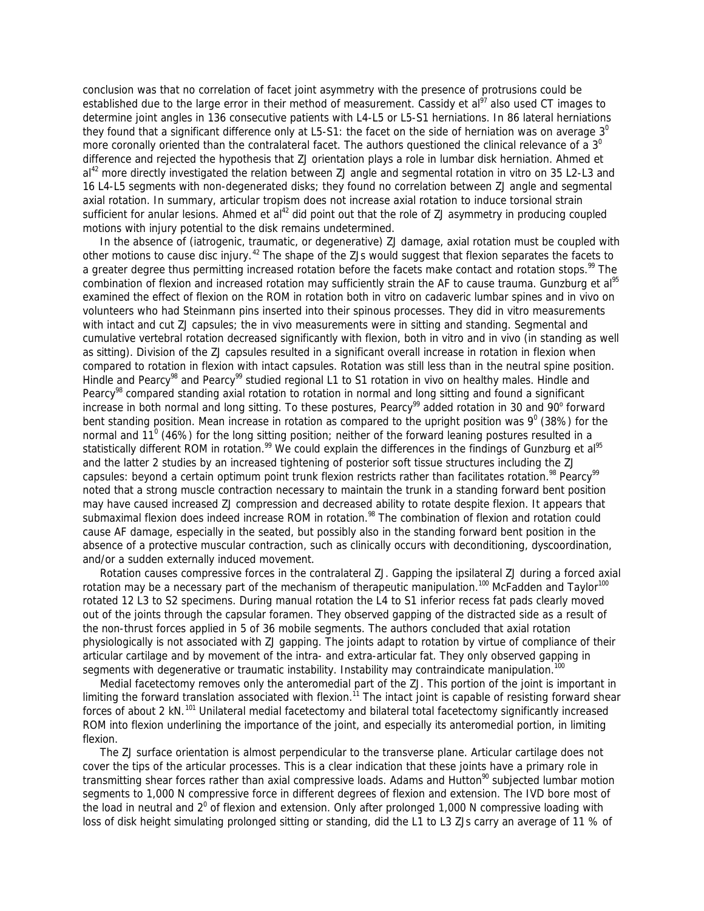conclusion was that no correlation of facet joint asymmetry with the presence of protrusions could be established due to the large error in their method of measurement. Cassidy et al[97] also used CT images to determine joint angles in 136 consecutive patients with L4-L5 or L5-S1 herniations. In 86 lateral herniations they found that a significant difference only at L5-S1: the facet on the side of herniation was on average $3^0$ more coronally oriented than the contralateral facet. The authors questioned the clinical relevance of a $3^0$ difference and rejected the hypothesis that ZJ orientation plays a role in lumbar disk herniation. Ahmed et al[42] more directly investigated the relation between ZJ angle and segmental rotation in vitro on 35 L2-L3 and 16 L4-L5 segments with non-degenerated disks; they found no correlation between ZJ angle and segmental axial rotation. In summary, articular tropism does not increase axial rotation to induce torsional strain sufficient for anular lesions. Ahmed et al[42] did point out that the role of ZJ asymmetry in producing coupled motions with injury potential to the disk remains undetermined.

In the absence of (iatrogenic, traumatic, or degenerative) ZJ damage, axial rotation must be coupled with other motions to cause disc injury.[42] The shape of the ZJs would suggest that flexion separates the facets to a greater degree thus permitting increased rotation before the facets make contact and rotation stops.[99] The combination of flexion and increased rotation may sufficiently strain the AF to cause trauma. Gunzburg et al[95] examined the effect of flexion on the ROM in rotation both in vitro on cadaveric lumbar spines and in vivo on volunteers who had Steinmann pins inserted into their spinous processes. They did in vitro measurements with intact and cut ZJ capsules; the in vivo measurements were in sitting and standing. Segmental and cumulative vertebral rotation decreased significantly with flexion, both in vitro and in vivo (in standing as well as sitting). Division of the ZJ capsules resulted in a significant overall increase in rotation in flexion when compared to rotation in flexion with intact capsules. Rotation was still less than in the neutral spine position. Hindle and Pearcy[98] and Pearcy[99] studied regional L1 to S1 rotation in vivo on healthy males. Hindle and Pearcy[98] compared standing axial rotation to rotation in normal and long sitting and found a significant increase in both normal and long sitting. To these postures, Pearcy[99] added rotation in 30 and 90° forward bent standing position. Mean increase in rotation as compared to the upright position was $9^0$ (38%) for the normal and $11^0$ (46%) for the long sitting position; neither of the forward leaning postures resulted in a statistically different ROM in rotation.[99] We could explain the differences in the findings of Gunzburg et al[95] and the latter 2 studies by an increased tightening of posterior soft tissue structures including the ZJ capsules: beyond a certain optimum point trunk flexion restricts rather than facilitates rotation.[98] Pearcy[99] noted that a strong muscle contraction necessary to maintain the trunk in a standing forward bent position may have caused increased ZJ compression and decreased ability to rotate despite flexion. It appears that submaximal flexion does indeed increase ROM in rotation.[98] The combination of flexion and rotation could cause AF damage, especially in the seated, but possibly also in the standing forward bent position in the absence of a protective muscular contraction, such as clinically occurs with deconditioning, dyscoordination, and/or a sudden externally induced movement.

Rotation causes compressive forces in the contralateral ZJ. Gapping the ipsilateral ZJ during a forced axial rotation may be a necessary part of the mechanism of therapeutic manipulation.[100] McFadden and Taylor[100] rotated 12 L3 to S2 specimens. During manual rotation the L4 to S1 inferior recess fat pads clearly moved out of the joints through the capsular foramen. They observed gapping of the distracted side as a result of the non-thrust forces applied in 5 of 36 mobile segments. The authors concluded that axial rotation physiologically is not associated with ZJ gapping. The joints adapt to rotation by virtue of compliance of their articular cartilage and by movement of the intra- and extra-articular fat. They only observed gapping in segments with degenerative or traumatic instability. Instability may contraindicate manipulation.[100]

Medial facetectomy removes only the anteromedial part of the ZJ. This portion of the joint is important in limiting the forward translation associated with flexion.[11] The intact joint is capable of resisting forward shear forces of about 2 kN.[101] Unilateral medial facetectomy and bilateral total facetectomy significantly increased ROM into flexion underlining the importance of the joint, and especially its anteromedial portion, in limiting flexion.

The ZJ surface orientation is almost perpendicular to the transverse plane. Articular cartilage does not cover the tips of the articular processes. This is a clear indication that these joints have a primary role in transmitting shear forces rather than axial compressive loads. Adams and Hutton[90] subjected lumbar motion segments to 1,000 N compressive force in different degrees of flexion and extension. The IVD bore most of the load in neutral and $2^0$ of flexion and extension. Only after prolonged 1,000 N compressive loading with loss of disk height simulating prolonged sitting or standing, did the L1 to L3 ZJs carry an average of 11 % of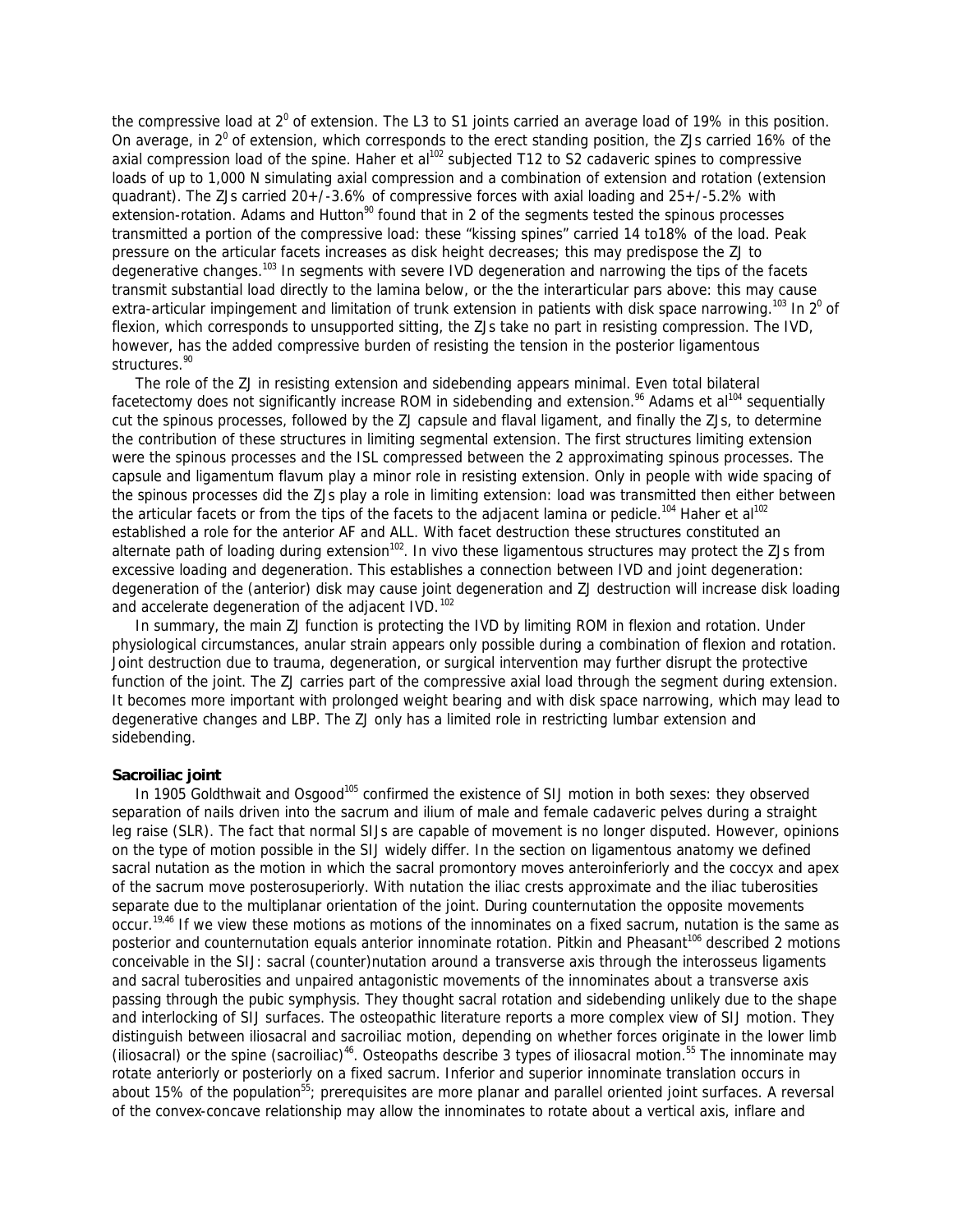the compressive load at $2^0$ of extension. The L3 to S1 joints carried an average load of 19% in this position. On average, in $2^0$ of extension, which corresponds to the erect standing position, the ZJs carried 16% of the axial compression load of the spine. Haher et al[102] subjected T12 to S2 cadaveric spines to compressive loads of up to 1,000 N simulating axial compression and a combination of extension and rotation (extension quadrant). The ZJs carried 20+/-3.6% of compressive forces with axial loading and 25+/-5.2% with extension-rotation. Adams and Hutton[90] found that in 2 of the segments tested the spinous processes transmitted a portion of the compressive load: these "kissing spines" carried 14 to18% of the load. Peak pressure on the articular facets increases as disk height decreases; this may predispose the ZJ to degenerative changes.[103] In segments with severe IVD degeneration and narrowing the tips of the facets transmit substantial load directly to the lamina below, or the the interarticular pars above: this may cause extra-articular impingement and limitation of trunk extension in patients with disk space narrowing.[103] In $2^0$ of flexion, which corresponds to unsupported sitting, the ZJs take no part in resisting compression. The IVD, however, has the added compressive burden of resisting the tension in the posterior ligamentous structures.[90]

The role of the ZJ in resisting extension and sidebending appears minimal. Even total bilateral facetectomy does not significantly increase ROM in sidebending and extension.[96] Adams et al[104] sequentially cut the spinous processes, followed by the ZJ capsule and flaval ligament, and finally the ZJs, to determine the contribution of these structures in limiting segmental extension. The first structures limiting extension were the spinous processes and the ISL compressed between the 2 approximating spinous processes. The capsule and ligamentum flavum play a minor role in resisting extension. Only in people with wide spacing of the spinous processes did the ZJs play a role in limiting extension: load was transmitted then either between the articular facets or from the tips of the facets to the adjacent lamina or pedicle.[104] Haher et al[102] established a role for the anterior AF and ALL. With facet destruction these structures constituted an alternate path of loading during extension[102]. In vivo these ligamentous structures may protect the ZJs from excessive loading and degeneration. This establishes a connection between IVD and joint degeneration: degeneration of the (anterior) disk may cause joint degeneration and ZJ destruction will increase disk loading and accelerate degeneration of the adjacent IVD.[102]

In summary, the main ZJ function is protecting the IVD by limiting ROM in flexion and rotation. Under physiological circumstances, anular strain appears only possible during a combination of flexion and rotation. Joint destruction due to trauma, degeneration, or surgical intervention may further disrupt the protective function of the joint. The ZJ carries part of the compressive axial load through the segment during extension. It becomes more important with prolonged weight bearing and with disk space narrowing, which may lead to degenerative changes and LBP. The ZJ only has a limited role in restricting lumbar extension and sidebending.

**Sacroiliac joint**

In 1905 Goldthwait and Osgood[105] confirmed the existence of SIJ motion in both sexes: they observed separation of nails driven into the sacrum and ilium of male and female cadaveric pelves during a straight leg raise (SLR). The fact that normal SIJs are capable of movement is no longer disputed. However, opinions on the type of motion possible in the SIJ widely differ. In the section on ligamentous anatomy we defined sacral nutation as the motion in which the sacral promontory moves anteroinferiorly and the coccyx and apex of the sacrum move posterosuperiorly. With nutation the iliac crests approximate and the iliac tuberosities separate due to the multiplanar orientation of the joint. During counternutation the opposite movements occur.[19,46] If we view these motions as motions of the innominates on a fixed sacrum, nutation is the same as posterior and counternutation equals anterior innominate rotation. Pitkin and Pheasant[106] described 2 motions conceivable in the SIJ: sacral (counter)nutation around a transverse axis through the interosseus ligaments and sacral tuberosities and unpaired antagonistic movements of the innominates about a transverse axis passing through the pubic symphysis. They thought sacral rotation and sidebending unlikely due to the shape and interlocking of SIJ surfaces. The osteopathic literature reports a more complex view of SIJ motion. They distinguish between iliosacral and sacroiliac motion, depending on whether forces originate in the lower limb (iliosacral) or the spine (sacroiliac)[46]. Osteopaths describe 3 types of iliosacral motion.[55] The innominate may rotate anteriorly or posteriorly on a fixed sacrum. Inferior and superior innominate translation occurs in about 15% of the population[55]; prerequisites are more planar and parallel oriented joint surfaces. A reversal of the convex-concave relationship may allow the innominates to rotate about a vertical axis, inflare and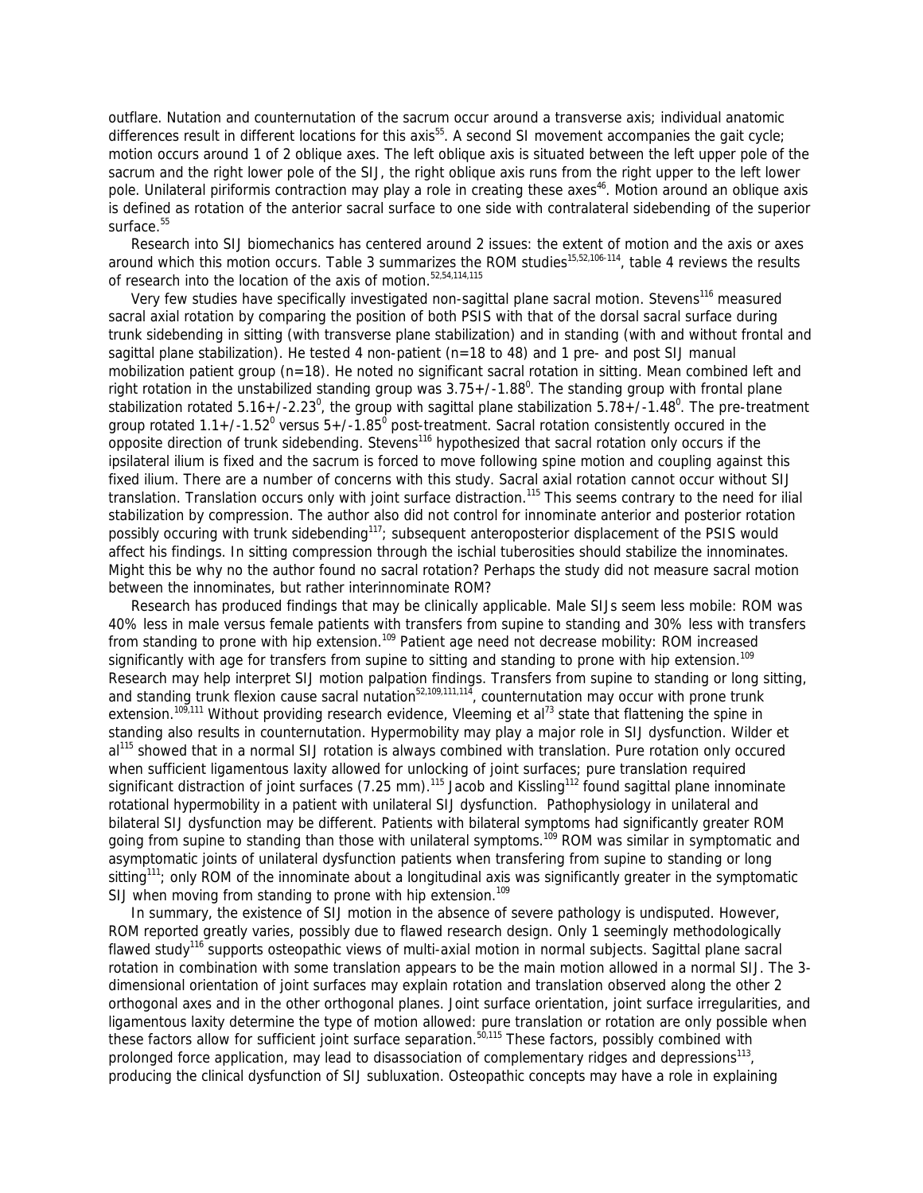outflare. Nutation and counternutation of the sacrum occur around a transverse axis; individual anatomic differences result in different locations for this axis[55]. A second SI movement accompanies the gait cycle; motion occurs around 1 of 2 oblique axes. The left oblique axis is situated between the left upper pole of the sacrum and the right lower pole of the SIJ, the right oblique axis runs from the right upper to the left lower pole. Unilateral piriformis contraction may play a role in creating these axes[46]. Motion around an oblique axis is defined as rotation of the anterior sacral surface to one side with contralateral sidebending of the superior surface.[55]

Research into SIJ biomechanics has centered around 2 issues: the extent of motion and the axis or axes around which this motion occurs. Table 3 summarizes the ROM studies[15,52,106-114], table 4 reviews the results of research into the location of the axis of motion.[52,54,114,115]

Very few studies have specifically investigated non-sagittal plane sacral motion. Stevens[116] measured sacral axial rotation by comparing the position of both PSIS with that of the dorsal sacral surface during trunk sidebending in sitting (with transverse plane stabilization) and in standing (with and without frontal and sagittal plane stabilization). He tested 4 non-patient (n=18 to 48) and 1 pre- and post SIJ manual mobilization patient group (n=18). He noted no significant sacral rotation in sitting. Mean combined left and right rotation in the unstabilized standing group was $3.75+/-1.88^0$. The standing group with frontal plane stabilization rotated $5.16+/-2.23^0$, the group with sagittal plane stabilization $5.78+/-1.48^0$. The pre-treatment group rotated $1.1+/-1.52^0$ versus $5+/-1.85^0$ post-treatment. Sacral rotation consistently occured in the opposite direction of trunk sidebending. Stevens[116] hypothesized that sacral rotation only occurs if the ipsilateral ilium is fixed and the sacrum is forced to move following spine motion and coupling against this fixed ilium. There are a number of concerns with this study. Sacral axial rotation cannot occur without SIJ translation. Translation occurs only with joint surface distraction.[115] This seems contrary to the need for ilial stabilization by compression. The author also did not control for innominate anterior and posterior rotation possibly occuring with trunk sidebending[117]; subsequent anteroposterior displacement of the PSIS would affect his findings. In sitting compression through the ischial tuberosities should stabilize the innominates. Might this be why no the author found no sacral rotation? Perhaps the study did not measure sacral motion between the innominates, but rather interinnominate ROM?

Research has produced findings that may be clinically applicable. Male SIJs seem less mobile: ROM was 40% less in male versus female patients with transfers from supine to standing and 30% less with transfers from standing to prone with hip extension.[109] Patient age need not decrease mobility: ROM increased significantly with age for transfers from supine to sitting and standing to prone with hip extension.[109] Research may help interpret SIJ motion palpation findings. Transfers from supine to standing or long sitting, and standing trunk flexion cause sacral nutation[52,109,111,114], counternutation may occur with prone trunk extension.[109,111] Without providing research evidence, Vleeming et al[73] state that flattening the spine in standing also results in counternutation. Hypermobility may play a major role in SIJ dysfunction. Wilder et al[115] showed that in a normal SIJ rotation is always combined with translation. Pure rotation only occured when sufficient ligamentous laxity allowed for unlocking of joint surfaces; pure translation required significant distraction of joint surfaces (7.25 mm).[115] Jacob and Kissling[112] found sagittal plane innominate rotational hypermobility in a patient with unilateral SIJ dysfunction. Pathophysiology in unilateral and bilateral SIJ dysfunction may be different. Patients with bilateral symptoms had significantly greater ROM going from supine to standing than those with unilateral symptoms.[109] ROM was similar in symptomatic and asymptomatic joints of unilateral dysfunction patients when transfering from supine to standing or long sitting[111]; only ROM of the innominate about a longitudinal axis was significantly greater in the symptomatic SIJ when moving from standing to prone with hip extension.[109]

In summary, the existence of SIJ motion in the absence of severe pathology is undisputed. However, ROM reported greatly varies, possibly due to flawed research design. Only 1 seemingly methodologically flawed study[116] supports osteopathic views of multi-axial motion in normal subjects. Sagittal plane sacral rotation in combination with some translation appears to be the main motion allowed in a normal SIJ. The 3-dimensional orientation of joint surfaces may explain rotation and translation observed along the other 2 orthogonal axes and in the other orthogonal planes. Joint surface orientation, joint surface irregularities, and ligamentous laxity determine the type of motion allowed: pure translation or rotation are only possible when these factors allow for sufficient joint surface separation.[50,115] These factors, possibly combined with prolonged force application, may lead to disassociation of complementary ridges and depressions[113], producing the clinical dysfunction of SIJ subluxation. Osteopathic concepts may have a role in explaining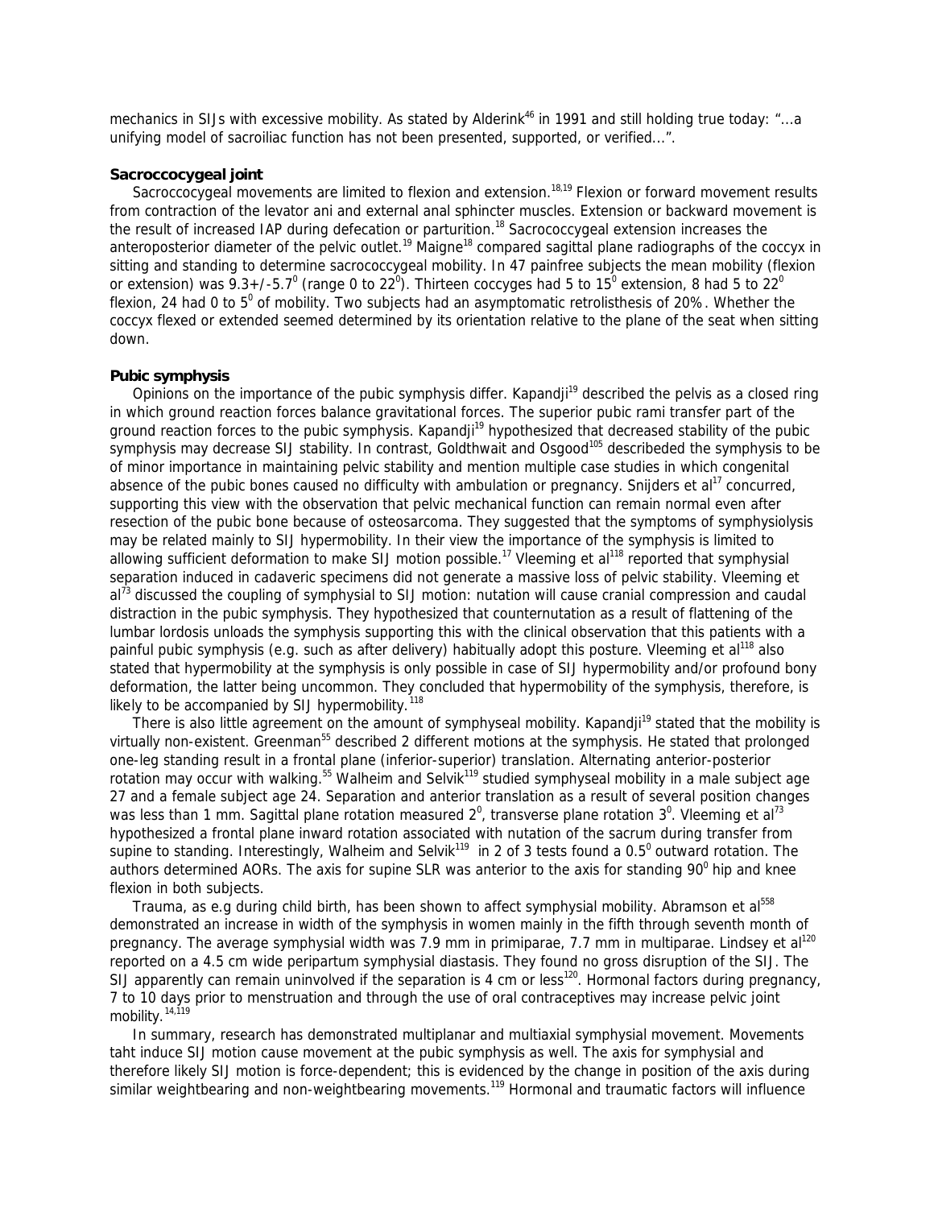mechanics in SIJs with excessive mobility. As stated by Alderink[46] in 1991 and still holding true today: "...a unifying model of sacroiliac function has not been presented, supported, or verified...".

### Sacroccocygeal joint

Sacroccocygeal movements are limited to flexion and extension.[18,19] Flexion or forward movement results from contraction of the levator ani and external anal sphincter muscles. Extension or backward movement is the result of increased IAP during defecation or parturition.[18] Sacrococcygeal extension increases the anteroposterior diameter of the pelvic outlet.[19] Maigne[18] compared sagittal plane radiographs of the coccyx in sitting and standing to determine sacrococcygeal mobility. In 47 painfree subjects the mean mobility (flexion or extension) was $9.3+/-5.7^0$ (range 0 to $22^0$). Thirteen coccyges had 5 to $15^0$ extension, 8 had 5 to $22^0$ flexion, 24 had 0 to $5^0$ of mobility. Two subjects had an asymptomatic retrolisthesis of 20%. Whether the coccyx flexed or extended seemed determined by its orientation relative to the plane of the seat when sitting down.

### Pubic symphysis

Opinions on the importance of the pubic symphysis differ. Kapandji[19] described the pelvis as a closed ring in which ground reaction forces balance gravitational forces. The superior pubic rami transfer part of the ground reaction forces to the pubic symphysis. Kapandji[19] hypothesized that decreased stability of the pubic symphysis may decrease SIJ stability. In contrast, Goldthwait and Osgood[105] describeded the symphysis to be of minor importance in maintaining pelvic stability and mention multiple case studies in which congenital absence of the pubic bones caused no difficulty with ambulation or pregnancy. Snijders et al[17] concurred, supporting this view with the observation that pelvic mechanical function can remain normal even after resection of the pubic bone because of osteosarcoma. They suggested that the symptoms of symphysiolysis may be related mainly to SIJ hypermobility. In their view the importance of the symphysis is limited to allowing sufficient deformation to make SIJ motion possible.[17] Vleeming et al[118] reported that symphysial separation induced in cadaveric specimens did not generate a massive loss of pelvic stability. Vleeming et al[73] discussed the coupling of symphysial to SIJ motion: nutation will cause cranial compression and caudal distraction in the pubic symphysis. They hypothesized that counternutation as a result of flattening of the lumbar lordosis unloads the symphysis supporting this with the clinical observation that this patients with a painful pubic symphysis (e.g. such as after delivery) habitually adopt this posture. Vleeming et al[118] also stated that hypermobility at the symphysis is only possible in case of SIJ hypermobility and/or profound bony deformation, the latter being uncommon. They concluded that hypermobility of the symphysis, therefore, is likely to be accompanied by SIJ hypermobility.[118]

There is also little agreement on the amount of symphyseal mobility. Kapandji[19] stated that the mobility is virtually non-existent. Greenman[55] described 2 different motions at the symphysis. He stated that prolonged one-leg standing result in a frontal plane (inferior-superior) translation. Alternating anterior-posterior rotation may occur with walking.[55] Walheim and Selvik[119] studied symphyseal mobility in a male subject age 27 and a female subject age 24. Separation and anterior translation as a result of several position changes was less than 1 mm. Sagittal plane rotation measured $2^0$, transverse plane rotation $3^0$. Vleeming et al[73] hypothesized a frontal plane inward rotation associated with nutation of the sacrum during transfer from supine to standing. Interestingly, Walheim and Selvik[119] in 2 of 3 tests found a $0.5^0$ outward rotation. The authors determined AORs. The axis for supine SLR was anterior to the axis for standing $90^0$ hip and knee flexion in both subjects.

Trauma, as e.g during child birth, has been shown to affect symphysial mobility. Abramson et al[558] demonstrated an increase in width of the symphysis in women mainly in the fifth through seventh month of pregnancy. The average symphysial width was 7.9 mm in primiparae, 7.7 mm in multiparae. Lindsey et al[120] reported on a 4.5 cm wide peripartum symphysial diastasis. They found no gross disruption of the SIJ. The SIJ apparently can remain uninvolved if the separation is 4 cm or less[120]. Hormonal factors during pregnancy, 7 to 10 days prior to menstruation and through the use of oral contraceptives may increase pelvic joint mobility.[14,119]

In summary, research has demonstrated multiplanar and multiaxial symphysial movement. Movements taht induce SIJ motion cause movement at the pubic symphysis as well. The axis for symphysial and therefore likely SIJ motion is force-dependent; this is evidenced by the change in position of the axis during similar weightbearing and non-weightbearing movements.[119] Hormonal and traumatic factors will influence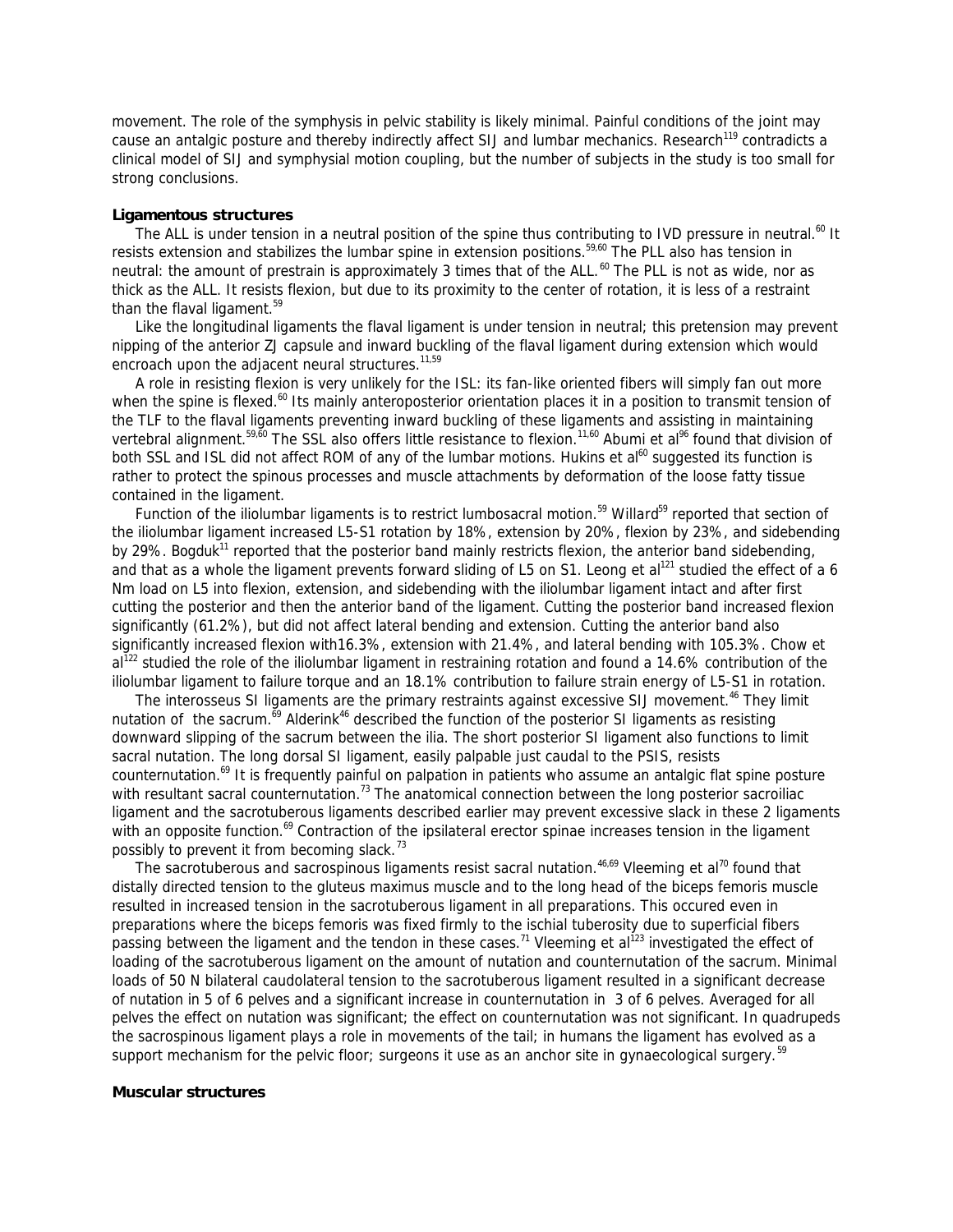movement. The role of the symphysis in pelvic stability is likely minimal. Painful conditions of the joint may cause an antalgic posture and thereby indirectly affect SIJ and lumbar mechanics. Research[119] contradicts a clinical model of SIJ and symphysial motion coupling, but the number of subjects in the study is too small for strong conclusions.

**Ligamentous structures**

The ALL is under tension in a neutral position of the spine thus contributing to IVD pressure in neutral.[60] It resists extension and stabilizes the lumbar spine in extension positions.[59,60] The PLL also has tension in neutral: the amount of prestrain is approximately 3 times that of the ALL.[60] The PLL is not as wide, nor as thick as the ALL. It resists flexion, but due to its proximity to the center of rotation, it is less of a restraint than the flaval ligament.[59]

Like the longitudinal ligaments the flaval ligament is under tension in neutral; this pretension may prevent nipping of the anterior ZJ capsule and inward buckling of the flaval ligament during extension which would encroach upon the adjacent neural structures.[11,59]

A role in resisting flexion is very unlikely for the ISL: its fan-like oriented fibers will simply fan out more when the spine is flexed.[60] Its mainly anteroposterior orientation places it in a position to transmit tension of the TLF to the flaval ligaments preventing inward buckling of these ligaments and assisting in maintaining vertebral alignment.[59,60] The SSL also offers little resistance to flexion.[11,60] Abumi et al[96] found that division of both SSL and ISL did not affect ROM of any of the lumbar motions. Hukins et al[60] suggested its function is rather to protect the spinous processes and muscle attachments by deformation of the loose fatty tissue contained in the ligament.

Function of the iliolumbar ligaments is to restrict lumbosacral motion.[59] Willard[59] reported that section of the iliolumbar ligament increased L5-S1 rotation by 18%, extension by 20%, flexion by 23%, and sidebending by 29%. Bogduk[11] reported that the posterior band mainly restricts flexion, the anterior band sidebending, and that as a whole the ligament prevents forward sliding of L5 on S1. Leong et al[121] studied the effect of a 6 Nm load on L5 into flexion, extension, and sidebending with the iliolumbar ligament intact and after first cutting the posterior and then the anterior band of the ligament. Cutting the posterior band increased flexion significantly (61.2%), but did not affect lateral bending and extension. Cutting the anterior band also significantly increased flexion with16.3%, extension with 21.4%, and lateral bending with 105.3%. Chow et al[122] studied the role of the iliolumbar ligament in restraining rotation and found a 14.6% contribution of the iliolumbar ligament to failure torque and an 18.1% contribution to failure strain energy of L5-S1 in rotation.

The interosseus SI ligaments are the primary restraints against excessive SIJ movement.[46] They limit nutation of the sacrum.[69] Alderink[46] described the function of the posterior SI ligaments as resisting downward slipping of the sacrum between the ilia. The short posterior SI ligament also functions to limit sacral nutation. The long dorsal SI ligament, easily palpable just caudal to the PSIS, resists counternutation.[69] It is frequently painful on palpation in patients who assume an antalgic flat spine posture with resultant sacral counternutation.[73] The anatomical connection between the long posterior sacroiliac ligament and the sacrotuberous ligaments described earlier may prevent excessive slack in these 2 ligaments with an opposite function.[69] Contraction of the ipsilateral erector spinae increases tension in the ligament possibly to prevent it from becoming slack.[73]

The sacrotuberous and sacrospinous ligaments resist sacral nutation.[46,69] Vleeming et al[70] found that distally directed tension to the gluteus maximus muscle and to the long head of the biceps femoris muscle resulted in increased tension in the sacrotuberous ligament in all preparations. This occured even in preparations where the biceps femoris was fixed firmly to the ischial tuberosity due to superficial fibers passing between the ligament and the tendon in these cases.[71] Vleeming et al[123] investigated the effect of loading of the sacrotuberous ligament on the amount of nutation and counternutation of the sacrum. Minimal loads of 50 N bilateral caudolateral tension to the sacrotuberous ligament resulted in a significant decrease of nutation in 5 of 6 pelves and a significant increase in counternutation in 3 of 6 pelves. Averaged for all pelves the effect on nutation was significant; the effect on counternutation was not significant. In quadrupeds the sacrospinous ligament plays a role in movements of the tail; in humans the ligament has evolved as a support mechanism for the pelvic floor; surgeons it use as an anchor site in gynaecological surgery.[59]

**Muscular structures**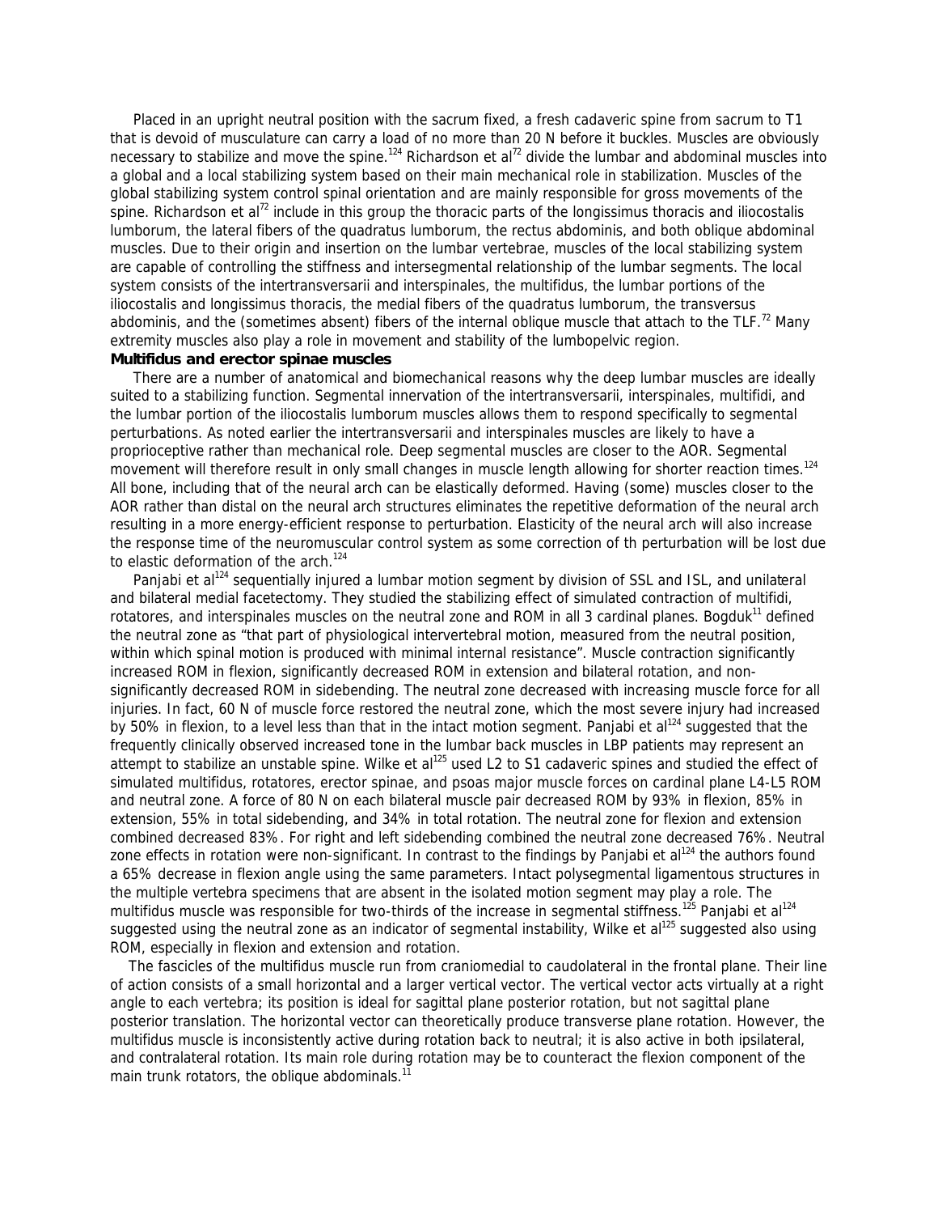Placed in an upright neutral position with the sacrum fixed, a fresh cadaveric spine from sacrum to T1 that is devoid of musculature can carry a load of no more than 20 N before it buckles. Muscles are obviously necessary to stabilize and move the spine.[124] Richardson et al[72] divide the lumbar and abdominal muscles into a global and a local stabilizing system based on their main mechanical role in stabilization. Muscles of the global stabilizing system control spinal orientation and are mainly responsible for gross movements of the spine. Richardson et al[72] include in this group the thoracic parts of the longissimus thoracis and iliocostalis lumborum, the lateral fibers of the quadratus lumborum, the rectus abdominis, and both oblique abdominal muscles. Due to their origin and insertion on the lumbar vertebrae, muscles of the local stabilizing system are capable of controlling the stiffness and intersegmental relationship of the lumbar segments. The local system consists of the intertransversarii and interspinales, the multifidus, the lumbar portions of the iliocostalis and longissimus thoracis, the medial fibers of the quadratus lumborum, the transversus abdominis, and the (sometimes absent) fibers of the internal oblique muscle that attach to the TLF.[72] Many extremity muscles also play a role in movement and stability of the lumbopelvic region.

**Multifidus and erector spinae muscles**

There are a number of anatomical and biomechanical reasons why the deep lumbar muscles are ideally suited to a stabilizing function. Segmental innervation of the intertransversarii, interspinales, multifidi, and the lumbar portion of the iliocostalis lumborum muscles allows them to respond specifically to segmental perturbations. As noted earlier the intertransversarii and interspinales muscles are likely to have a proprioceptive rather than mechanical role. Deep segmental muscles are closer to the AOR. Segmental movement will therefore result in only small changes in muscle length allowing for shorter reaction times.[124] All bone, including that of the neural arch can be elastically deformed. Having (some) muscles closer to the AOR rather than distal on the neural arch structures eliminates the repetitive deformation of the neural arch resulting in a more energy-efficient response to perturbation. Elasticity of the neural arch will also increase the response time of the neuromuscular control system as some correction of th perturbation will be lost due to elastic deformation of the arch.[124]

Panjabi et al[124] sequentially injured a lumbar motion segment by division of SSL and ISL, and unilateral and bilateral medial facetectomy. They studied the stabilizing effect of simulated contraction of multifidi, rotatores, and interspinales muscles on the neutral zone and ROM in all 3 cardinal planes. Bogduk[11] defined the neutral zone as "that part of physiological intervertebral motion, measured from the neutral position, within which spinal motion is produced with minimal internal resistance". Muscle contraction significantly increased ROM in flexion, significantly decreased ROM in extension and bilateral rotation, and non-significantly decreased ROM in sidebending. The neutral zone decreased with increasing muscle force for all injuries. In fact, 60 N of muscle force restored the neutral zone, which the most severe injury had increased by 50% in flexion, to a level less than that in the intact motion segment. Panjabi et al[124] suggested that the frequently clinically observed increased tone in the lumbar back muscles in LBP patients may represent an attempt to stabilize an unstable spine. Wilke et al[125] used L2 to S1 cadaveric spines and studied the effect of simulated multifidus, rotatores, erector spinae, and psoas major muscle forces on cardinal plane L4-L5 ROM and neutral zone. A force of 80 N on each bilateral muscle pair decreased ROM by 93% in flexion, 85% in extension, 55% in total sidebending, and 34% in total rotation. The neutral zone for flexion and extension combined decreased 83%. For right and left sidebending combined the neutral zone decreased 76%. Neutral zone effects in rotation were non-significant. In contrast to the findings by Panjabi et al[124] the authors found a 65% decrease in flexion angle using the same parameters. Intact polysegmental ligamentous structures in the multiple vertebra specimens that are absent in the isolated motion segment may play a role. The multifidus muscle was responsible for two-thirds of the increase in segmental stiffness.[125] Panjabi et al[124] suggested using the neutral zone as an indicator of segmental instability, Wilke et al[125] suggested also using ROM, especially in flexion and extension and rotation.

The fascicles of the multifidus muscle run from craniomedial to caudolateral in the frontal plane. Their line of action consists of a small horizontal and a larger vertical vector. The vertical vector acts virtually at a right angle to each vertebra; its position is ideal for sagittal plane posterior rotation, but not sagittal plane posterior translation. The horizontal vector can theoretically produce transverse plane rotation. However, the multifidus muscle is inconsistently active during rotation back to neutral; it is also active in both ipsilateral, and contralateral rotation. Its main role during rotation may be to counteract the flexion component of the main trunk rotators, the oblique abdominals.[11]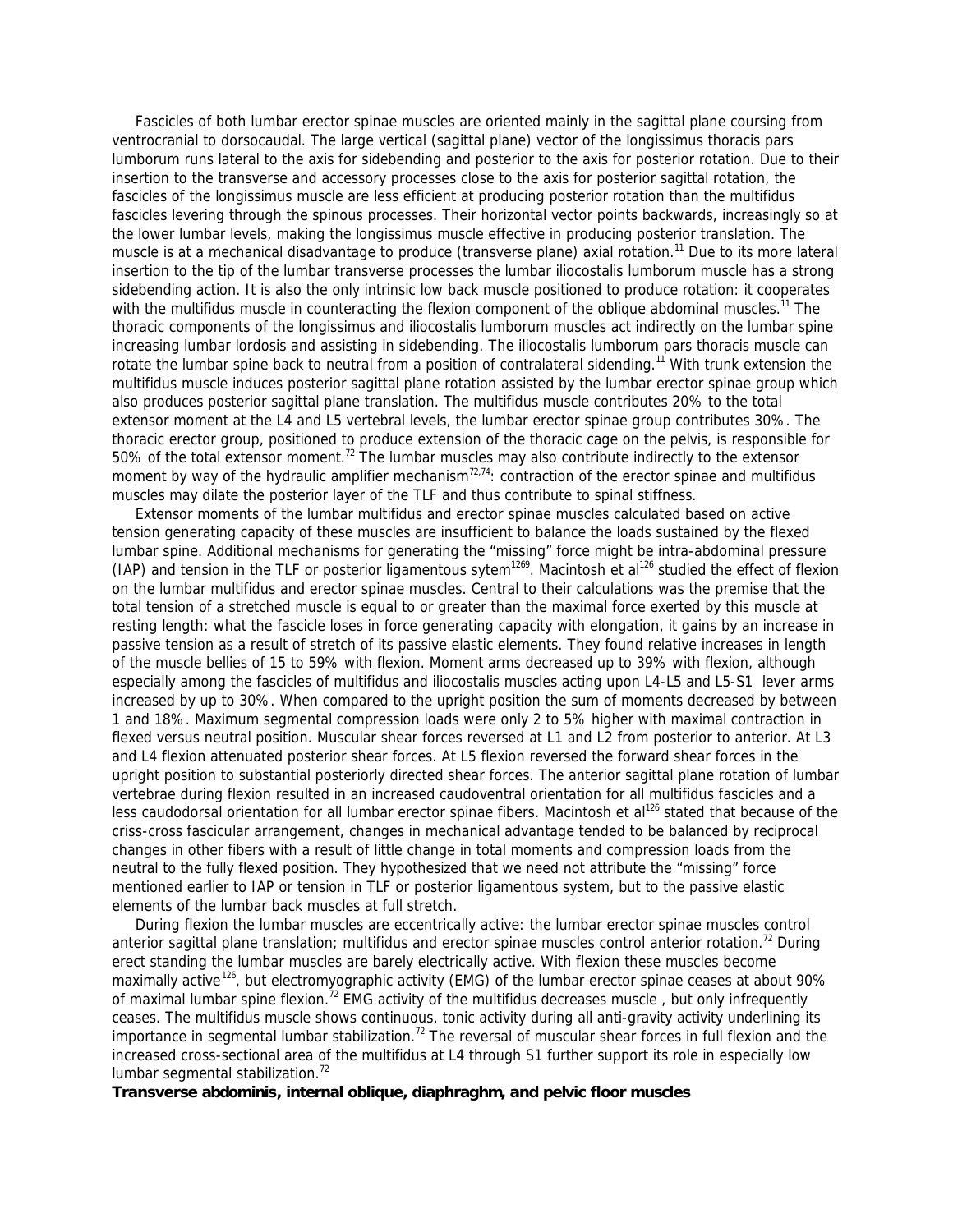Fascicles of both lumbar erector spinae muscles are oriented mainly in the sagittal plane coursing from ventrocranial to dorsocaudal. The large vertical (sagittal plane) vector of the longissimus thoracis pars lumborum runs lateral to the axis for sidebending and posterior to the axis for posterior rotation. Due to their insertion to the transverse and accessory processes close to the axis for posterior sagittal rotation, the fascicles of the longissimus muscle are less efficient at producing posterior rotation than the multifidus fascicles levering through the spinous processes. Their horizontal vector points backwards, increasingly so at the lower lumbar levels, making the longissimus muscle effective in producing posterior translation. The muscle is at a mechanical disadvantage to produce (transverse plane) axial rotation.[11] Due to its more lateral insertion to the tip of the lumbar transverse processes the lumbar iliocostalis lumborum muscle has a strong sidebending action. It is also the only intrinsic low back muscle positioned to produce rotation: it cooperates with the multifidus muscle in counteracting the flexion component of the oblique abdominal muscles.[11] The thoracic components of the longissimus and iliocostalis lumborum muscles act indirectly on the lumbar spine increasing lumbar lordosis and assisting in sidebending. The iliocostalis lumborum pars thoracis muscle can rotate the lumbar spine back to neutral from a position of contralateral sidending.[11] With trunk extension the multifidus muscle induces posterior sagittal plane rotation assisted by the lumbar erector spinae group which also produces posterior sagittal plane translation. The multifidus muscle contributes 20% to the total extensor moment at the L4 and L5 vertebral levels, the lumbar erector spinae group contributes 30%. The thoracic erector group, positioned to produce extension of the thoracic cage on the pelvis, is responsible for 50% of the total extensor moment.[72] The lumbar muscles may also contribute indirectly to the extensor moment by way of the hydraulic amplifier mechanism[72,74]: contraction of the erector spinae and multifidus muscles may dilate the posterior layer of the TLF and thus contribute to spinal stiffness.

Extensor moments of the lumbar multifidus and erector spinae muscles calculated based on active tension generating capacity of these muscles are insufficient to balance the loads sustained by the flexed lumbar spine. Additional mechanisms for generating the "missing" force might be intra-abdominal pressure (IAP) and tension in the TLF or posterior ligamentous sytem[1269]. Macintosh et al[126] studied the effect of flexion on the lumbar multifidus and erector spinae muscles. Central to their calculations was the premise that the total tension of a stretched muscle is equal to or greater than the maximal force exerted by this muscle at resting length: what the fascicle loses in force generating capacity with elongation, it gains by an increase in passive tension as a result of stretch of its passive elastic elements. They found relative increases in length of the muscle bellies of 15 to 59% with flexion. Moment arms decreased up to 39% with flexion, although especially among the fascicles of multifidus and iliocostalis muscles acting upon L4-L5 and L5-S1 lever arms increased by up to 30%. When compared to the upright position the sum of moments decreased by between 1 and 18%. Maximum segmental compression loads were only 2 to 5% higher with maximal contraction in flexed versus neutral position. Muscular shear forces reversed at L1 and L2 from posterior to anterior. At L3 and L4 flexion attenuated posterior shear forces. At L5 flexion reversed the forward shear forces in the upright position to substantial posteriorly directed shear forces. The anterior sagittal plane rotation of lumbar vertebrae during flexion resulted in an increased caudoventral orientation for all multifidus fascicles and a less caudodorsal orientation for all lumbar erector spinae fibers. Macintosh et al[126] stated that because of the criss-cross fascicular arrangement, changes in mechanical advantage tended to be balanced by reciprocal changes in other fibers with a result of little change in total moments and compression loads from the neutral to the fully flexed position. They hypothesized that we need not attribute the "missing" force mentioned earlier to IAP or tension in TLF or posterior ligamentous system, but to the passive elastic elements of the lumbar back muscles at full stretch.

During flexion the lumbar muscles are eccentrically active: the lumbar erector spinae muscles control anterior sagittal plane translation; multifidus and erector spinae muscles control anterior rotation.[72] During erect standing the lumbar muscles are barely electrically active. With flexion these muscles become maximally active[126], but electromyographic activity (EMG) of the lumbar erector spinae ceases at about 90% of maximal lumbar spine flexion.[72] EMG activity of the multifidus decreases muscle , but only infrequently ceases. The multifidus muscle shows continuous, tonic activity during all anti-gravity activity underlining its importance in segmental lumbar stabilization.[72] The reversal of muscular shear forces in full flexion and the increased cross-sectional area of the multifidus at L4 through S1 further support its role in especially low lumbar segmental stabilization.[72]

**Transverse abdominis, internal oblique, diaphraghm, and pelvic floor muscles**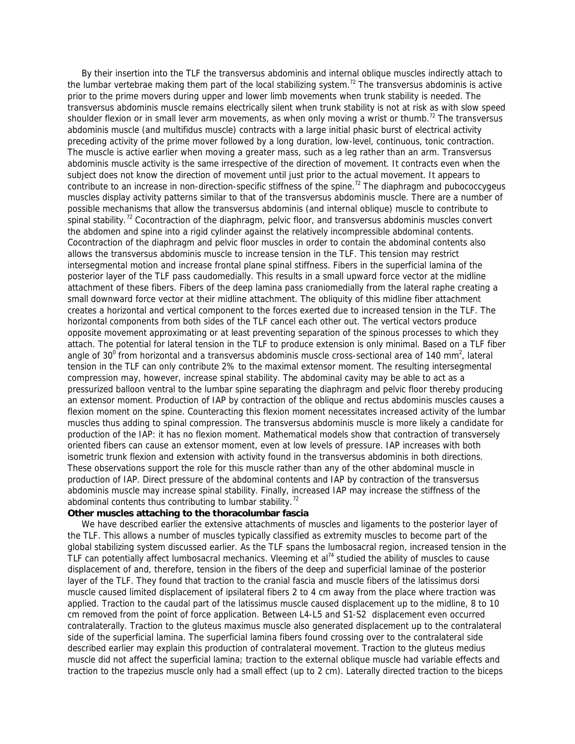By their insertion into the TLF the transversus abdominis and internal oblique muscles indirectly attach to the lumbar vertebrae making them part of the local stabilizing system.[72] The transversus abdominis is active prior to the prime movers during upper and lower limb movements when trunk stability is needed. The transversus abdominis muscle remains electrically silent when trunk stability is not at risk as with slow speed shoulder flexion or in small lever arm movements, as when only moving a wrist or thumb.[72] The transversus abdominis muscle (and multifidus muscle) contracts with a large initial phasic burst of electrical activity preceding activity of the prime mover followed by a long duration, low-level, continuous, tonic contraction. The muscle is active earlier when moving a greater mass, such as a leg rather than an arm. Transversus abdominis muscle activity is the same irrespective of the direction of movement. It contracts even when the subject does not know the direction of movement until just prior to the actual movement. It appears to contribute to an increase in non-direction-specific stiffness of the spine.[72] The diaphragm and pubococcygeus muscles display activity patterns similar to that of the transversus abdominis muscle. There are a number of possible mechanisms that allow the transversus abdominis (and internal oblique) muscle to contribute to spinal stability.[72] Cocontraction of the diaphragm, pelvic floor, and transversus abdominis muscles convert the abdomen and spine into a rigid cylinder against the relatively incompressible abdominal contents. Cocontraction of the diaphragm and pelvic floor muscles in order to contain the abdominal contents also allows the transversus abdominis muscle to increase tension in the TLF. This tension may restrict intersegmental motion and increase frontal plane spinal stiffness. Fibers in the superficial lamina of the posterior layer of the TLF pass caudomedially. This results in a small upward force vector at the midline attachment of these fibers. Fibers of the deep lamina pass craniomedially from the lateral raphe creating a small downward force vector at their midline attachment. The obliquity of this midline fiber attachment creates a horizontal and vertical component to the forces exerted due to increased tension in the TLF. The horizontal components from both sides of the TLF cancel each other out. The vertical vectors produce opposite movement approximating or at least preventing separation of the spinous processes to which they attach. The potential for lateral tension in the TLF to produce extension is only minimal. Based on a TLF fiber angle of $30^0$ from horizontal and a transversus abdominis muscle cross-sectional area of 140 $mm^2$, lateral tension in the TLF can only contribute 2% to the maximal extensor moment. The resulting intersegmental compression may, however, increase spinal stability. The abdominal cavity may be able to act as a pressurized balloon ventral to the lumbar spine separating the diaphragm and pelvic floor thereby producing an extensor moment. Production of IAP by contraction of the oblique and rectus abdominis muscles causes a flexion moment on the spine. Counteracting this flexion moment necessitates increased activity of the lumbar muscles thus adding to spinal compression. The transversus abdominis muscle is more likely a candidate for production of the IAP: it has no flexion moment. Mathematical models show that contraction of transversely oriented fibers can cause an extensor moment, even at low levels of pressure. IAP increases with both isometric trunk flexion and extension with activity found in the transversus abdominis in both directions. These observations support the role for this muscle rather than any of the other abdominal muscle in production of IAP. Direct pressure of the abdominal contents and IAP by contraction of the transversus abdominis muscle may increase spinal stability. Finally, increased IAP may increase the stiffness of the abdominal contents thus contributing to lumbar stability.[72]

**Other muscles attaching to the thoracolumbar fascia**

We have described earlier the extensive attachments of muscles and ligaments to the posterior layer of the TLF. This allows a number of muscles typically classified as extremity muscles to become part of the global stabilizing system discussed earlier. As the TLF spans the lumbosacral region, increased tension in the TLF can potentially affect lumbosacral mechanics. Vleeming et al[74] studied the ability of muscles to cause displacement of and, therefore, tension in the fibers of the deep and superficial laminae of the posterior layer of the TLF. They found that traction to the cranial fascia and muscle fibers of the latissimus dorsi muscle caused limited displacement of ipsilateral fibers 2 to 4 cm away from the place where traction was applied. Traction to the caudal part of the latissimus muscle caused displacement up to the midline, 8 to 10 cm removed from the point of force application. Between L4-L5 and S1-S2 displacement even occurred contralaterally. Traction to the gluteus maximus muscle also generated displacement up to the contralateral side of the superficial lamina. The superficial lamina fibers found crossing over to the contralateral side described earlier may explain this production of contralateral movement. Traction to the gluteus medius muscle did not affect the superficial lamina; traction to the external oblique muscle had variable effects and traction to the trapezius muscle only had a small effect (up to 2 cm). Laterally directed traction to the biceps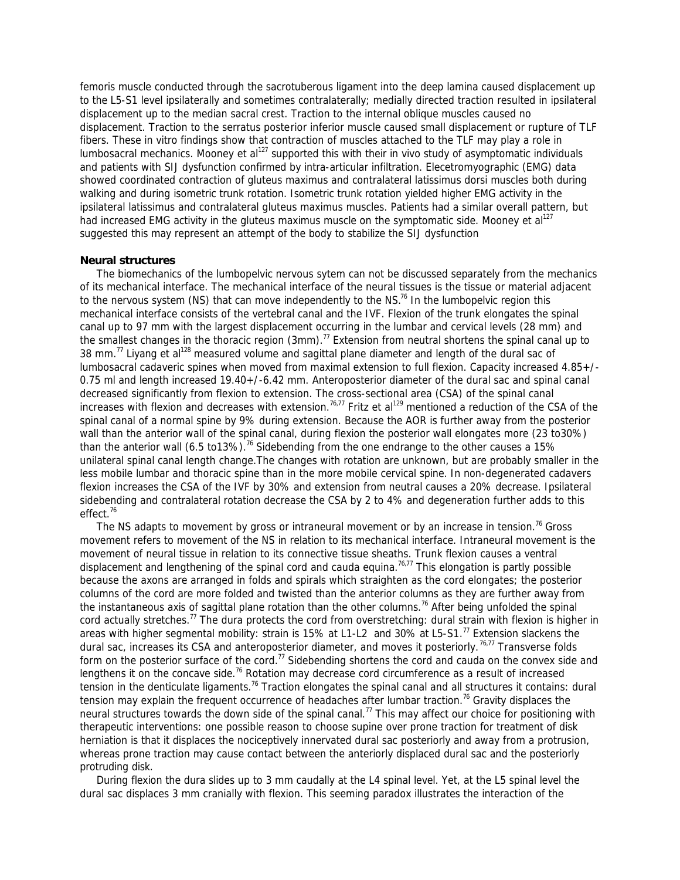femoris muscle conducted through the sacrotuberous ligament into the deep lamina caused displacement up to the L5-S1 level ipsilaterally and sometimes contralaterally; medially directed traction resulted in ipsilateral displacement up to the median sacral crest. Traction to the internal oblique muscles caused no displacement. Traction to the serratus posterior inferior muscle caused small displacement or rupture of TLF fibers. These in vitro findings show that contraction of muscles attached to the TLF may play a role in lumbosacral mechanics. Mooney et al[127] supported this with their in vivo study of asymptomatic individuals and patients with SIJ dysfunction confirmed by intra-articular infiltration. Elecetromyographic (EMG) data showed coordinated contraction of gluteus maximus and contralateral latissimus dorsi muscles both during walking and during isometric trunk rotation. Isometric trunk rotation yielded higher EMG activity in the ipsilateral latissimus and contralateral gluteus maximus muscles. Patients had a similar overall pattern, but had increased EMG activity in the gluteus maximus muscle on the symptomatic side. Mooney et al[127] suggested this may represent an attempt of the body to stabilize the SIJ dysfunction

**Neural structures**

The biomechanics of the lumbopelvic nervous sytem can not be discussed separately from the mechanics of its mechanical interface. The mechanical interface of the neural tissues is the tissue or material adjacent to the nervous system (NS) that can move independently to the NS.[76] In the lumbopelvic region this mechanical interface consists of the vertebral canal and the IVF. Flexion of the trunk elongates the spinal canal up to 97 mm with the largest displacement occurring in the lumbar and cervical levels (28 mm) and the smallest changes in the thoracic region (3mm).[77] Extension from neutral shortens the spinal canal up to 38 mm.[77] Liyang et al[128] measured volume and sagittal plane diameter and length of the dural sac of lumbosacral cadaveric spines when moved from maximal extension to full flexion. Capacity increased 4.85+/-0.75 ml and length increased 19.40+/-6.42 mm. Anteroposterior diameter of the dural sac and spinal canal decreased significantly from flexion to extension. The cross-sectional area (CSA) of the spinal canal increases with flexion and decreases with extension.[76,77] Fritz et al[129] mentioned a reduction of the CSA of the spinal canal of a normal spine by 9% during extension. Because the AOR is further away from the posterior wall than the anterior wall of the spinal canal, during flexion the posterior wall elongates more (23 to30%) than the anterior wall (6.5 to13%).[76] Sidebending from the one endrange to the other causes a 15% unilateral spinal canal length change.The changes with rotation are unknown, but are probably smaller in the less mobile lumbar and thoracic spine than in the more mobile cervical spine. In non-degenerated cadavers flexion increases the CSA of the IVF by 30% and extension from neutral causes a 20% decrease. Ipsilateral sidebending and contralateral rotation decrease the CSA by 2 to 4% and degeneration further adds to this effect.[76]

The NS adapts to movement by gross or intraneural movement or by an increase in tension.[76] Gross movement refers to movement of the NS in relation to its mechanical interface. Intraneural movement is the movement of neural tissue in relation to its connective tissue sheaths. Trunk flexion causes a ventral displacement and lengthening of the spinal cord and cauda equina.[76,77] This elongation is partly possible because the axons are arranged in folds and spirals which straighten as the cord elongates; the posterior columns of the cord are more folded and twisted than the anterior columns as they are further away from the instantaneous axis of sagittal plane rotation than the other columns.[76] After being unfolded the spinal cord actually stretches.[77] The dura protects the cord from overstretching: dural strain with flexion is higher in areas with higher segmental mobility: strain is 15% at L1-L2 and 30% at L5-S1.[77] Extension slackens the dural sac, increases its CSA and anteroposterior diameter, and moves it posteriorly.[76,77] Transverse folds form on the posterior surface of the cord.[77] Sidebending shortens the cord and cauda on the convex side and lengthens it on the concave side.[76] Rotation may decrease cord circumference as a result of increased tension in the denticulate ligaments.[76] Traction elongates the spinal canal and all structures it contains: dural tension may explain the frequent occurrence of headaches after lumbar traction.[76] Gravity displaces the neural structures towards the down side of the spinal canal.[77] This may affect our choice for positioning with therapeutic interventions: one possible reason to choose supine over prone traction for treatment of disk herniation is that it displaces the nociceptively innervated dural sac posteriorly and away from a protrusion, whereas prone traction may cause contact between the anteriorly displaced dural sac and the posteriorly protruding disk.

During flexion the dura slides up to 3 mm caudally at the L4 spinal level. Yet, at the L5 spinal level the dural sac displaces 3 mm cranially with flexion. This seeming paradox illustrates the interaction of the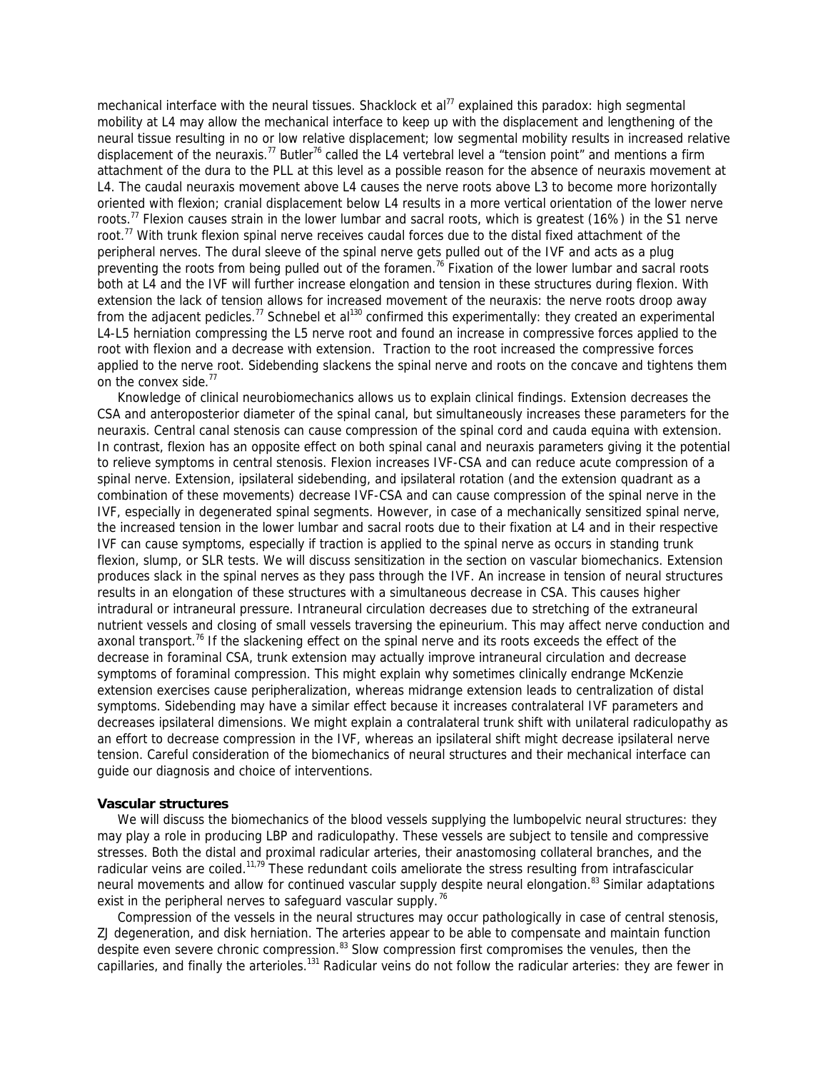mechanical interface with the neural tissues. Shacklock et al[77] explained this paradox: high segmental mobility at L4 may allow the mechanical interface to keep up with the displacement and lengthening of the neural tissue resulting in no or low relative displacement; low segmental mobility results in increased relative displacement of the neuraxis.[77] Butler[76] called the L4 vertebral level a "tension point" and mentions a firm attachment of the dura to the PLL at this level as a possible reason for the absence of neuraxis movement at L4. The caudal neuraxis movement above L4 causes the nerve roots above L3 to become more horizontally oriented with flexion; cranial displacement below L4 results in a more vertical orientation of the lower nerve roots.[77] Flexion causes strain in the lower lumbar and sacral roots, which is greatest (16%) in the S1 nerve root.[77] With trunk flexion spinal nerve receives caudal forces due to the distal fixed attachment of the peripheral nerves. The dural sleeve of the spinal nerve gets pulled out of the IVF and acts as a plug preventing the roots from being pulled out of the foramen.[76] Fixation of the lower lumbar and sacral roots both at L4 and the IVF will further increase elongation and tension in these structures during flexion. With extension the lack of tension allows for increased movement of the neuraxis: the nerve roots droop away from the adjacent pedicles.[77] Schnebel et al[130] confirmed this experimentally: they created an experimental L4-L5 herniation compressing the L5 nerve root and found an increase in compressive forces applied to the root with flexion and a decrease with extension. Traction to the root increased the compressive forces applied to the nerve root. Sidebending slackens the spinal nerve and roots on the concave and tightens them on the convex side.[77]

Knowledge of clinical neurobiomechanics allows us to explain clinical findings. Extension decreases the CSA and anteroposterior diameter of the spinal canal, but simultaneously increases these parameters for the neuraxis. Central canal stenosis can cause compression of the spinal cord and cauda equina with extension. In contrast, flexion has an opposite effect on both spinal canal and neuraxis parameters giving it the potential to relieve symptoms in central stenosis. Flexion increases IVF-CSA and can reduce acute compression of a spinal nerve. Extension, ipsilateral sidebending, and ipsilateral rotation (and the extension quadrant as a combination of these movements) decrease IVF-CSA and can cause compression of the spinal nerve in the IVF, especially in degenerated spinal segments. However, in case of a mechanically sensitized spinal nerve, the increased tension in the lower lumbar and sacral roots due to their fixation at L4 and in their respective IVF can cause symptoms, especially if traction is applied to the spinal nerve as occurs in standing trunk flexion, slump, or SLR tests. We will discuss sensitization in the section on vascular biomechanics. Extension produces slack in the spinal nerves as they pass through the IVF. An increase in tension of neural structures results in an elongation of these structures with a simultaneous decrease in CSA. This causes higher intradural or intraneural pressure. Intraneural circulation decreases due to stretching of the extraneural nutrient vessels and closing of small vessels traversing the epineurium. This may affect nerve conduction and axonal transport.[76] If the slackening effect on the spinal nerve and its roots exceeds the effect of the decrease in foraminal CSA, trunk extension may actually improve intraneural circulation and decrease symptoms of foraminal compression. This might explain why sometimes clinically endrange McKenzie extension exercises cause peripheralization, whereas midrange extension leads to centralization of distal symptoms. Sidebending may have a similar effect because it increases contralateral IVF parameters and decreases ipsilateral dimensions. We might explain a contralateral trunk shift with unilateral radiculopathy as an effort to decrease compression in the IVF, whereas an ipsilateral shift might decrease ipsilateral nerve tension. Careful consideration of the biomechanics of neural structures and their mechanical interface can guide our diagnosis and choice of interventions.

**Vascular structures**

We will discuss the biomechanics of the blood vessels supplying the lumbopelvic neural structures: they may play a role in producing LBP and radiculopathy. These vessels are subject to tensile and compressive stresses. Both the distal and proximal radicular arteries, their anastomosing collateral branches, and the radicular veins are coiled.[11,79] These redundant coils ameliorate the stress resulting from intrafascicular neural movements and allow for continued vascular supply despite neural elongation.[83] Similar adaptations exist in the peripheral nerves to safeguard vascular supply.[76]

Compression of the vessels in the neural structures may occur pathologically in case of central stenosis, ZJ degeneration, and disk herniation. The arteries appear to be able to compensate and maintain function despite even severe chronic compression.[83] Slow compression first compromises the venules, then the capillaries, and finally the arterioles.[131] Radicular veins do not follow the radicular arteries: they are fewer in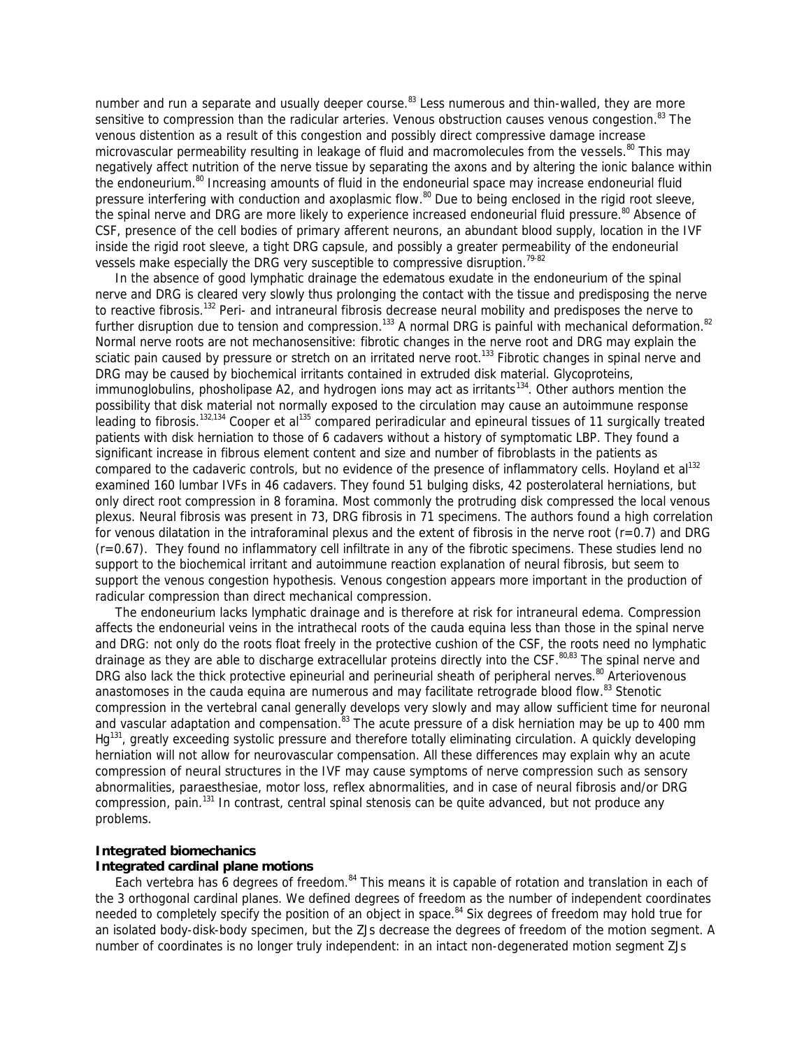number and run a separate and usually deeper course.[83] Less numerous and thin-walled, they are more sensitive to compression than the radicular arteries. Venous obstruction causes venous congestion.[83] The venous distention as a result of this congestion and possibly direct compressive damage increase microvascular permeability resulting in leakage of fluid and macromolecules from the vessels.[80] This may negatively affect nutrition of the nerve tissue by separating the axons and by altering the ionic balance within the endoneurium.[80] Increasing amounts of fluid in the endoneurial space may increase endoneurial fluid pressure interfering with conduction and axoplasmic flow.[80] Due to being enclosed in the rigid root sleeve, the spinal nerve and DRG are more likely to experience increased endoneurial fluid pressure.[80] Absence of CSF, presence of the cell bodies of primary afferent neurons, an abundant blood supply, location in the IVF inside the rigid root sleeve, a tight DRG capsule, and possibly a greater permeability of the endoneurial vessels make especially the DRG very susceptible to compressive disruption.[79-82]

In the absence of good lymphatic drainage the edematous exudate in the endoneurium of the spinal nerve and DRG is cleared very slowly thus prolonging the contact with the tissue and predisposing the nerve to reactive fibrosis.[132] Peri- and intraneural fibrosis decrease neural mobility and predisposes the nerve to further disruption due to tension and compression.[133] A normal DRG is painful with mechanical deformation.[82] Normal nerve roots are not mechanosensitive: fibrotic changes in the nerve root and DRG may explain the sciatic pain caused by pressure or stretch on an irritated nerve root.[133] Fibrotic changes in spinal nerve and DRG may be caused by biochemical irritants contained in extruded disk material. Glycoproteins, immunoglobulins, phosholipase A2, and hydrogen ions may act as irritants[134]. Other authors mention the possibility that disk material not normally exposed to the circulation may cause an autoimmune response leading to fibrosis.[132,134] Cooper et al[135] compared periradicular and epineural tissues of 11 surgically treated patients with disk herniation to those of 6 cadavers without a history of symptomatic LBP. They found a significant increase in fibrous element content and size and number of fibroblasts in the patients as compared to the cadaveric controls, but no evidence of the presence of inflammatory cells. Hoyland et al[132] examined 160 lumbar IVFs in 46 cadavers. They found 51 bulging disks, 42 posterolateral herniations, but only direct root compression in 8 foramina. Most commonly the protruding disk compressed the local venous plexus. Neural fibrosis was present in 73, DRG fibrosis in 71 specimens. The authors found a high correlation for venous dilatation in the intraforaminal plexus and the extent of fibrosis in the nerve root ($r=0.7$) and DRG ($r=0.67$). They found no inflammatory cell infiltrate in any of the fibrotic specimens. These studies lend no support to the biochemical irritant and autoimmune reaction explanation of neural fibrosis, but seem to support the venous congestion hypothesis. Venous congestion appears more important in the production of radicular compression than direct mechanical compression.

The endoneurium lacks lymphatic drainage and is therefore at risk for intraneural edema. Compression affects the endoneurial veins in the intrathecal roots of the cauda equina less than those in the spinal nerve and DRG: not only do the roots float freely in the protective cushion of the CSF, the roots need no lymphatic drainage as they are able to discharge extracellular proteins directly into the CSF.[80,83] The spinal nerve and DRG also lack the thick protective epineurial and perineurial sheath of peripheral nerves.[80] Arteriovenous anastomoses in the cauda equina are numerous and may facilitate retrograde blood flow.[83] Stenotic compression in the vertebral canal generally develops very slowly and may allow sufficient time for neuronal and vascular adaptation and compensation.[83] The acute pressure of a disk herniation may be up to 400 mm Hg[131], greatly exceeding systolic pressure and therefore totally eliminating circulation. A quickly developing herniation will not allow for neurovascular compensation. All these differences may explain why an acute compression of neural structures in the IVF may cause symptoms of nerve compression such as sensory abnormalities, paraesthesiae, motor loss, reflex abnormalities, and in case of neural fibrosis and/or DRG compression, pain.[131] In contrast, central spinal stenosis can be quite advanced, but not produce any problems.

**Integrated biomechanics**

**Integrated cardinal plane motions**

Each vertebra has 6 degrees of freedom.[84] This means it is capable of rotation and translation in each of the 3 orthogonal cardinal planes. We defined degrees of freedom as the number of independent coordinates needed to completely specify the position of an object in space.[84] Six degrees of freedom may hold true for an isolated body-disk-body specimen, but the ZJs decrease the degrees of freedom of the motion segment. A number of coordinates is no longer truly independent: in an intact non-degenerated motion segment ZJs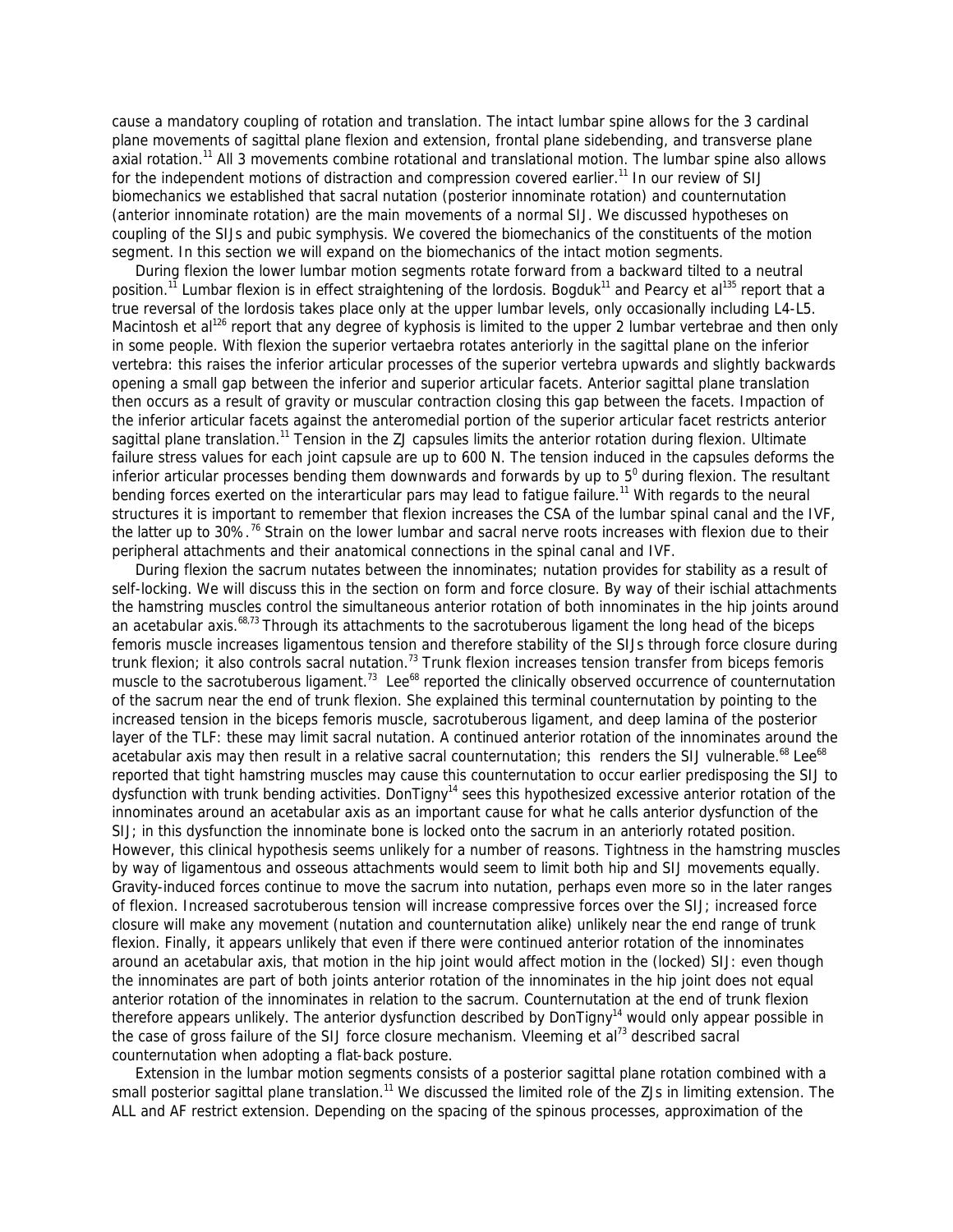cause a mandatory coupling of rotation and translation. The intact lumbar spine allows for the 3 cardinal plane movements of sagittal plane flexion and extension, frontal plane sidebending, and transverse plane axial rotation.[11] All 3 movements combine rotational and translational motion. The lumbar spine also allows for the independent motions of distraction and compression covered earlier.[11] In our review of SIJ biomechanics we established that sacral nutation (posterior innominate rotation) and counternutation (anterior innominate rotation) are the main movements of a normal SIJ. We discussed hypotheses on coupling of the SIJs and pubic symphysis. We covered the biomechanics of the constituents of the motion segment. In this section we will expand on the biomechanics of the intact motion segments.

During flexion the lower lumbar motion segments rotate forward from a backward tilted to a neutral position.[11] Lumbar flexion is in effect straightening of the lordosis. Bogduk[11] and Pearcy et al[135] report that a true reversal of the lordosis takes place only at the upper lumbar levels, only occasionally including L4-L5. Macintosh et al[126] report that any degree of kyphosis is limited to the upper 2 lumbar vertebrae and then only in some people. With flexion the superior vertaebra rotates anteriorly in the sagittal plane on the inferior vertebra: this raises the inferior articular processes of the superior vertebra upwards and slightly backwards opening a small gap between the inferior and superior articular facets. Anterior sagittal plane translation then occurs as a result of gravity or muscular contraction closing this gap between the facets. Impaction of the inferior articular facets against the anteromedial portion of the superior articular facet restricts anterior sagittal plane translation.[11] Tension in the ZJ capsules limits the anterior rotation during flexion. Ultimate failure stress values for each joint capsule are up to 600 N. The tension induced in the capsules deforms the inferior articular processes bending them downwards and forwards by up to $5^0$ during flexion. The resultant bending forces exerted on the interarticular pars may lead to fatigue failure.[11] With regards to the neural structures it is important to remember that flexion increases the CSA of the lumbar spinal canal and the IVF, the latter up to 30%.[76] Strain on the lower lumbar and sacral nerve roots increases with flexion due to their peripheral attachments and their anatomical connections in the spinal canal and IVF.

During flexion the sacrum nutates between the innominates; nutation provides for stability as a result of self-locking. We will discuss this in the section on form and force closure. By way of their ischial attachments the hamstring muscles control the simultaneous anterior rotation of both innominates in the hip joints around an acetabular axis.[68,73] Through its attachments to the sacrotuberous ligament the long head of the biceps femoris muscle increases ligamentous tension and therefore stability of the SIJs through force closure during trunk flexion; it also controls sacral nutation.[73] Trunk flexion increases tension transfer from biceps femoris muscle to the sacrotuberous ligament.[73] Lee[68] reported the clinically observed occurrence of counternutation of the sacrum near the end of trunk flexion. She explained this terminal counternutation by pointing to the increased tension in the biceps femoris muscle, sacrotuberous ligament, and deep lamina of the posterior layer of the TLF: these may limit sacral nutation. A continued anterior rotation of the innominates around the acetabular axis may then result in a relative sacral counternutation; this renders the SIJ vulnerable.[68] Lee[68] reported that tight hamstring muscles may cause this counternutation to occur earlier predisposing the SIJ to dysfunction with trunk bending activities. DonTigny[14] sees this hypothesized excessive anterior rotation of the innominates around an acetabular axis as an important cause for what he calls anterior dysfunction of the SIJ; in this dysfunction the innominate bone is locked onto the sacrum in an anteriorly rotated position. However, this clinical hypothesis seems unlikely for a number of reasons. Tightness in the hamstring muscles by way of ligamentous and osseous attachments would seem to limit both hip and SIJ movements equally. Gravity-induced forces continue to move the sacrum into nutation, perhaps even more so in the later ranges of flexion. Increased sacrotuberous tension will increase compressive forces over the SIJ; increased force closure will make any movement (nutation and counternutation alike) unlikely near the end range of trunk flexion. Finally, it appears unlikely that even if there were continued anterior rotation of the innominates around an acetabular axis, that motion in the hip joint would affect motion in the (locked) SIJ: even though the innominates are part of both joints anterior rotation of the innominates in the hip joint does not equal anterior rotation of the innominates in relation to the sacrum. Counternutation at the end of trunk flexion therefore appears unlikely. The anterior dysfunction described by DonTigny[14] would only appear possible in the case of gross failure of the SIJ force closure mechanism. Vleeming et al[73] described sacral counternutation when adopting a flat-back posture.

Extension in the lumbar motion segments consists of a posterior sagittal plane rotation combined with a small posterior sagittal plane translation.[11] We discussed the limited role of the ZJs in limiting extension. The ALL and AF restrict extension. Depending on the spacing of the spinous processes, approximation of the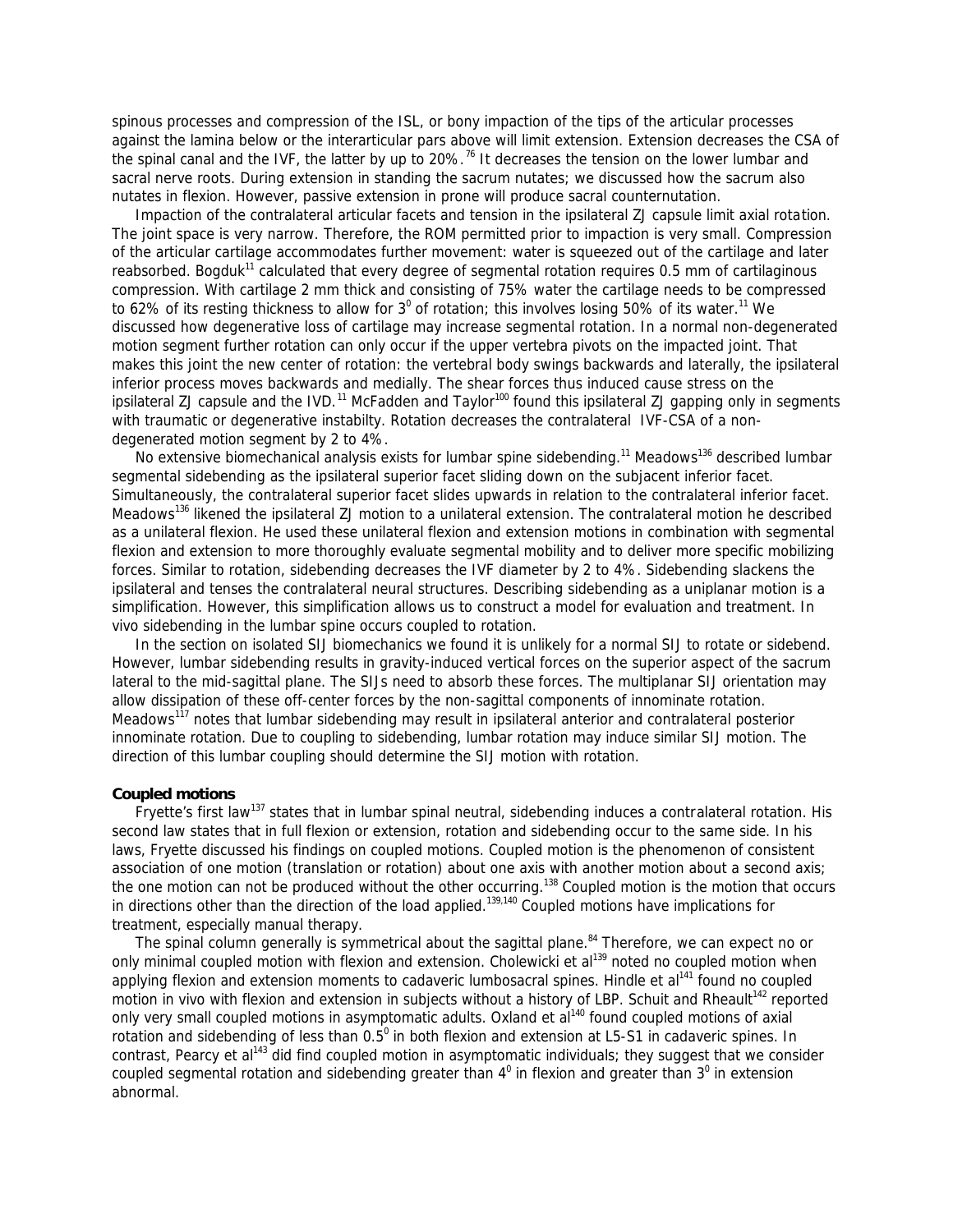spinous processes and compression of the ISL, or bony impaction of the tips of the articular processes against the lamina below or the interarticular pars above will limit extension. Extension decreases the CSA of the spinal canal and the IVF, the latter by up to 20%.[76] It decreases the tension on the lower lumbar and sacral nerve roots. During extension in standing the sacrum nutates; we discussed how the sacrum also nutates in flexion. However, passive extension in prone will produce sacral counternutation.

Impaction of the contralateral articular facets and tension in the ipsilateral ZJ capsule limit axial rotation. The joint space is very narrow. Therefore, the ROM permitted prior to impaction is very small. Compression of the articular cartilage accommodates further movement: water is squeezed out of the cartilage and later reabsorbed. Bogduk[11] calculated that every degree of segmental rotation requires 0.5 mm of cartilaginous compression. With cartilage 2 mm thick and consisting of 75% water the cartilage needs to be compressed to 62% of its resting thickness to allow for $3^0$ of rotation; this involves losing 50% of its water.[11] We discussed how degenerative loss of cartilage may increase segmental rotation. In a normal non-degenerated motion segment further rotation can only occur if the upper vertebra pivots on the impacted joint. That makes this joint the new center of rotation: the vertebral body swings backwards and laterally, the ipsilateral inferior process moves backwards and medially. The shear forces thus induced cause stress on the ipsilateral ZJ capsule and the IVD.[11] McFadden and Taylor[100] found this ipsilateral ZJ gapping only in segments with traumatic or degenerative instabilty. Rotation decreases the contralateral IVF-CSA of a non-degenerated motion segment by 2 to 4%.

No extensive biomechanical analysis exists for lumbar spine sidebending.[11] Meadows[136] described lumbar segmental sidebending as the ipsilateral superior facet sliding down on the subjacent inferior facet. Simultaneously, the contralateral superior facet slides upwards in relation to the contralateral inferior facet. Meadows[136] likened the ipsilateral ZJ motion to a unilateral extension. The contralateral motion he described as a unilateral flexion. He used these unilateral flexion and extension motions in combination with segmental flexion and extension to more thoroughly evaluate segmental mobility and to deliver more specific mobilizing forces. Similar to rotation, sidebending decreases the IVF diameter by 2 to 4%. Sidebending slackens the ipsilateral and tenses the contralateral neural structures. Describing sidebending as a uniplanar motion is a simplification. However, this simplification allows us to construct a model for evaluation and treatment. In vivo sidebending in the lumbar spine occurs coupled to rotation.

In the section on isolated SIJ biomechanics we found it is unlikely for a normal SIJ to rotate or sidebend. However, lumbar sidebending results in gravity-induced vertical forces on the superior aspect of the sacrum lateral to the mid-sagittal plane. The SIJs need to absorb these forces. The multiplanar SIJ orientation may allow dissipation of these off-center forces by the non-sagittal components of innominate rotation. Meadows[117] notes that lumbar sidebending may result in ipsilateral anterior and contralateral posterior innominate rotation. Due to coupling to sidebending, lumbar rotation may induce similar SIJ motion. The direction of this lumbar coupling should determine the SIJ motion with rotation.

**Coupled motions**

Fryette's first law[137] states that in lumbar spinal neutral, sidebending induces a contralateral rotation. His second law states that in full flexion or extension, rotation and sidebending occur to the same side. In his laws, Fryette discussed his findings on coupled motions. Coupled motion is the phenomenon of consistent association of one motion (translation or rotation) about one axis with another motion about a second axis; the one motion can not be produced without the other occurring.[138] Coupled motion is the motion that occurs in directions other than the direction of the load applied.[139,140] Coupled motions have implications for treatment, especially manual therapy.

The spinal column generally is symmetrical about the sagittal plane.[84] Therefore, we can expect no or only minimal coupled motion with flexion and extension. Cholewicki et al[139] noted no coupled motion when applying flexion and extension moments to cadaveric lumbosacral spines. Hindle et al[141] found no coupled motion in vivo with flexion and extension in subjects without a history of LBP. Schuit and Rheault[142] reported only very small coupled motions in asymptomatic adults. Oxland et al[140] found coupled motions of axial rotation and sidebending of less than $0.5^0$ in both flexion and extension at L5-S1 in cadaveric spines. In contrast, Pearcy et al[143] did find coupled motion in asymptomatic individuals; they suggest that we consider coupled segmental rotation and sidebending greater than $4^0$ in flexion and greater than $3^0$ in extension abnormal.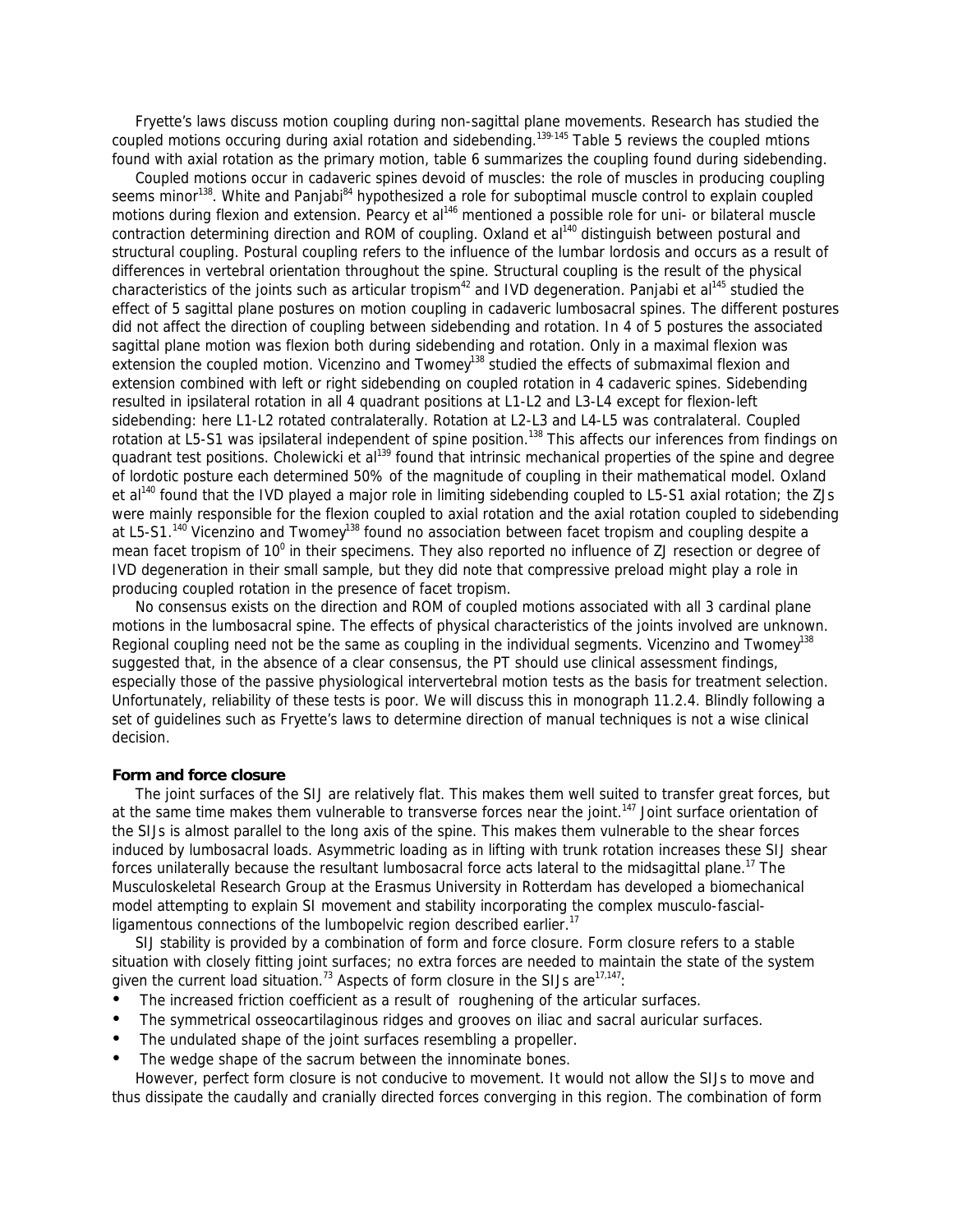Fryette's laws discuss motion coupling during non-sagittal plane movements. Research has studied the coupled motions occuring during axial rotation and sidebending.[139-145] Table 5 reviews the coupled mtions found with axial rotation as the primary motion, table 6 summarizes the coupling found during sidebending.

Coupled motions occur in cadaveric spines devoid of muscles: the role of muscles in producing coupling seems minor[138]. White and Panjabi[84] hypothesized a role for suboptimal muscle control to explain coupled motions during flexion and extension. Pearcy et al[146] mentioned a possible role for uni- or bilateral muscle contraction determining direction and ROM of coupling. Oxland et al[140] distinguish between postural and structural coupling. Postural coupling refers to the influence of the lumbar lordosis and occurs as a result of differences in vertebral orientation throughout the spine. Structural coupling is the result of the physical characteristics of the joints such as articular tropism[42] and IVD degeneration. Panjabi et al[145] studied the effect of 5 sagittal plane postures on motion coupling in cadaveric lumbosacral spines. The different postures did not affect the direction of coupling between sidebending and rotation. In 4 of 5 postures the associated sagittal plane motion was flexion both during sidebending and rotation. Only in a maximal flexion was extension the coupled motion. Vicenzino and Twomey[138] studied the effects of submaximal flexion and extension combined with left or right sidebending on coupled rotation in 4 cadaveric spines. Sidebending resulted in ipsilateral rotation in all 4 quadrant positions at L1-L2 and L3-L4 except for flexion-left sidebending: here L1-L2 rotated contralaterally. Rotation at L2-L3 and L4-L5 was contralateral. Coupled rotation at L5-S1 was ipsilateral independent of spine position.[138] This affects our inferences from findings on quadrant test positions. Cholewicki et al[139] found that intrinsic mechanical properties of the spine and degree of lordotic posture each determined 50% of the magnitude of coupling in their mathematical model. Oxland et al[140] found that the IVD played a major role in limiting sidebending coupled to L5-S1 axial rotation; the ZJs were mainly responsible for the flexion coupled to axial rotation and the axial rotation coupled to sidebending at L5-S1.[140] Vicenzino and Twomey[138] found no association between facet tropism and coupling despite a mean facet tropism of $10^0$ in their specimens. They also reported no influence of ZJ resection or degree of IVD degeneration in their small sample, but they did note that compressive preload might play a role in producing coupled rotation in the presence of facet tropism.

No consensus exists on the direction and ROM of coupled motions associated with all 3 cardinal plane motions in the lumbosacral spine. The effects of physical characteristics of the joints involved are unknown. Regional coupling need not be the same as coupling in the individual segments. Vicenzino and Twomey[138] suggested that, in the absence of a clear consensus, the PT should use clinical assessment findings, especially those of the passive physiological intervertebral motion tests as the basis for treatment selection. Unfortunately, reliability of these tests is poor. We will discuss this in monograph 11.2.4. Blindly following a set of guidelines such as Fryette's laws to determine direction of manual techniques is not a wise clinical decision.

**Form and force closure**

The joint surfaces of the SIJ are relatively flat. This makes them well suited to transfer great forces, but at the same time makes them vulnerable to transverse forces near the joint.[147] Joint surface orientation of the SIJs is almost parallel to the long axis of the spine. This makes them vulnerable to the shear forces induced by lumbosacral loads. Asymmetric loading as in lifting with trunk rotation increases these SIJ shear forces unilaterally because the resultant lumbosacral force acts lateral to the midsagittal plane.[17] The Musculoskeletal Research Group at the Erasmus University in Rotterdam has developed a biomechanical model attempting to explain SI movement and stability incorporating the complex musculo-fascial-ligamentous connections of the lumbopelvic region described earlier.[17]

SIJ stability is provided by a combination of form and force closure. Form closure refers to a stable situation with closely fitting joint surfaces; no extra forces are needed to maintain the state of the system given the current load situation.[73] Aspects of form closure in the SIJs are[17,147]:

- The increased friction coefficient as a result of roughening of the articular surfaces.
- The symmetrical osseocartilaginous ridges and grooves on iliac and sacral auricular surfaces.
- The undulated shape of the joint surfaces resembling a propeller.
- The wedge shape of the sacrum between the innominate bones.

However, perfect form closure is not conducive to movement. It would not allow the SIJs to move and thus dissipate the caudally and cranially directed forces converging in this region. The combination of form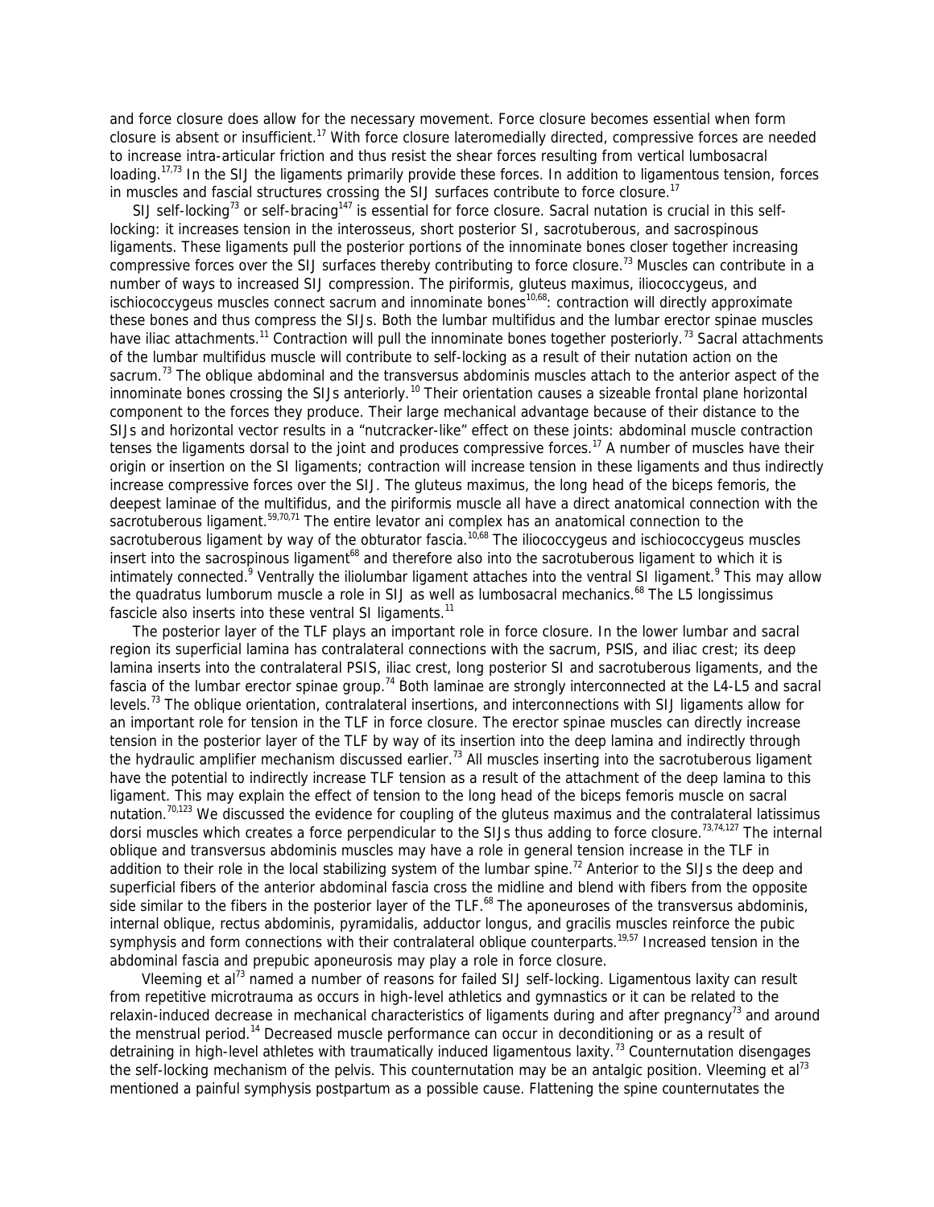and force closure does allow for the necessary movement. Force closure becomes essential when form closure is absent or insufficient.[17] With force closure lateromedially directed, compressive forces are needed to increase intra-articular friction and thus resist the shear forces resulting from vertical lumbosacral loading.[17,73] In the SIJ the ligaments primarily provide these forces. In addition to ligamentous tension, forces in muscles and fascial structures crossing the SIJ surfaces contribute to force closure.[17]

SIJ self-locking[73] or self-bracing[147] is essential for force closure. Sacral nutation is crucial in this self-locking: it increases tension in the interosseus, short posterior SI, sacrotuberous, and sacrospinous ligaments. These ligaments pull the posterior portions of the innominate bones closer together increasing compressive forces over the SIJ surfaces thereby contributing to force closure.[73] Muscles can contribute in a number of ways to increased SIJ compression. The piriformis, gluteus maximus, iliococcygeus, and ischiococcygeus muscles connect sacrum and innominate bones[10,68]: contraction will directly approximate these bones and thus compress the SIJs. Both the lumbar multifidus and the lumbar erector spinae muscles have iliac attachments.[11] Contraction will pull the innominate bones together posteriorly.[73] Sacral attachments of the lumbar multifidus muscle will contribute to self-locking as a result of their nutation action on the sacrum.[73] The oblique abdominal and the transversus abdominis muscles attach to the anterior aspect of the innominate bones crossing the SIJs anteriorly.[10] Their orientation causes a sizeable frontal plane horizontal component to the forces they produce. Their large mechanical advantage because of their distance to the SIJs and horizontal vector results in a "nutcracker-like" effect on these joints: abdominal muscle contraction tenses the ligaments dorsal to the joint and produces compressive forces.[17] A number of muscles have their origin or insertion on the SI ligaments; contraction will increase tension in these ligaments and thus indirectly increase compressive forces over the SIJ. The gluteus maximus, the long head of the biceps femoris, the deepest laminae of the multifidus, and the piriformis muscle all have a direct anatomical connection with the sacrotuberous ligament.[59,70,71] The entire levator ani complex has an anatomical connection to the sacrotuberous ligament by way of the obturator fascia.[10,68] The iliococcygeus and ischiococcygeus muscles insert into the sacrospinous ligament[68] and therefore also into the sacrotuberous ligament to which it is intimately connected.[9] Ventrally the iliolumbar ligament attaches into the ventral SI ligament.[9] This may allow the quadratus lumborum muscle a role in SIJ as well as lumbosacral mechanics.[68] The L5 longissimus fascicle also inserts into these ventral SI ligaments.[11]

The posterior layer of the TLF plays an important role in force closure. In the lower lumbar and sacral region its superficial lamina has contralateral connections with the sacrum, PSIS, and iliac crest; its deep lamina inserts into the contralateral PSIS, iliac crest, long posterior SI and sacrotuberous ligaments, and the fascia of the lumbar erector spinae group.[74] Both laminae are strongly interconnected at the L4-L5 and sacral levels.[73] The oblique orientation, contralateral insertions, and interconnections with SIJ ligaments allow for an important role for tension in the TLF in force closure. The erector spinae muscles can directly increase tension in the posterior layer of the TLF by way of its insertion into the deep lamina and indirectly through the hydraulic amplifier mechanism discussed earlier.[73] All muscles inserting into the sacrotuberous ligament have the potential to indirectly increase TLF tension as a result of the attachment of the deep lamina to this ligament. This may explain the effect of tension to the long head of the biceps femoris muscle on sacral nutation.[70,123] We discussed the evidence for coupling of the gluteus maximus and the contralateral latissimus dorsi muscles which creates a force perpendicular to the SIJs thus adding to force closure.[73,74,127] The internal oblique and transversus abdominis muscles may have a role in general tension increase in the TLF in addition to their role in the local stabilizing system of the lumbar spine.[72] Anterior to the SIJs the deep and superficial fibers of the anterior abdominal fascia cross the midline and blend with fibers from the opposite side similar to the fibers in the posterior layer of the TLF.[68] The aponeuroses of the transversus abdominis, internal oblique, rectus abdominis, pyramidalis, adductor longus, and gracilis muscles reinforce the pubic symphysis and form connections with their contralateral oblique counterparts.[19,57] Increased tension in the abdominal fascia and prepubic aponeurosis may play a role in force closure.

Vleeming et al[73] named a number of reasons for failed SIJ self-locking. Ligamentous laxity can result from repetitive microtrauma as occurs in high-level athletics and gymnastics or it can be related to the relaxin-induced decrease in mechanical characteristics of ligaments during and after pregnancy[73] and around the menstrual period.[14] Decreased muscle performance can occur in deconditioning or as a result of detraining in high-level athletes with traumatically induced ligamentous laxity.[73] Counternutation disengages the self-locking mechanism of the pelvis. This counternutation may be an antalgic position. Vleeming et al[73] mentioned a painful symphysis postpartum as a possible cause. Flattening the spine counternutates the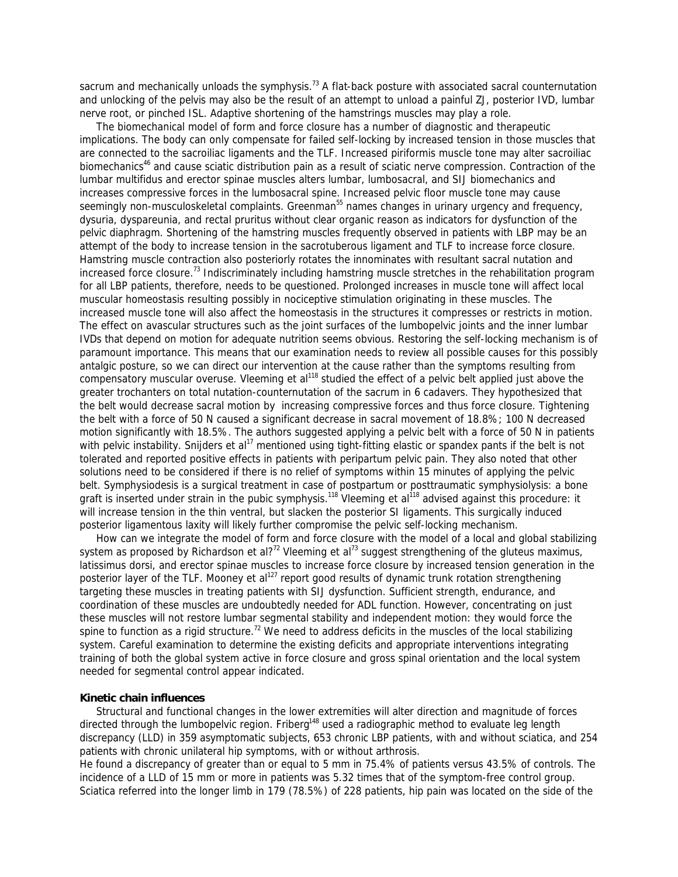sacrum and mechanically unloads the symphysis.[73] A flat-back posture with associated sacral counternutation and unlocking of the pelvis may also be the result of an attempt to unload a painful ZJ, posterior IVD, lumbar nerve root, or pinched ISL. Adaptive shortening of the hamstrings muscles may play a role.

The biomechanical model of form and force closure has a number of diagnostic and therapeutic implications. The body can only compensate for failed self-locking by increased tension in those muscles that are connected to the sacroiliac ligaments and the TLF. Increased piriformis muscle tone may alter sacroiliac biomechanics[46] and cause sciatic distribution pain as a result of sciatic nerve compression. Contraction of the lumbar multifidus and erector spinae muscles alters lumbar, lumbosacral, and SIJ biomechanics and increases compressive forces in the lumbosacral spine. Increased pelvic floor muscle tone may cause seemingly non-musculoskeletal complaints. Greenman[55] names changes in urinary urgency and frequency, dysuria, dyspareunia, and rectal pruritus without clear organic reason as indicators for dysfunction of the pelvic diaphragm. Shortening of the hamstring muscles frequently observed in patients with LBP may be an attempt of the body to increase tension in the sacrotuberous ligament and TLF to increase force closure. Hamstring muscle contraction also posteriorly rotates the innominates with resultant sacral nutation and increased force closure.[73] Indiscriminately including hamstring muscle stretches in the rehabilitation program for all LBP patients, therefore, needs to be questioned. Prolonged increases in muscle tone will affect local muscular homeostasis resulting possibly in nociceptive stimulation originating in these muscles. The increased muscle tone will also affect the homeostasis in the structures it compresses or restricts in motion. The effect on avascular structures such as the joint surfaces of the lumbopelvic joints and the inner lumbar IVDs that depend on motion for adequate nutrition seems obvious. Restoring the self-locking mechanism is of paramount importance. This means that our examination needs to review all possible causes for this possibly antalgic posture, so we can direct our intervention at the cause rather than the symptoms resulting from compensatory muscular overuse. Vleeming et al[118] studied the effect of a pelvic belt applied just above the greater trochanters on total nutation-counternutation of the sacrum in 6 cadavers. They hypothesized that the belt would decrease sacral motion by increasing compressive forces and thus force closure. Tightening the belt with a force of 50 N caused a significant decrease in sacral movement of 18.8%; 100 N decreased motion significantly with 18.5%. The authors suggested applying a pelvic belt with a force of 50 N in patients with pelvic instability. Snijders et al[17] mentioned using tight-fitting elastic or spandex pants if the belt is not tolerated and reported positive effects in patients with peripartum pelvic pain. They also noted that other solutions need to be considered if there is no relief of symptoms within 15 minutes of applying the pelvic belt. Symphysiodesis is a surgical treatment in case of postpartum or posttraumatic symphysiolysis: a bone graft is inserted under strain in the pubic symphysis.[118] Vleeming et al[118] advised against this procedure: it will increase tension in the thin ventral, but slacken the posterior SI ligaments. This surgically induced posterior ligamentous laxity will likely further compromise the pelvic self-locking mechanism.

How can we integrate the model of form and force closure with the model of a local and global stabilizing system as proposed by Richardson et al?[72] Vleeming et al[73] suggest strengthening of the gluteus maximus, latissimus dorsi, and erector spinae muscles to increase force closure by increased tension generation in the posterior layer of the TLF. Mooney et al[127] report good results of dynamic trunk rotation strengthening targeting these muscles in treating patients with SIJ dysfunction. Sufficient strength, endurance, and coordination of these muscles are undoubtedly needed for ADL function. However, concentrating on just these muscles will not restore lumbar segmental stability and independent motion: they would force the spine to function as a rigid structure.[72] We need to address deficits in the muscles of the local stabilizing system. Careful examination to determine the existing deficits and appropriate interventions integrating training of both the global system active in force closure and gross spinal orientation and the local system needed for segmental control appear indicated.

**Kinetic chain influences**

Structural and functional changes in the lower extremities will alter direction and magnitude of forces directed through the lumbopelvic region. Friberg[148] used a radiographic method to evaluate leg length discrepancy (LLD) in 359 asymptomatic subjects, 653 chronic LBP patients, with and without sciatica, and 254 patients with chronic unilateral hip symptoms, with or without arthrosis.

He found a discrepancy of greater than or equal to 5 mm in 75.4% of patients versus 43.5% of controls. The incidence of a LLD of 15 mm or more in patients was 5.32 times that of the symptom-free control group. Sciatica referred into the longer limb in 179 (78.5%) of 228 patients, hip pain was located on the side of the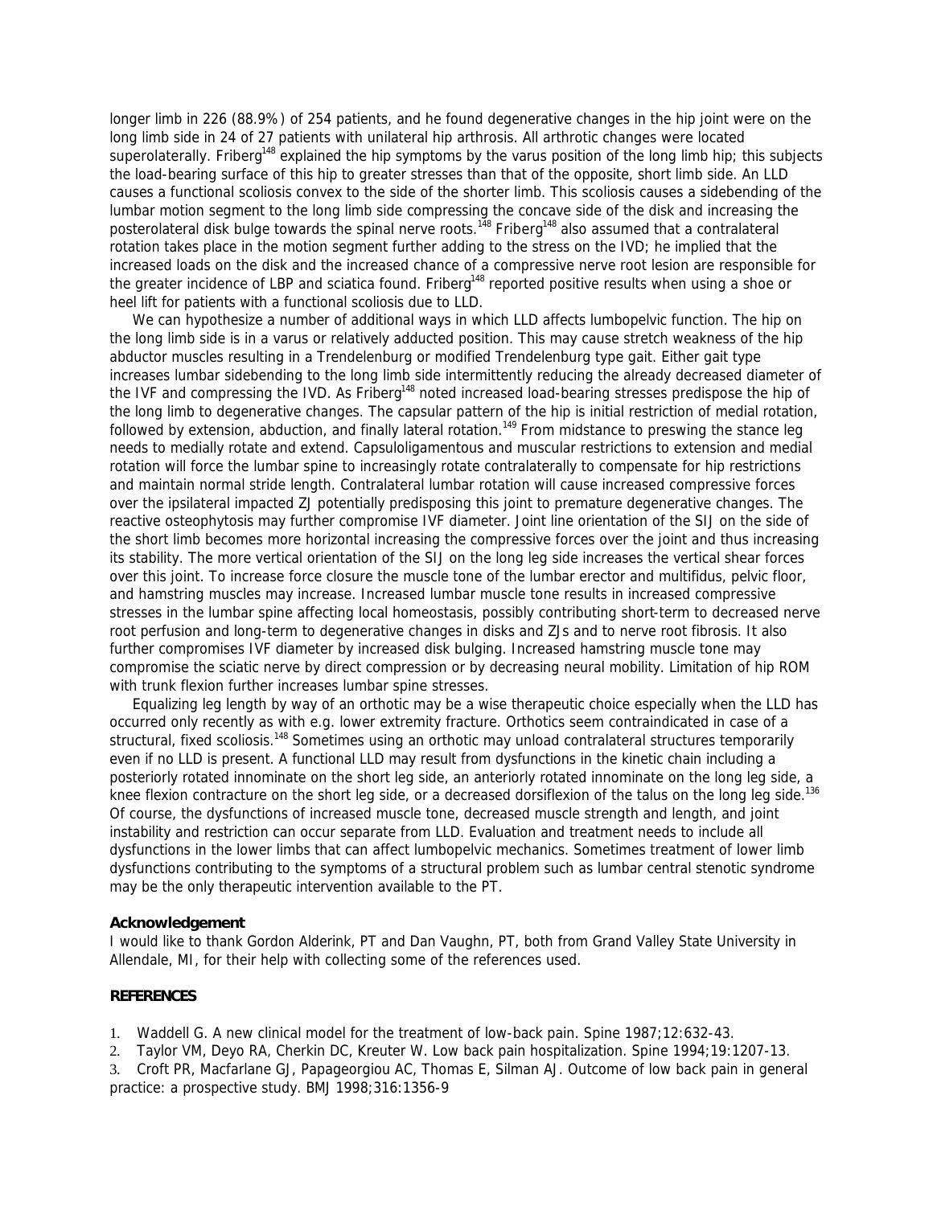longer limb in 226 (88.9%) of 254 patients, and he found degenerative changes in the hip joint were on the long limb side in 24 of 27 patients with unilateral hip arthrosis. All arthrotic changes were located superolaterally. Friberg[148] explained the hip symptoms by the varus position of the long limb hip; this subjects the load-bearing surface of this hip to greater stresses than that of the opposite, short limb side. An LLD causes a functional scoliosis convex to the side of the shorter limb. This scoliosis causes a sidebending of the lumbar motion segment to the long limb side compressing the concave side of the disk and increasing the posterolateral disk bulge towards the spinal nerve roots.[148] Friberg[148] also assumed that a contralateral rotation takes place in the motion segment further adding to the stress on the IVD; he implied that the increased loads on the disk and the increased chance of a compressive nerve root lesion are responsible for the greater incidence of LBP and sciatica found. Friberg[148] reported positive results when using a shoe or heel lift for patients with a functional scoliosis due to LLD.

We can hypothesize a number of additional ways in which LLD affects lumbopelvic function. The hip on the long limb side is in a varus or relatively adducted position. This may cause stretch weakness of the hip abductor muscles resulting in a Trendelenburg or modified Trendelenburg type gait. Either gait type increases lumbar sidebending to the long limb side intermittently reducing the already decreased diameter of the IVF and compressing the IVD. As Friberg[148] noted increased load-bearing stresses predispose the hip of the long limb to degenerative changes. The capsular pattern of the hip is initial restriction of medial rotation, followed by extension, abduction, and finally lateral rotation.[149] From midstance to preswing the stance leg needs to medially rotate and extend. Capsuloligamentous and muscular restrictions to extension and medial rotation will force the lumbar spine to increasingly rotate contralaterally to compensate for hip restrictions and maintain normal stride length. Contralateral lumbar rotation will cause increased compressive forces over the ipsilateral impacted ZJ potentially predisposing this joint to premature degenerative changes. The reactive osteophytosis may further compromise IVF diameter. Joint line orientation of the SIJ on the side of the short limb becomes more horizontal increasing the compressive forces over the joint and thus increasing its stability. The more vertical orientation of the SIJ on the long leg side increases the vertical shear forces over this joint. To increase force closure the muscle tone of the lumbar erector and multifidus, pelvic floor, and hamstring muscles may increase. Increased lumbar muscle tone results in increased compressive stresses in the lumbar spine affecting local homeostasis, possibly contributing short-term to decreased nerve root perfusion and long-term to degenerative changes in disks and ZJs and to nerve root fibrosis. It also further compromises IVF diameter by increased disk bulging. Increased hamstring muscle tone may compromise the sciatic nerve by direct compression or by decreasing neural mobility. Limitation of hip ROM with trunk flexion further increases lumbar spine stresses.

Equalizing leg length by way of an orthotic may be a wise therapeutic choice especially when the LLD has occurred only recently as with e.g. lower extremity fracture. Orthotics seem contraindicated in case of a structural, fixed scoliosis.[148] Sometimes using an orthotic may unload contralateral structures temporarily even if no LLD is present. A functional LLD may result from dysfunctions in the kinetic chain including a posteriorly rotated innominate on the short leg side, an anteriorly rotated innominate on the long leg side, a knee flexion contracture on the short leg side, or a decreased dorsiflexion of the talus on the long leg side.[136] Of course, the dysfunctions of increased muscle tone, decreased muscle strength and length, and joint instability and restriction can occur separate from LLD. Evaluation and treatment needs to include all dysfunctions in the lower limbs that can affect lumbopelvic mechanics. Sometimes treatment of lower limb dysfunctions contributing to the symptoms of a structural problem such as lumbar central stenotic syndrome may be the only therapeutic intervention available to the PT.

**Acknowledgement**

I would like to thank Gordon Alderink, PT and Dan Vaughn, PT, both from Grand Valley State University in Allendale, MI, for their help with collecting some of the references used.

**REFERENCES**

1. Waddell G. A new clinical model for the treatment of low-back pain. Spine 1987;12:632-43.
2. Taylor VM, Deyo RA, Cherkin DC, Kreuter W. Low back pain hospitalization. Spine 1994;19:1207-13.
3. Croft PR, Macfarlane GJ, Papageorgiou AC, Thomas E, Silman AJ. Outcome of low back pain in general practice: a prospective study. BMJ 1998;316:1356-9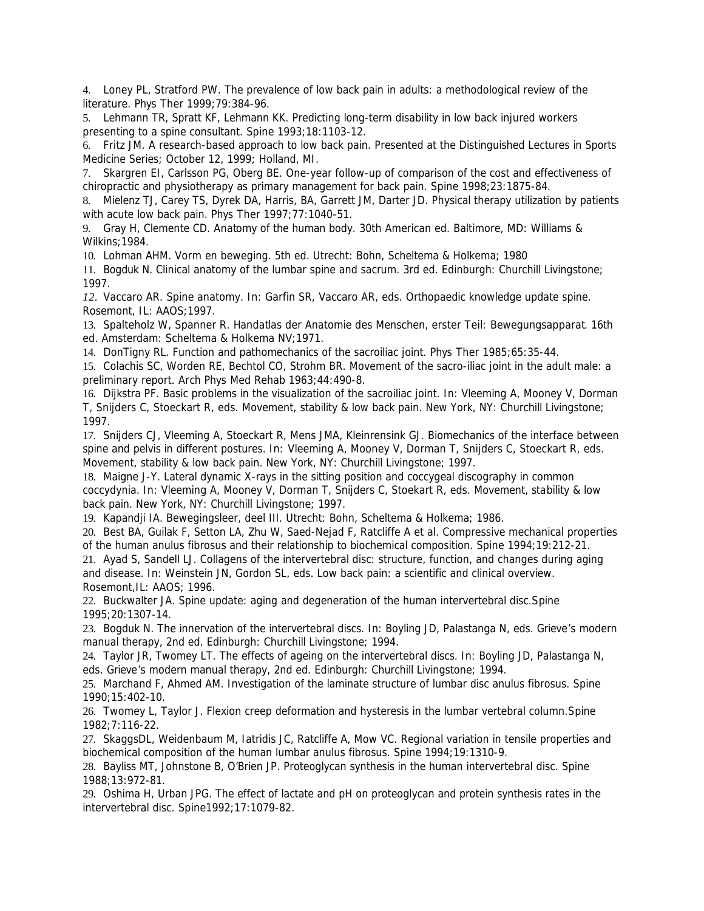4. Loney PL, Stratford PW. The prevalence of low back pain in adults: a methodological review of the literature. Phys Ther 1999;79:384-96.
5. Lehmann TR, Spratt KF, Lehmann KK. Predicting long-term disability in low back injured workers presenting to a spine consultant. Spine 1993;18:1103-12.
6. Fritz JM. A research-based approach to low back pain. Presented at the Distinguished Lectures in Sports Medicine Series; October 12, 1999; Holland, MI.
7. Skargren EI, Carlsson PG, Oberg BE. One-year follow-up of comparison of the cost and effectiveness of chiropractic and physiotherapy as primary management for back pain. Spine 1998;23:1875-84.
8. Mielenz TJ, Carey TS, Dyrek DA, Harris, BA, Garrett JM, Darter JD. Physical therapy utilization by patients with acute low back pain. Phys Ther 1997;77:1040-51.
9. Gray H, Clemente CD. Anatomy of the human body. 30th American ed. Baltimore, MD: Williams & Wilkins;1984.
10. Lohman AHM. Vorm en beweging. 5th ed. Utrecht: Bohn, Scheltema & Holkema; 1980
11. Bogduk N. Clinical anatomy of the lumbar spine and sacrum. 3rd ed. Edinburgh: Churchill Livingstone; 1997.
12. Vaccaro AR. Spine anatomy. In: Garfin SR, Vaccaro AR, eds. Orthopaedic knowledge update spine. Rosemont, IL: AAOS;1997.
13. Spalteholz W, Spanner R. Handatlas der Anatomie des Menschen, erster Teil: Bewegungsapparat. 16th ed. Amsterdam: Scheltema & Holkema NV;1971.
14. DonTigny RL. Function and pathomechanics of the sacroiliac joint. Phys Ther 1985;65:35-44.
15. Colachis SC, Worden RE, Bechtol CO, Strohm BR. Movement of the sacro-iliac joint in the adult male: a preliminary report. Arch Phys Med Rehab 1963;44:490-8.
16. Dijkstra PF. Basic problems in the visualization of the sacroiliac joint. In: Vleeming A, Mooney V, Dorman T, Snijders C, Stoeckart R, eds. Movement, stability & low back pain. New York, NY: Churchill Livingstone; 1997.
17. Snijders CJ, Vleeming A, Stoeckart R, Mens JMA, Kleinrensink GJ. Biomechanics of the interface between spine and pelvis in different postures. In: Vleeming A, Mooney V, Dorman T, Snijders C, Stoeckart R, eds. Movement, stability & low back pain. New York, NY: Churchill Livingstone; 1997.
18. Maigne J-Y. Lateral dynamic X-rays in the sitting position and coccygeal discography in common coccydynia. In: Vleeming A, Mooney V, Dorman T, Snijders C, Stoekart R, eds. Movement, stability & low back pain. New York, NY: Churchill Livingstone; 1997.
19. Kapandji IA. Bewegingsleer, deel III. Utrecht: Bohn, Scheltema & Holkema; 1986.
20. Best BA, Guilak F, Setton LA, Zhu W, Saed-Nejad F, Ratcliffe A et al. Compressive mechanical properties of the human anulus fibrosus and their relationship to biochemical composition. Spine 1994;19:212-21.
21. Ayad S, Sandell LJ. Collagens of the intervertebral disc: structure, function, and changes during aging and disease. In: Weinstein JN, Gordon SL, eds. Low back pain: a scientific and clinical overview. Rosemont,IL: AAOS; 1996.
22. Buckwalter JA. Spine update: aging and degeneration of the human intervertebral disc.Spine 1995;20:1307-14.
23. Bogduk N. The innervation of the intervertebral discs. In: Boyling JD, Palastanga N, eds. Grieve's modern manual therapy, 2nd ed. Edinburgh: Churchill Livingstone; 1994.
24. Taylor JR, Twomey LT. The effects of ageing on the intervertebral discs. In: Boyling JD, Palastanga N, eds. Grieve's modern manual therapy, 2nd ed. Edinburgh: Churchill Livingstone; 1994.
25. Marchand F, Ahmed AM. Investigation of the laminate structure of lumbar disc anulus fibrosus. Spine 1990;15:402-10.
26. Twomey L, Taylor J. Flexion creep deformation and hysteresis in the lumbar vertebral column.Spine 1982;7:116-22.
27. SkaggsDL, Weidenbaum M, Iatridis JC, Ratcliffe A, Mow VC. Regional variation in tensile properties and biochemical composition of the human lumbar anulus fibrosus. Spine 1994;19:1310-9.
28. Bayliss MT, Johnstone B, O'Brien JP. Proteoglycan synthesis in the human intervertebral disc. Spine 1988;13:972-81.
29. Oshima H, Urban JPG. The effect of lactate and pH on proteoglycan and protein synthesis rates in the intervertebral disc. Spine1992;17:1079-82.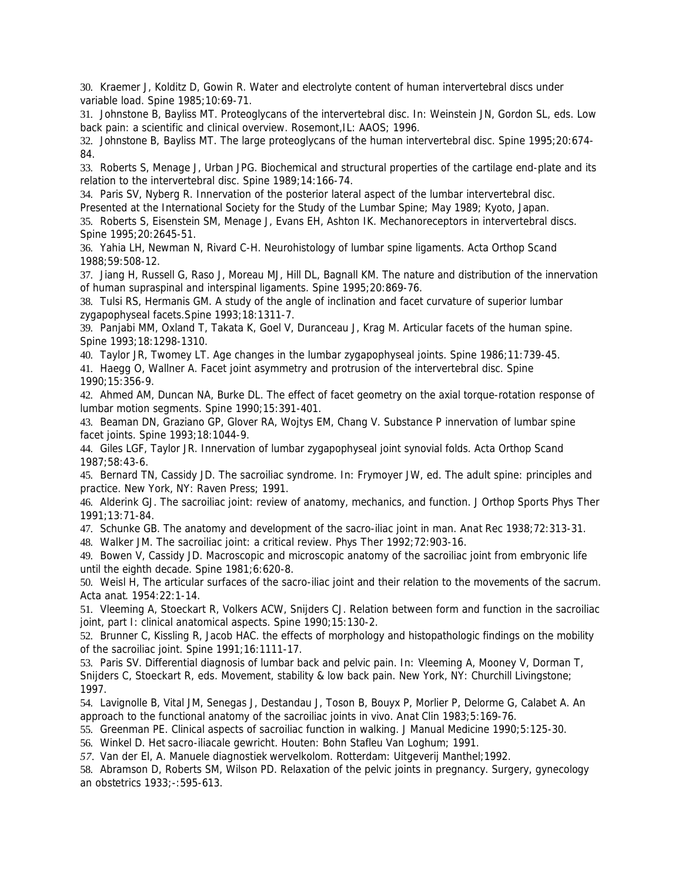30. Kraemer J, Kolditz D, Gowin R. Water and electrolyte content of human intervertebral discs under variable load. Spine 1985;10:69-71.

31. Johnstone B, Bayliss MT. Proteoglycans of the intervertebral disc. In: Weinstein JN, Gordon SL, eds. Low back pain: a scientific and clinical overview. Rosemont,IL: AAOS; 1996.

32. Johnstone B, Bayliss MT. The large proteoglycans of the human intervertebral disc. Spine 1995;20:674-84.

33. Roberts S, Menage J, Urban JPG. Biochemical and structural properties of the cartilage end-plate and its relation to the intervertebral disc. Spine 1989;14:166-74.

34. Paris SV, Nyberg R. Innervation of the posterior lateral aspect of the lumbar intervertebral disc. Presented at the International Society for the Study of the Lumbar Spine; May 1989; Kyoto, Japan.

35. Roberts S, Eisenstein SM, Menage J, Evans EH, Ashton IK. Mechanoreceptors in intervertebral discs. Spine 1995;20:2645-51.

36. Yahia LH, Newman N, Rivard C-H. Neurohistology of lumbar spine ligaments. Acta Orthop Scand 1988;59:508-12.

37. Jiang H, Russell G, Raso J, Moreau MJ, Hill DL, Bagnall KM. The nature and distribution of the innervation of human supraspinal and interspinal ligaments. Spine 1995;20:869-76.

38. Tulsi RS, Hermanis GM. A study of the angle of inclination and facet curvature of superior lumbar zygapophyseal facets.Spine 1993;18:1311-7.

39. Panjabi MM, Oxland T, Takata K, Goel V, Duranceau J, Krag M. Articular facets of the human spine. Spine 1993;18:1298-1310.

40. Taylor JR, Twomey LT. Age changes in the lumbar zygapophyseal joints. Spine 1986;11:739-45.

41. Haegg O, Wallner A. Facet joint asymmetry and protrusion of the intervertebral disc. Spine 1990;15:356-9.

42. Ahmed AM, Duncan NA, Burke DL. The effect of facet geometry on the axial torque-rotation response of lumbar motion segments. Spine 1990;15:391-401.

43. Beaman DN, Graziano GP, Glover RA, Wojtys EM, Chang V. Substance P innervation of lumbar spine facet joints. Spine 1993;18:1044-9.

44. Giles LGF, Taylor JR. Innervation of lumbar zygapophyseal joint synovial folds. Acta Orthop Scand 1987;58:43-6.

45. Bernard TN, Cassidy JD. The sacroiliac syndrome. In: Frymoyer JW, ed. The adult spine: principles and practice. New York, NY: Raven Press; 1991.

46. Alderink GJ. The sacroiliac joint: review of anatomy, mechanics, and function. J Orthop Sports Phys Ther 1991;13:71-84.

47. Schunke GB. The anatomy and development of the sacro-iliac joint in man. Anat Rec 1938;72:313-31.

48. Walker JM. The sacroiliac joint: a critical review. Phys Ther 1992;72:903-16.

49. Bowen V, Cassidy JD. Macroscopic and microscopic anatomy of the sacroiliac joint from embryonic life until the eighth decade. Spine 1981;6:620-8.

50. Weisl H, The articular surfaces of the sacro-iliac joint and their relation to the movements of the sacrum. Acta anat. 1954:22:1-14.

51. Vleeming A, Stoeckart R, Volkers ACW, Snijders CJ. Relation between form and function in the sacroiliac joint, part I: clinical anatomical aspects. Spine 1990;15:130-2.

52. Brunner C, Kissling R, Jacob HAC. the effects of morphology and histopathologic findings on the mobility of the sacroiliac joint. Spine 1991;16:1111-17.

53. Paris SV. Differential diagnosis of lumbar back and pelvic pain. In: Vleeming A, Mooney V, Dorman T, Snijders C, Stoeckart R, eds. Movement, stability & low back pain. New York, NY: Churchill Livingstone; 1997.

54. Lavignolle B, Vital JM, Senegas J, Destandau J, Toson B, Bouyx P, Morlier P, Delorme G, Calabet A. An approach to the functional anatomy of the sacroiliac joints in vivo. Anat Clin 1983;5:169-76.

55. Greenman PE. Clinical aspects of sacroiliac function in walking. J Manual Medicine 1990;5:125-30.

56. Winkel D. Het sacro-iliacale gewricht. Houten: Bohn Stafleu Van Loghum; 1991.

57. Van der El, A. Manuele diagnostiek wervelkolom. Rotterdam: Uitgeverij Manthel;1992.

58. Abramson D, Roberts SM, Wilson PD. Relaxation of the pelvic joints in pregnancy. Surgery, gynecology an obstetrics 1933;-:595-613.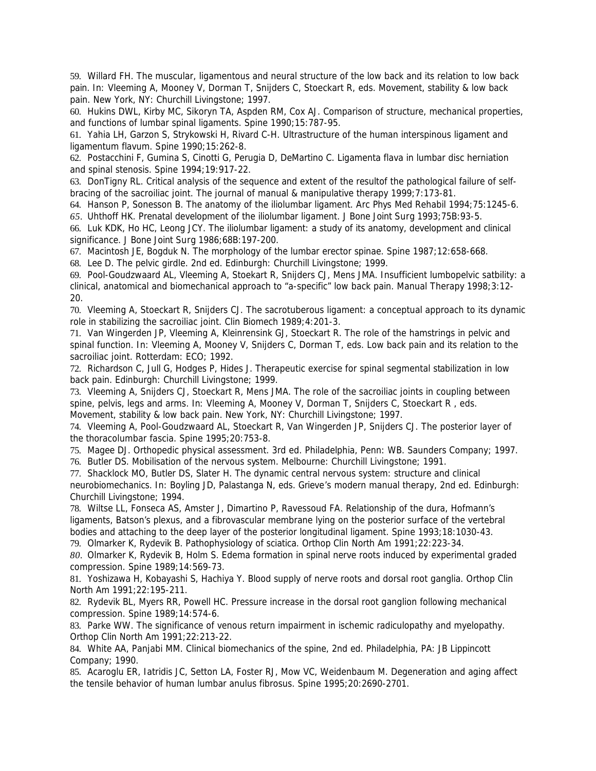59. Willard FH. The muscular, ligamentous and neural structure of the low back and its relation to low back pain. In: Vleeming A, Mooney V, Dorman T, Snijders C, Stoeckart R, eds. Movement, stability & low back pain. New York, NY: Churchill Livingstone; 1997.

60. Hukins DWL, Kirby MC, Sikoryn TA, Aspden RM, Cox AJ. Comparison of structure, mechanical properties, and functions of lumbar spinal ligaments. Spine 1990;15:787-95.

61. Yahia LH, Garzon S, Strykowski H, Rivard C-H. Ultrastructure of the human interspinous ligament and ligamentum flavum. Spine 1990;15:262-8.

62. Postacchini F, Gumina S, Cinotti G, Perugia D, DeMartino C. Ligamenta flava in lumbar disc herniation and spinal stenosis. Spine 1994;19:917-22.

63. DonTigny RL. Critical analysis of the sequence and extent of the resultof the pathological failure of self-bracing of the sacroiliac joint. The journal of manual & manipulative therapy 1999;7:173-81.

64. Hanson P, Sonesson B. The anatomy of the iliolumbar ligament. Arc Phys Med Rehabil 1994;75:1245-6.

65. Uhthoff HK. Prenatal development of the iliolumbar ligament. J Bone Joint Surg 1993;75B:93-5.

66. Luk KDK, Ho HC, Leong JCY. The iliolumbar ligament: a study of its anatomy, development and clinical significance. J Bone Joint Surg 1986;68B:197-200.

67. Macintosh JE, Bogduk N. The morphology of the lumbar erector spinae. Spine 1987;12:658-668.

68. Lee D. The pelvic girdle. 2nd ed. Edinburgh: Churchill Livingstone; 1999.

69. Pool-Goudzwaard AL, Vleeming A, Stoekart R, Snijders CJ, Mens JMA. Insufficient lumbopelvic satbility: a clinical, anatomical and biomechanical approach to "a-specific" low back pain. Manual Therapy 1998;3:12-20.

70. Vleeming A, Stoeckart R, Snijders CJ. The sacrotuberous ligament: a conceptual approach to its dynamic role in stabilizing the sacroiliac joint. Clin Biomech 1989;4:201-3.

71. Van Wingerden JP, Vleeming A, Kleinrensink GJ, Stoeckart R. The role of the hamstrings in pelvic and spinal function. In: Vleeming A, Mooney V, Snijders C, Dorman T, eds. Low back pain and its relation to the sacroiliac joint. Rotterdam: ECO; 1992.

72. Richardson C, Jull G, Hodges P, Hides J. Therapeutic exercise for spinal segmental stabilization in low back pain. Edinburgh: Churchill Livingstone; 1999.

73. Vleeming A, Snijders CJ, Stoeckart R, Mens JMA. The role of the sacroiliac joints in coupling between spine, pelvis, legs and arms. In: Vleeming A, Mooney V, Dorman T, Snijders C, Stoeckart R , eds. Movement, stability & low back pain. New York, NY: Churchill Livingstone; 1997.

74. Vleeming A, Pool-Goudzwaard AL, Stoeckart R, Van Wingerden JP, Snijders CJ. The posterior layer of the thoracolumbar fascia. Spine 1995;20:753-8.

75. Magee DJ. Orthopedic physical assessment. 3rd ed. Philadelphia, Penn: WB. Saunders Company; 1997.

76. Butler DS. Mobilisation of the nervous system. Melbourne: Churchill Livingstone; 1991.

77. Shacklock MO, Butler DS, Slater H. The dynamic central nervous system: structure and clinical neurobiomechanics. In: Boyling JD, Palastanga N, eds. Grieve's modern manual therapy, 2nd ed. Edinburgh: Churchill Livingstone; 1994.

78. Wiltse LL, Fonseca AS, Amster J, Dimartino P, Ravessoud FA. Relationship of the dura, Hofmann's ligaments, Batson's plexus, and a fibrovascular membrane lying on the posterior surface of the vertebral bodies and attaching to the deep layer of the posterior longitudinal ligament. Spine 1993;18:1030-43.

79. Olmarker K, Rydevik B. Pathophysiology of sciatica. Orthop Clin North Am 1991;22:223-34.

80. Olmarker K, Rydevik B, Holm S. Edema formation in spinal nerve roots induced by experimental graded compression. Spine 1989;14:569-73.

81. Yoshizawa H, Kobayashi S, Hachiya Y. Blood supply of nerve roots and dorsal root ganglia. Orthop Clin North Am 1991;22:195-211.

82. Rydevik BL, Myers RR, Powell HC. Pressure increase in the dorsal root ganglion following mechanical compression. Spine 1989;14:574-6.

83. Parke WW. The significance of venous return impairment in ischemic radiculopathy and myelopathy. Orthop Clin North Am 1991;22:213-22.

84. White AA, Panjabi MM. Clinical biomechanics of the spine, 2nd ed. Philadelphia, PA: JB Lippincott Company; 1990.

85. Acaroglu ER, Iatridis JC, Setton LA, Foster RJ, Mow VC, Weidenbaum M. Degeneration and aging affect the tensile behavior of human lumbar anulus fibrosus. Spine 1995;20:2690-2701.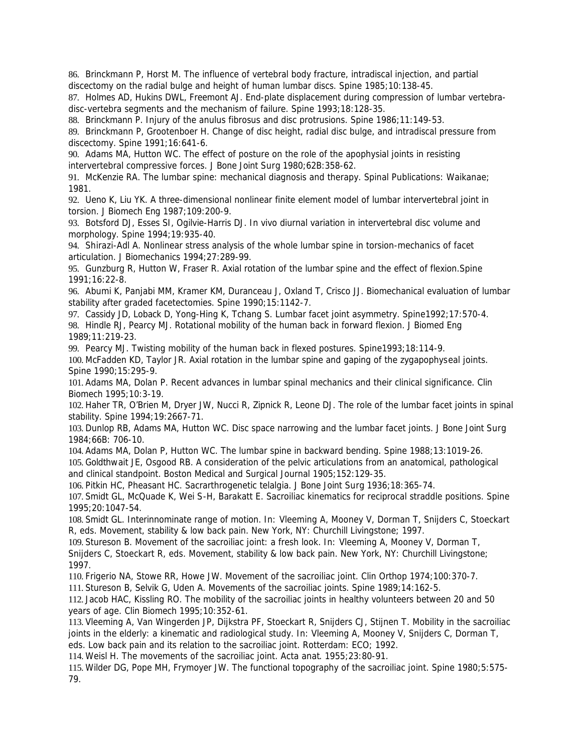86. Brinckmann P, Horst M. The influence of vertebral body fracture, intradiscal injection, and partial discectomy on the radial bulge and height of human lumbar discs. Spine 1985;10:138-45.
87. Holmes AD, Hukins DWL, Freemont AJ. End-plate displacement during compression of lumbar vertebra-disc-vertebra segments and the mechanism of failure. Spine 1993;18:128-35.
88. Brinckmann P. Injury of the anulus fibrosus and disc protrusions. Spine 1986;11:149-53.
89. Brinckmann P, Grootenboer H. Change of disc height, radial disc bulge, and intradiscal pressure from discectomy. Spine 1991;16:641-6.
90. Adams MA, Hutton WC. The effect of posture on the role of the apophysial joints in resisting intervertebral compressive forces. J Bone Joint Surg 1980;62B:358-62.
91. McKenzie RA. The lumbar spine: mechanical diagnosis and therapy. Spinal Publications: Waikanae; 1981.
92. Ueno K, Liu YK. A three-dimensional nonlinear finite element model of lumbar intervertebral joint in torsion. J Biomech Eng 1987;109:200-9.
93. Botsford DJ, Esses SI, Ogilvie-Harris DJ. In vivo diurnal variation in intervertebral disc volume and morphology. Spine 1994;19:935-40.
94. Shirazi-Adl A. Nonlinear stress analysis of the whole lumbar spine in torsion-mechanics of facet articulation. J Biomechanics 1994;27:289-99.
95. Gunzburg R, Hutton W, Fraser R. Axial rotation of the lumbar spine and the effect of flexion.Spine 1991;16:22-8.
96. Abumi K, Panjabi MM, Kramer KM, Duranceau J, Oxland T, Crisco JJ. Biomechanical evaluation of lumbar stability after graded facetectomies. Spine 1990;15:1142-7.
97. Cassidy JD, Loback D, Yong-Hing K, Tchang S. Lumbar facet joint asymmetry. Spine1992;17:570-4.
98. Hindle RJ, Pearcy MJ. Rotational mobility of the human back in forward flexion. J Biomed Eng 1989;11:219-23.
99. Pearcy MJ. Twisting mobility of the human back in flexed postures. Spine1993;18:114-9.
100. McFadden KD, Taylor JR. Axial rotation in the lumbar spine and gaping of the zygapophyseal joints. Spine 1990;15:295-9.
101. Adams MA, Dolan P. Recent advances in lumbar spinal mechanics and their clinical significance. Clin Biomech 1995;10:3-19.
102. Haher TR, O'Brien M, Dryer JW, Nucci R, Zipnick R, Leone DJ. The role of the lumbar facet joints in spinal stability. Spine 1994;19:2667-71.
103. Dunlop RB, Adams MA, Hutton WC. Disc space narrowing and the lumbar facet joints. J Bone Joint Surg 1984;66B: 706-10.
104. Adams MA, Dolan P, Hutton WC. The lumbar spine in backward bending. Spine 1988;13:1019-26.
105. Goldthwait JE, Osgood RB. A consideration of the pelvic articulations from an anatomical, pathological and clinical standpoint. Boston Medical and Surgical Journal 1905;152:129-35.
106. Pitkin HC, Pheasant HC. Sacrarthrogenetic telalgia. J Bone Joint Surg 1936;18:365-74.
107. Smidt GL, McQuade K, Wei S-H, Barakatt E. Sacroiliac kinematics for reciprocal straddle positions. Spine 1995;20:1047-54.
108. Smidt GL. Interinnominate range of motion. In: Vleeming A, Mooney V, Dorman T, Snijders C, Stoeckart R, eds. Movement, stability & low back pain. New York, NY: Churchill Livingstone; 1997.
109. Stureson B. Movement of the sacroiliac joint: a fresh look. In: Vleeming A, Mooney V, Dorman T, Snijders C, Stoeckart R, eds. Movement, stability & low back pain. New York, NY: Churchill Livingstone; 1997.
110. Frigerio NA, Stowe RR, Howe JW. Movement of the sacroiliac joint. Clin Orthop 1974;100:370-7.
111. Stureson B, Selvik G, Uden A. Movements of the sacroiliac joints. Spine 1989;14:162-5.
112. Jacob HAC, Kissling RO. The mobility of the sacroiliac joints in healthy volunteers between 20 and 50 years of age. Clin Biomech 1995;10:352-61.
113. Vleeming A, Van Wingerden JP, Dijkstra PF, Stoeckart R, Snijders CJ, Stijnen T. Mobility in the sacroiliac joints in the elderly: a kinematic and radiological study. In: Vleeming A, Mooney V, Snijders C, Dorman T, eds. Low back pain and its relation to the sacroiliac joint. Rotterdam: ECO; 1992.
114. Weisl H. The movements of the sacroiliac joint. Acta anat. 1955;23:80-91.
115. Wilder DG, Pope MH, Frymoyer JW. The functional topography of the sacroiliac joint. Spine 1980;5:575-79.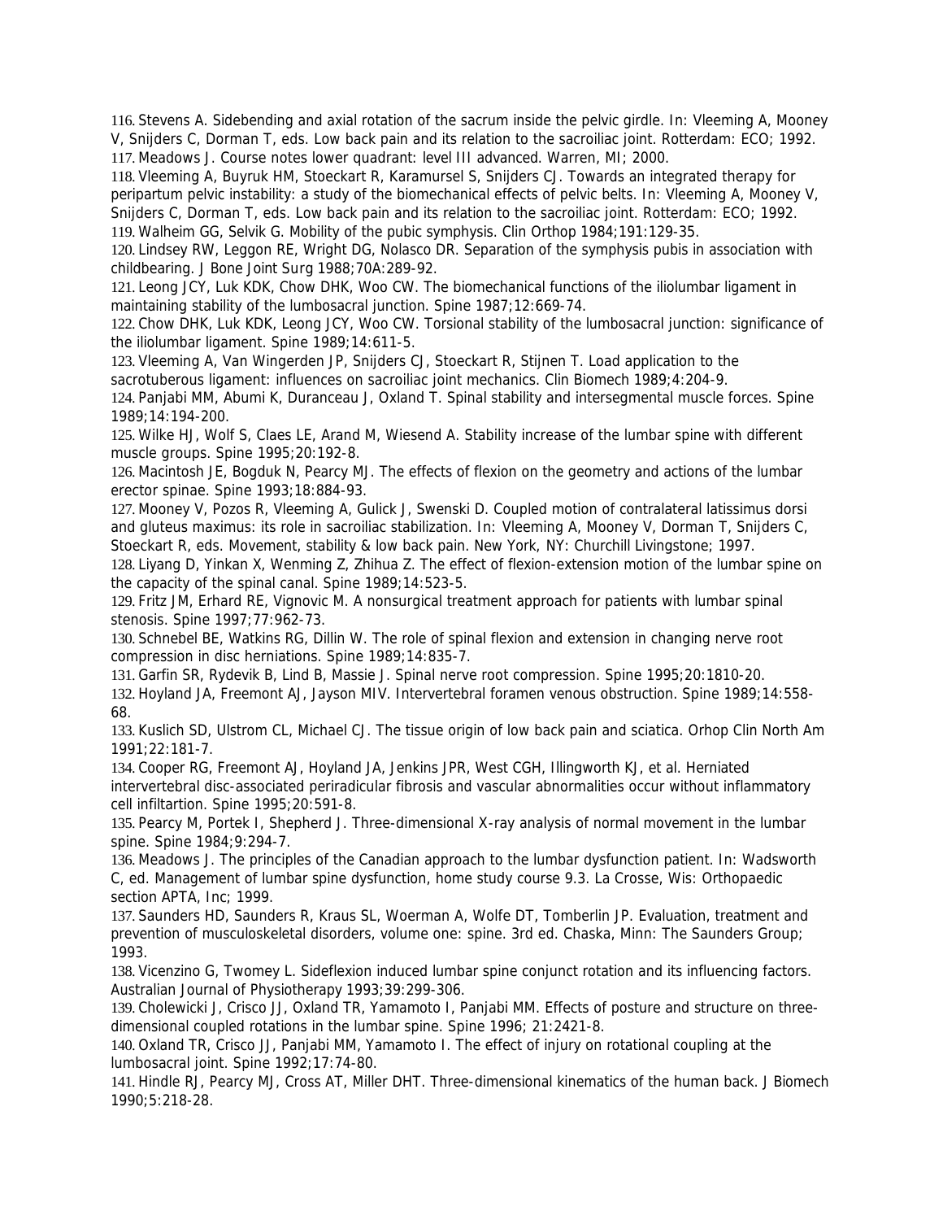116. Stevens A. Sidebending and axial rotation of the sacrum inside the pelvic girdle. In: Vleeming A, Mooney V, Snijders C, Dorman T, eds. Low back pain and its relation to the sacroiliac joint. Rotterdam: ECO; 1992.
117. Meadows J. Course notes lower quadrant: level III advanced. Warren, MI; 2000.
118. Vleeming A, Buyruk HM, Stoeckart R, Karamursel S, Snijders CJ. Towards an integrated therapy for peripartum pelvic instability: a study of the biomechanical effects of pelvic belts. In: Vleeming A, Mooney V, Snijders C, Dorman T, eds. Low back pain and its relation to the sacroiliac joint. Rotterdam: ECO; 1992.
119. Walheim GG, Selvik G. Mobility of the pubic symphysis. Clin Orthop 1984;191:129-35.
120. Lindsey RW, Leggon RE, Wright DG, Nolasco DR. Separation of the symphysis pubis in association with childbearing. J Bone Joint Surg 1988;70A:289-92.
121. Leong JCY, Luk KDK, Chow DHK, Woo CW. The biomechanical functions of the iliolumbar ligament in maintaining stability of the lumbosacral junction. Spine 1987;12:669-74.
122. Chow DHK, Luk KDK, Leong JCY, Woo CW. Torsional stability of the lumbosacral junction: significance of the iliolumbar ligament. Spine 1989;14:611-5.
123. Vleeming A, Van Wingerden JP, Snijders CJ, Stoeckart R, Stijnen T. Load application to the sacrotuberous ligament: influences on sacroiliac joint mechanics. Clin Biomech 1989;4:204-9.
124. Panjabi MM, Abumi K, Duranceau J, Oxland T. Spinal stability and intersegmental muscle forces. Spine 1989;14:194-200.
125. Wilke HJ, Wolf S, Claes LE, Arand M, Wiesend A. Stability increase of the lumbar spine with different muscle groups. Spine 1995;20:192-8.
126. Macintosh JE, Bogduk N, Pearcy MJ. The effects of flexion on the geometry and actions of the lumbar erector spinae. Spine 1993;18:884-93.
127. Mooney V, Pozos R, Vleeming A, Gulick J, Swenski D. Coupled motion of contralateral latissimus dorsi and gluteus maximus: its role in sacroiliac stabilization. In: Vleeming A, Mooney V, Dorman T, Snijders C, Stoeckart R, eds. Movement, stability & low back pain. New York, NY: Churchill Livingstone; 1997.
128. Liyang D, Yinkan X, Wenming Z, Zhihua Z. The effect of flexion-extension motion of the lumbar spine on the capacity of the spinal canal. Spine 1989;14:523-5.
129. Fritz JM, Erhard RE, Vignovic M. A nonsurgical treatment approach for patients with lumbar spinal stenosis. Spine 1997;77:962-73.
130. Schnebel BE, Watkins RG, Dillin W. The role of spinal flexion and extension in changing nerve root compression in disc herniations. Spine 1989;14:835-7.
131. Garfin SR, Rydevik B, Lind B, Massie J. Spinal nerve root compression. Spine 1995;20:1810-20.
132. Hoyland JA, Freemont AJ, Jayson MIV. Intervertebral foramen venous obstruction. Spine 1989;14:558-68.
133. Kuslich SD, Ulstrom CL, Michael CJ. The tissue origin of low back pain and sciatica. Orhop Clin North Am 1991;22:181-7.
134. Cooper RG, Freemont AJ, Hoyland JA, Jenkins JPR, West CGH, Illingworth KJ, et al. Herniated intervertebral disc-associated periradicular fibrosis and vascular abnormalities occur without inflammatory cell infiltartion. Spine 1995;20:591-8.
135. Pearcy M, Portek I, Shepherd J. Three-dimensional X-ray analysis of normal movement in the lumbar spine. Spine 1984;9:294-7.
136. Meadows J. The principles of the Canadian approach to the lumbar dysfunction patient. In: Wadsworth C, ed. Management of lumbar spine dysfunction, home study course 9.3. La Crosse, Wis: Orthopaedic section APTA, Inc; 1999.
137. Saunders HD, Saunders R, Kraus SL, Woerman A, Wolfe DT, Tomberlin JP. Evaluation, treatment and prevention of musculoskeletal disorders, volume one: spine. 3rd ed. Chaska, Minn: The Saunders Group; 1993.
138. Vicenzino G, Twomey L. Sideflexion induced lumbar spine conjunct rotation and its influencing factors. Australian Journal of Physiotherapy 1993;39:299-306.
139. Cholewicki J, Crisco JJ, Oxland TR, Yamamoto I, Panjabi MM. Effects of posture and structure on three-dimensional coupled rotations in the lumbar spine. Spine 1996; 21:2421-8.
140. Oxland TR, Crisco JJ, Panjabi MM, Yamamoto I. The effect of injury on rotational coupling at the lumbosacral joint. Spine 1992;17:74-80.
141. Hindle RJ, Pearcy MJ, Cross AT, Miller DHT. Three-dimensional kinematics of the human back. J Biomech 1990;5:218-28.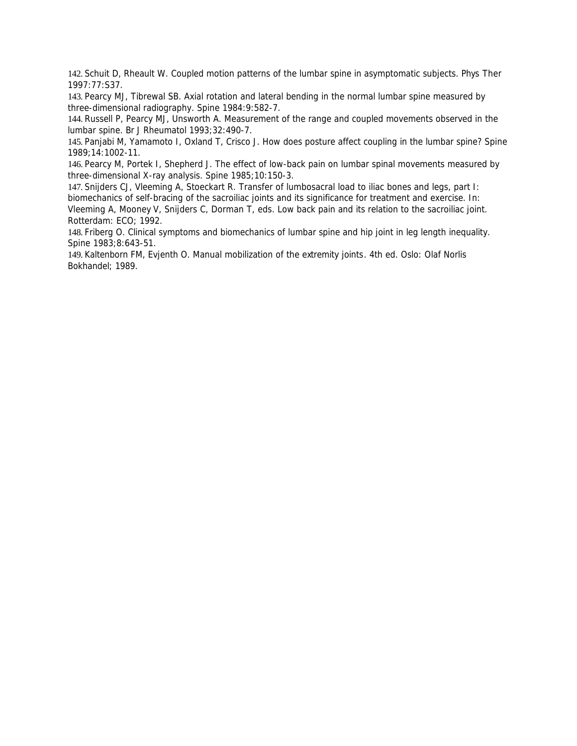142. Schuit D, Rheault W. Coupled motion patterns of the lumbar spine in asymptomatic subjects. Phys Ther 1997:77:S37.

143. Pearcy MJ, Tibrewal SB. Axial rotation and lateral bending in the normal lumbar spine measured by three-dimensional radiography. Spine 1984:9:582-7.

144. Russell P, Pearcy MJ, Unsworth A. Measurement of the range and coupled movements observed in the lumbar spine. Br J Rheumatol 1993;32:490-7.

145. Panjabi M, Yamamoto I, Oxland T, Crisco J. How does posture affect coupling in the lumbar spine? Spine 1989;14:1002-11.

146. Pearcy M, Portek I, Shepherd J. The effect of low-back pain on lumbar spinal movements measured by three-dimensional X-ray analysis. Spine 1985;10:150-3.

147. Snijders CJ, Vleeming A, Stoeckart R. Transfer of lumbosacral load to iliac bones and legs, part I: biomechanics of self-bracing of the sacroiliac joints and its significance for treatment and exercise. In: Vleeming A, Mooney V, Snijders C, Dorman T, eds. Low back pain and its relation to the sacroiliac joint. Rotterdam: ECO; 1992.

148. Friberg O. Clinical symptoms and biomechanics of lumbar spine and hip joint in leg length inequality. Spine 1983;8:643-51.

149. Kaltenborn FM, Evjenth O. Manual mobilization of the extremity joints. 4th ed. Oslo: Olaf Norlis Bokhandel; 1989.